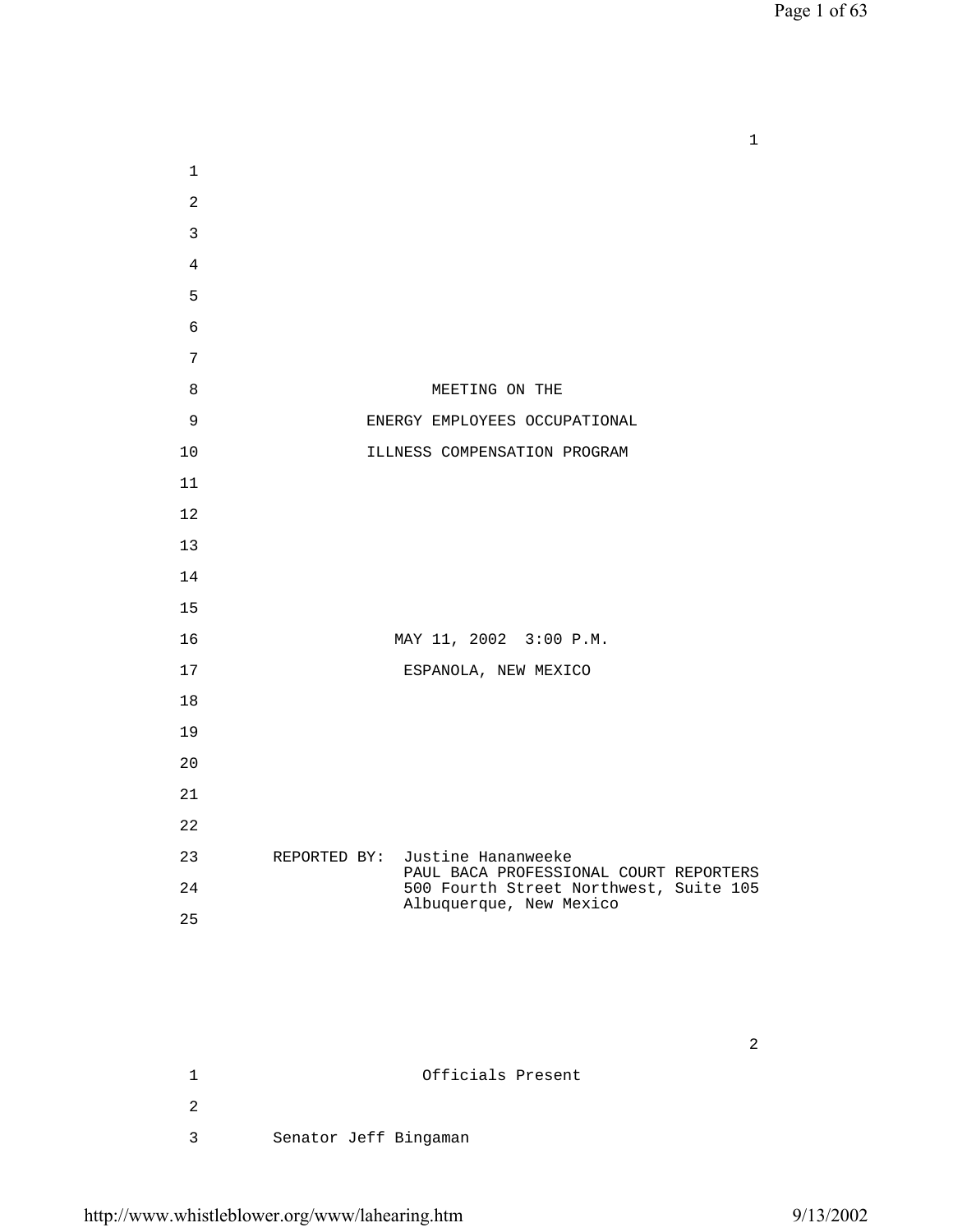MEETING ON THE

ENERGY EMPLOYEES OCCUPATIONAL

ILLNESS COMPENSATION PROGRAM

MAY 11, 2002 3:00 P.M.

ESPANOLA, NEW MEXICO

REPORTED BY: Justine Hananweeke
PAUL BACA PROFESSIONAL COURT REPORTERS
500 Fourth Street Northwest, Suite 105
Albuquerque, New Mexico

Officials Present

Senator Jeff Bingaman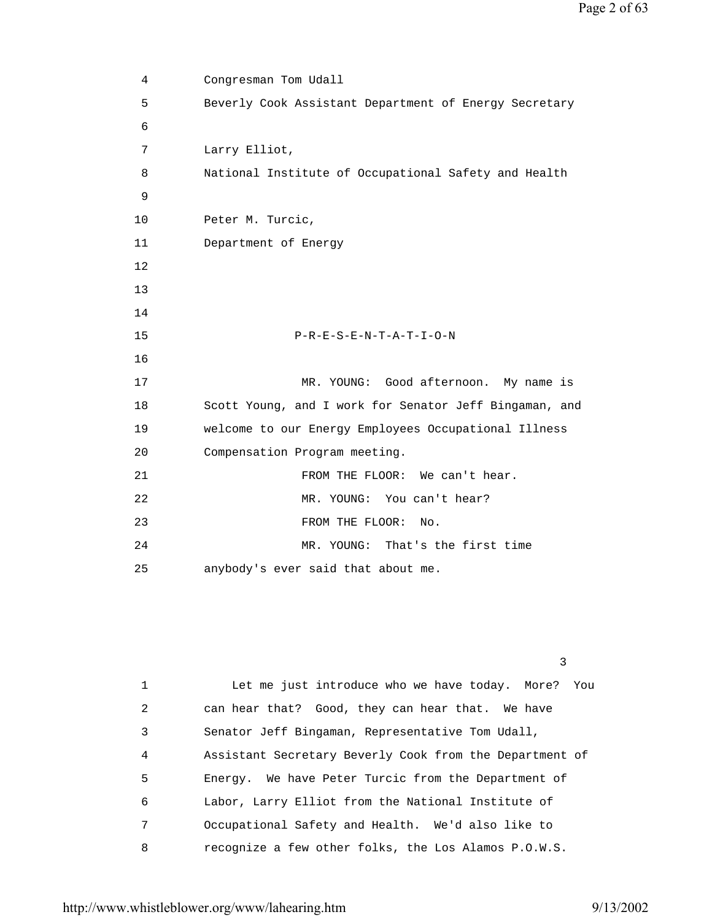4 Congresman Tom Udall
5 Beverly Cook Assistant Department of Energy Secretary
6
7 Larry Elliot,
8 National Institute of Occupational Safety and Health
9
10 Peter M. Turcic,
11 Department of Energy
12
13
14
15 P-R-E-S-E-N-T-A-T-I-O-N
16
17 MR. YOUNG: Good afternoon. My name is
18 Scott Young, and I work for Senator Jeff Bingaman, and
19 welcome to our Energy Employees Occupational Illness
20 Compensation Program meeting.
21 FROM THE FLOOR: We can't hear.
22 MR. YOUNG: You can't hear?
23 FROM THE FLOOR: No.
24 MR. YOUNG: That's the first time
25 anybody's ever said that about me.

3

1 Let me just introduce who we have today. More? You
2 can hear that? Good, they can hear that. We have
3 Senator Jeff Bingaman, Representative Tom Udall,
4 Assistant Secretary Beverly Cook from the Department of
5 Energy. We have Peter Turcic from the Department of
6 Labor, Larry Elliot from the National Institute of
7 Occupational Safety and Health. We'd also like to
8 recognize a few other folks, the Los Alamos P.O.W.S.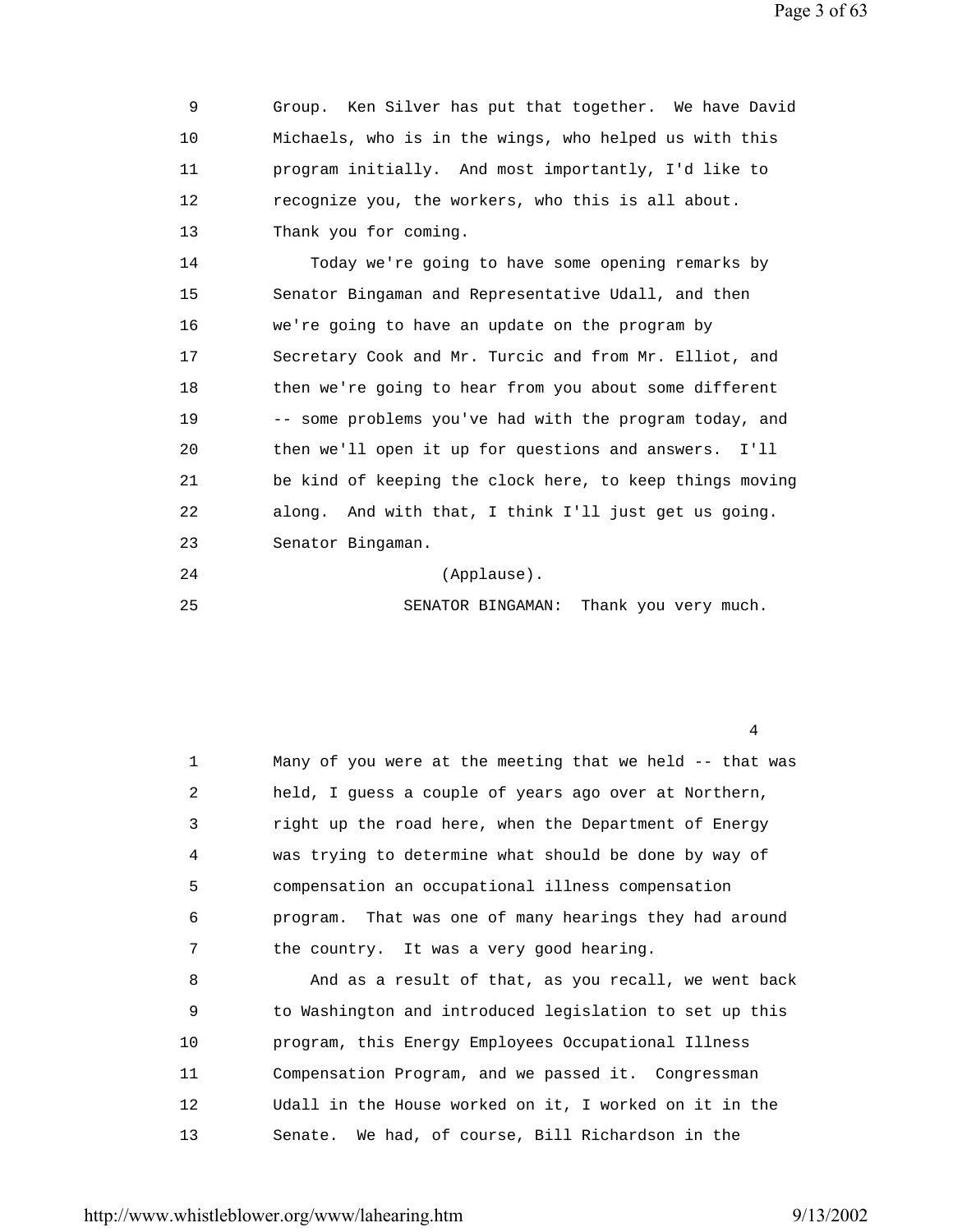9 Group. Ken Silver has put that together. We have David
10 Michaels, who is in the wings, who helped us with this
11 program initially. And most importantly, I'd like to
12 recognize you, the workers, who this is all about.
13 Thank you for coming.

14 Today we're going to have some opening remarks by
15 Senator Bingaman and Representative Udall, and then
16 we're going to have an update on the program by
17 Secretary Cook and Mr. Turcic and from Mr. Elliot, and
18 then we're going to hear from you about some different
19 -- some problems you've had with the program today, and
20 then we'll open it up for questions and answers. I'll
21 be kind of keeping the clock here, to keep things moving
22 along. And with that, I think I'll just get us going.
23 Senator Bingaman.

24 (Applause).

25 SENATOR BINGAMAN: Thank you very much.

4

1 Many of you were at the meeting that we held -- that was
2 held, I guess a couple of years ago over at Northern,
3 right up the road here, when the Department of Energy
4 was trying to determine what should be done by way of
5 compensation an occupational illness compensation
6 program. That was one of many hearings they had around
7 the country. It was a very good hearing.

8 And as a result of that, as you recall, we went back
9 to Washington and introduced legislation to set up this
10 program, this Energy Employees Occupational Illness
11 Compensation Program, and we passed it. Congressman
12 Udall in the House worked on it, I worked on it in the
13 Senate. We had, of course, Bill Richardson in the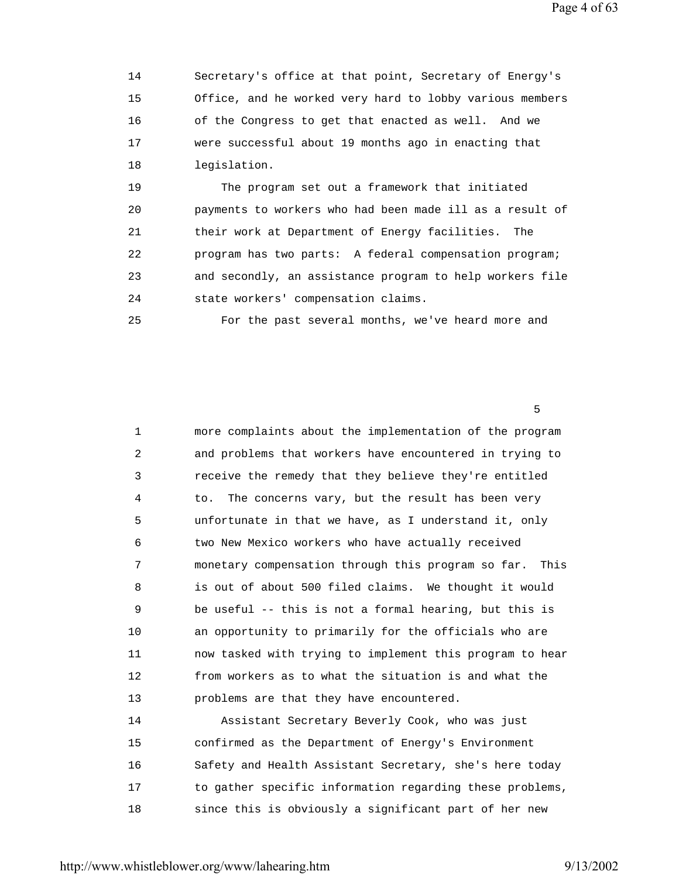14 Secretary's office at that point, Secretary of Energy's
15 Office, and he worked very hard to lobby various members
16 of the Congress to get that enacted as well. And we
17 were successful about 19 months ago in enacting that
18 legislation.

19 The program set out a framework that initiated
20 payments to workers who had been made ill as a result of
21 their work at Department of Energy facilities. The
22 program has two parts: A federal compensation program;
23 and secondly, an assistance program to help workers file
24 state workers' compensation claims.

25 For the past several months, we've heard more and

5

1 more complaints about the implementation of the program
2 and problems that workers have encountered in trying to
3 receive the remedy that they believe they're entitled
4 to. The concerns vary, but the result has been very
5 unfortunate in that we have, as I understand it, only
6 two New Mexico workers who have actually received
7 monetary compensation through this program so far. This
8 is out of about 500 filed claims. We thought it would
9 be useful -- this is not a formal hearing, but this is
10 an opportunity to primarily for the officials who are
11 now tasked with trying to implement this program to hear
12 from workers as to what the situation is and what the
13 problems are that they have encountered.

14 Assistant Secretary Beverly Cook, who was just
15 confirmed as the Department of Energy's Environment
16 Safety and Health Assistant Secretary, she's here today
17 to gather specific information regarding these problems,
18 since this is obviously a significant part of her new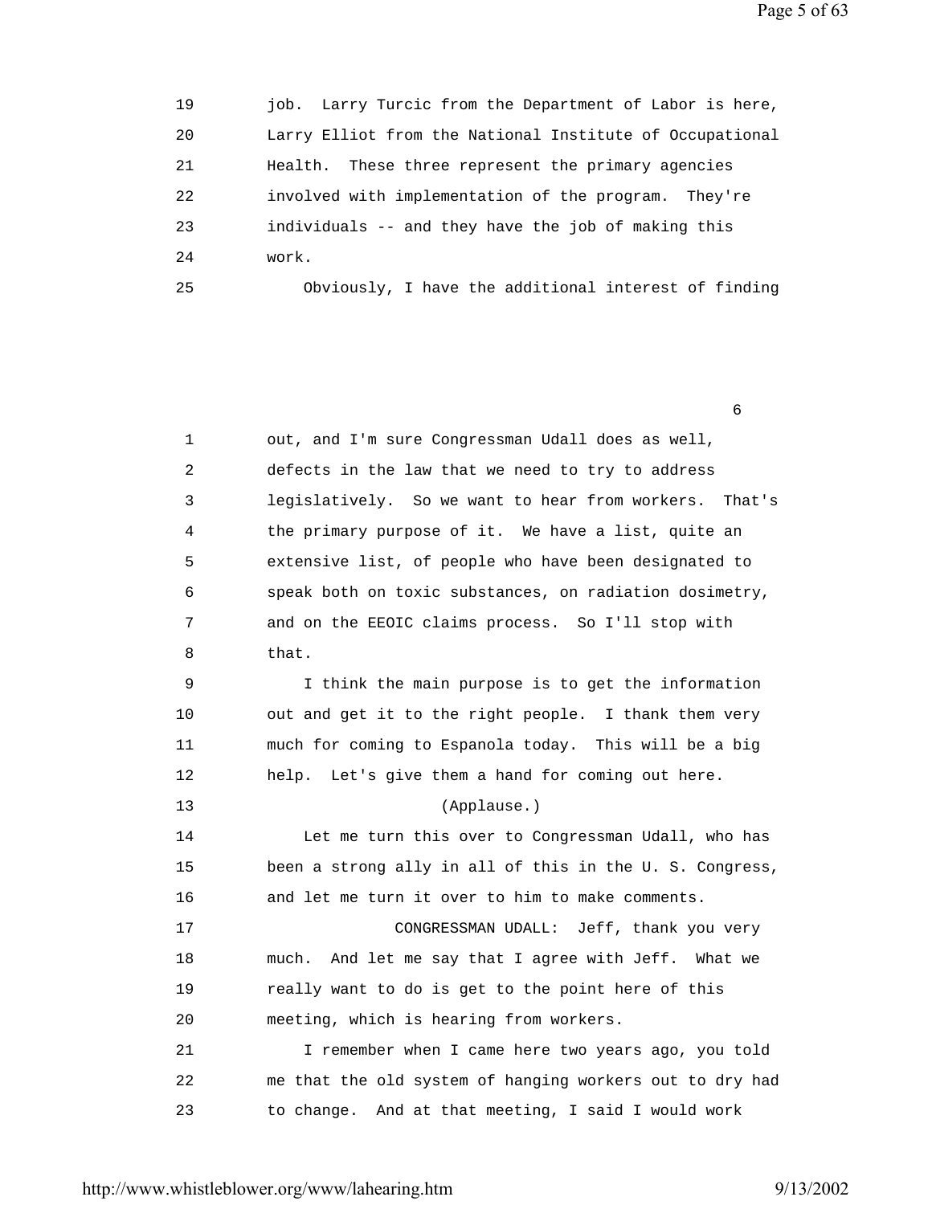job. Larry Turcic from the Department of Labor is here, Larry Elliot from the National Institute of Occupational Health. These three represent the primary agencies involved with implementation of the program. They're individuals -- and they have the job of making this work.

Obviously, I have the additional interest of finding out, and I'm sure Congressman Udall does as well, defects in the law that we need to try to address legislatively. So we want to hear from workers. That's the primary purpose of it. We have a list, quite an extensive list, of people who have been designated to speak both on toxic substances, on radiation dosimetry, and on the EEOIC claims process. So I'll stop with that.

I think the main purpose is to get the information out and get it to the right people. I thank them very much for coming to Espanola today. This will be a big help. Let's give them a hand for coming out here.

(Applause.)

Let me turn this over to Congressman Udall, who has been a strong ally in all of this in the U. S. Congress, and let me turn it over to him to make comments.

CONGRESSMAN UDALL: Jeff, thank you very much. And let me say that I agree with Jeff. What we really want to do is get to the point here of this meeting, which is hearing from workers.

I remember when I came here two years ago, you told me that the old system of hanging workers out to dry had to change. And at that meeting, I said I would work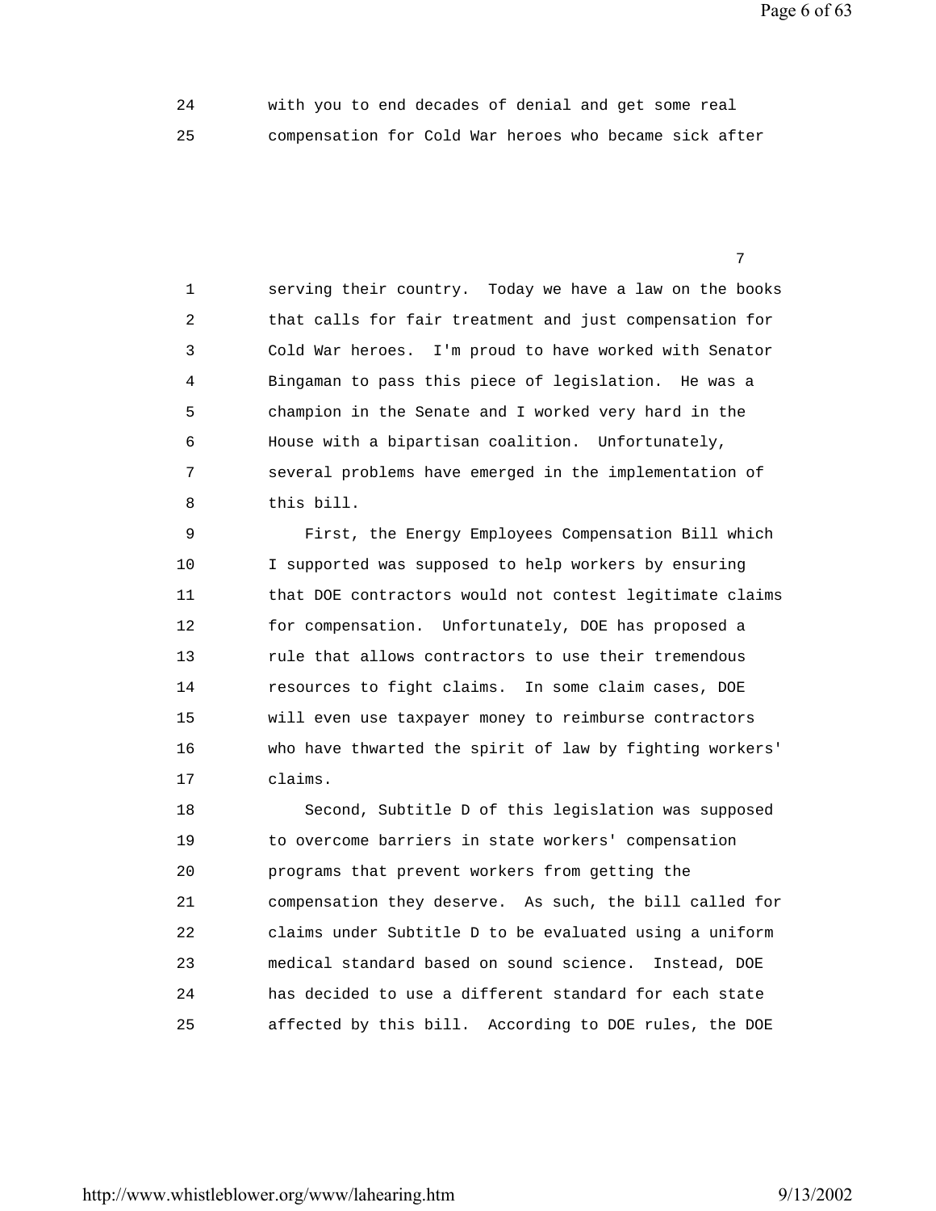with you to end decades of denial and get some real compensation for Cold War heroes who became sick after serving their country. Today we have a law on the books that calls for fair treatment and just compensation for Cold War heroes. I'm proud to have worked with Senator Bingaman to pass this piece of legislation. He was a champion in the Senate and I worked very hard in the House with a bipartisan coalition. Unfortunately, several problems have emerged in the implementation of this bill.

First, the Energy Employees Compensation Bill which I supported was supposed to help workers by ensuring that DOE contractors would not contest legitimate claims for compensation. Unfortunately, DOE has proposed a rule that allows contractors to use their tremendous resources to fight claims. In some claim cases, DOE will even use taxpayer money to reimburse contractors who have thwarted the spirit of law by fighting workers' claims.

Second, Subtitle D of this legislation was supposed to overcome barriers in state workers' compensation programs that prevent workers from getting the compensation they deserve. As such, the bill called for claims under Subtitle D to be evaluated using a uniform medical standard based on sound science. Instead, DOE has decided to use a different standard for each state affected by this bill. According to DOE rules, the DOE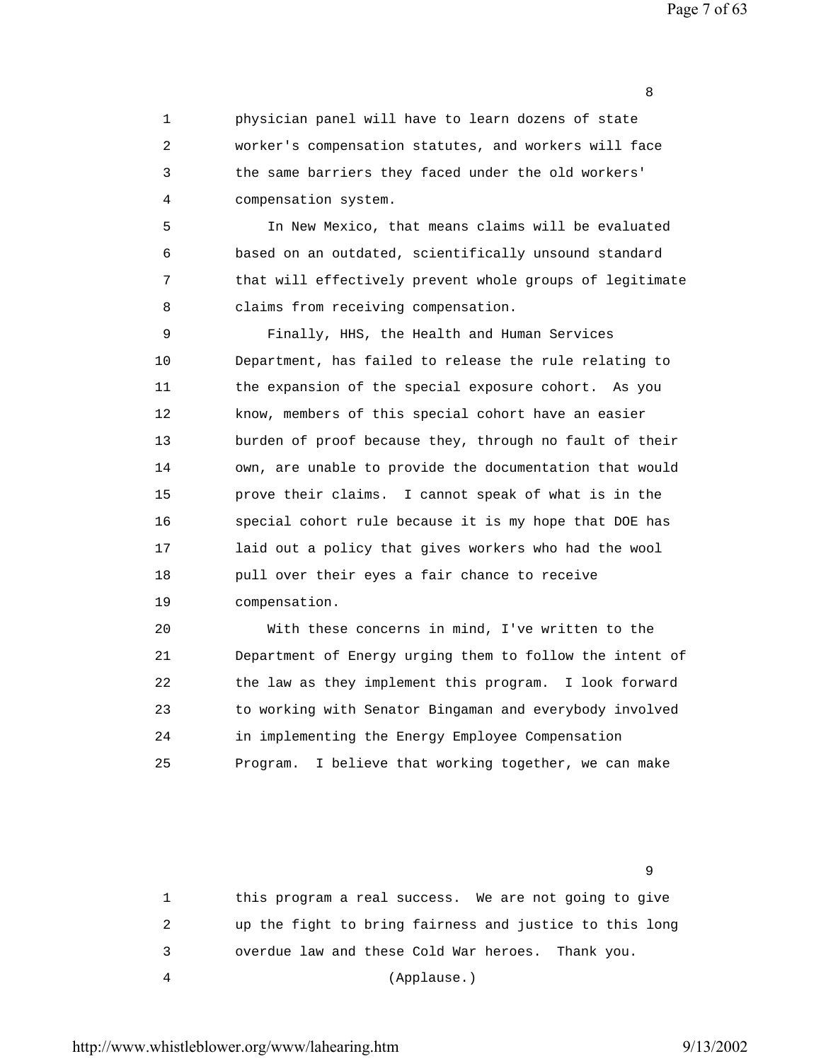physician panel will have to learn dozens of state worker's compensation statutes, and workers will face the same barriers they faced under the old workers' compensation system.

In New Mexico, that means claims will be evaluated based on an outdated, scientifically unsound standard that will effectively prevent whole groups of legitimate claims from receiving compensation.

Finally, HHS, the Health and Human Services Department, has failed to release the rule relating to the expansion of the special exposure cohort. As you know, members of this special cohort have an easier burden of proof because they, through no fault of their own, are unable to provide the documentation that would prove their claims. I cannot speak of what is in the special cohort rule because it is my hope that DOE has laid out a policy that gives workers who had the wool pull over their eyes a fair chance to receive compensation.

With these concerns in mind, I've written to the Department of Energy urging them to follow the intent of the law as they implement this program. I look forward to working with Senator Bingaman and everybody involved in implementing the Energy Employee Compensation Program. I believe that working together, we can make this program a real success. We are not going to give up the fight to bring fairness and justice to this long overdue law and these Cold War heroes. Thank you.

(Applause.)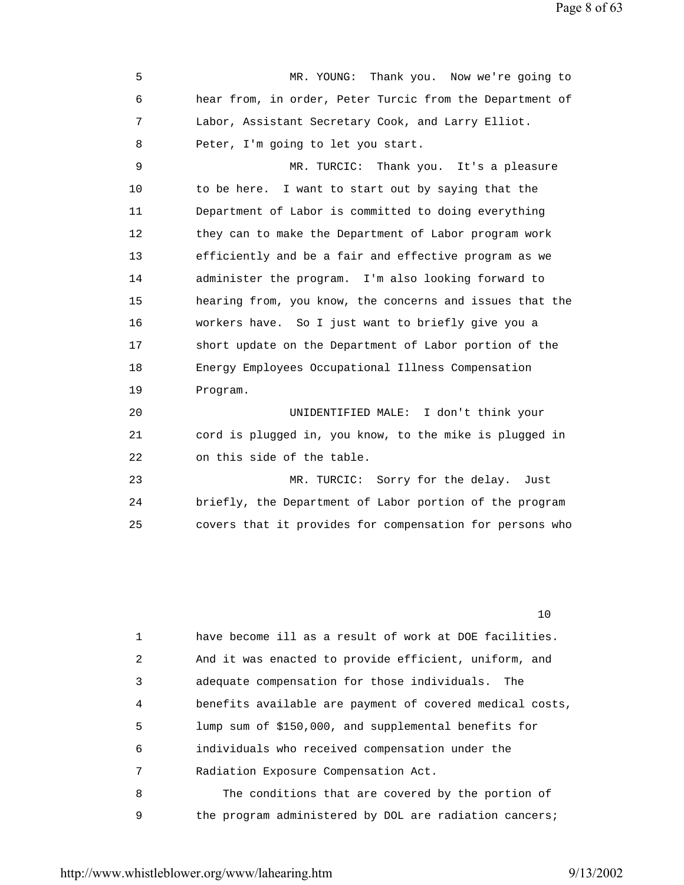MR. YOUNG: Thank you. Now we're going to hear from, in order, Peter Turcic from the Department of Labor, Assistant Secretary Cook, and Larry Elliot. Peter, I'm going to let you start.

MR. TURCIC: Thank you. It's a pleasure to be here. I want to start out by saying that the Department of Labor is committed to doing everything they can to make the Department of Labor program work efficiently and be a fair and effective program as we administer the program. I'm also looking forward to hearing from, you know, the concerns and issues that the workers have. So I just want to briefly give you a short update on the Department of Labor portion of the Energy Employees Occupational Illness Compensation Program.

UNIDENTIFIED MALE: I don't think your cord is plugged in, you know, to the mike is plugged in on this side of the table.

MR. TURCIC: Sorry for the delay. Just briefly, the Department of Labor portion of the program covers that it provides for compensation for persons who have become ill as a result of work at DOE facilities. And it was enacted to provide efficient, uniform, and adequate compensation for those individuals. The benefits available are payment of covered medical costs, lump sum of $150,000, and supplemental benefits for individuals who received compensation under the Radiation Exposure Compensation Act.

The conditions that are covered by the portion of the program administered by DOL are radiation cancers;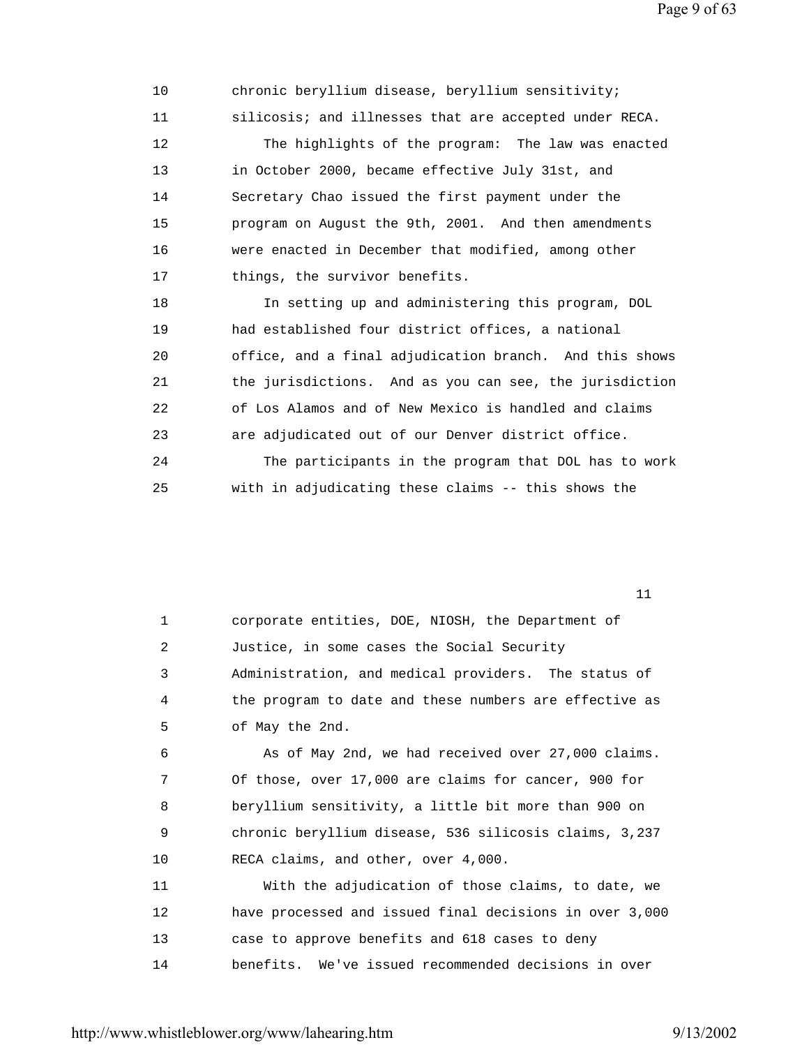10 chronic beryllium disease, beryllium sensitivity;
11 silicosis; and illnesses that are accepted under RECA.
12 The highlights of the program: The law was enacted
13 in October 2000, became effective July 31st, and
14 Secretary Chao issued the first payment under the
15 program on August the 9th, 2001. And then amendments
16 were enacted in December that modified, among other
17 things, the survivor benefits.
18 In setting up and administering this program, DOL
19 had established four district offices, a national
20 office, and a final adjudication branch. And this shows
21 the jurisdictions. And as you can see, the jurisdiction
22 of Los Alamos and of New Mexico is handled and claims
23 are adjudicated out of our Denver district office.
24 The participants in the program that DOL has to work
25 with in adjudicating these claims -- this shows the

11

1 corporate entities, DOE, NIOSH, the Department of
2 Justice, in some cases the Social Security
3 Administration, and medical providers. The status of
4 the program to date and these numbers are effective as
5 of May the 2nd.
6 As of May 2nd, we had received over 27,000 claims.
7 Of those, over 17,000 are claims for cancer, 900 for
8 beryllium sensitivity, a little bit more than 900 on
9 chronic beryllium disease, 536 silicosis claims, 3,237
10 RECA claims, and other, over 4,000.
11 With the adjudication of those claims, to date, we
12 have processed and issued final decisions in over 3,000
13 case to approve benefits and 618 cases to deny
14 benefits. We've issued recommended decisions in over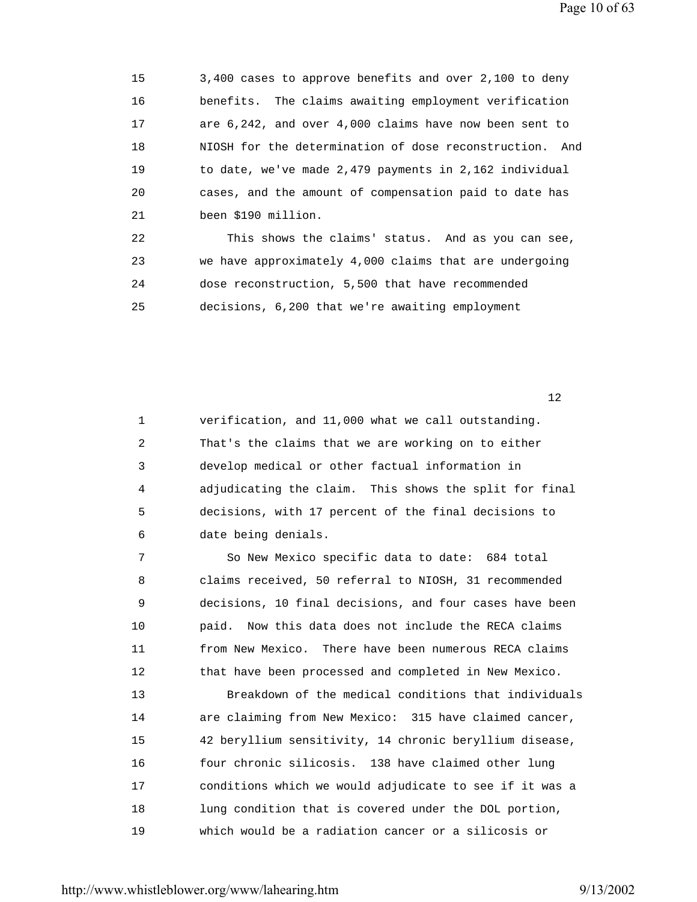15 3,400 cases to approve benefits and over 2,100 to deny
16 benefits. The claims awaiting employment verification
17 are 6,242, and over 4,000 claims have now been sent to
18 NIOSH for the determination of dose reconstruction. And
19 to date, we've made 2,479 payments in 2,162 individual
20 cases, and the amount of compensation paid to date has
21 been $190 million.
22 This shows the claims' status. And as you can see,
23 we have approximately 4,000 claims that are undergoing
24 dose reconstruction, 5,500 that have recommended
25 decisions, 6,200 that we're awaiting employment

12

1 verification, and 11,000 what we call outstanding.
2 That's the claims that we are working on to either
3 develop medical or other factual information in
4 adjudicating the claim. This shows the split for final
5 decisions, with 17 percent of the final decisions to
6 date being denials.
7 So New Mexico specific data to date: 684 total
8 claims received, 50 referral to NIOSH, 31 recommended
9 decisions, 10 final decisions, and four cases have been
10 paid. Now this data does not include the RECA claims
11 from New Mexico. There have been numerous RECA claims
12 that have been processed and completed in New Mexico.
13 Breakdown of the medical conditions that individuals
14 are claiming from New Mexico: 315 have claimed cancer,
15 42 beryllium sensitivity, 14 chronic beryllium disease,
16 four chronic silicosis. 138 have claimed other lung
17 conditions which we would adjudicate to see if it was a
18 lung condition that is covered under the DOL portion,
19 which would be a radiation cancer or a silicosis or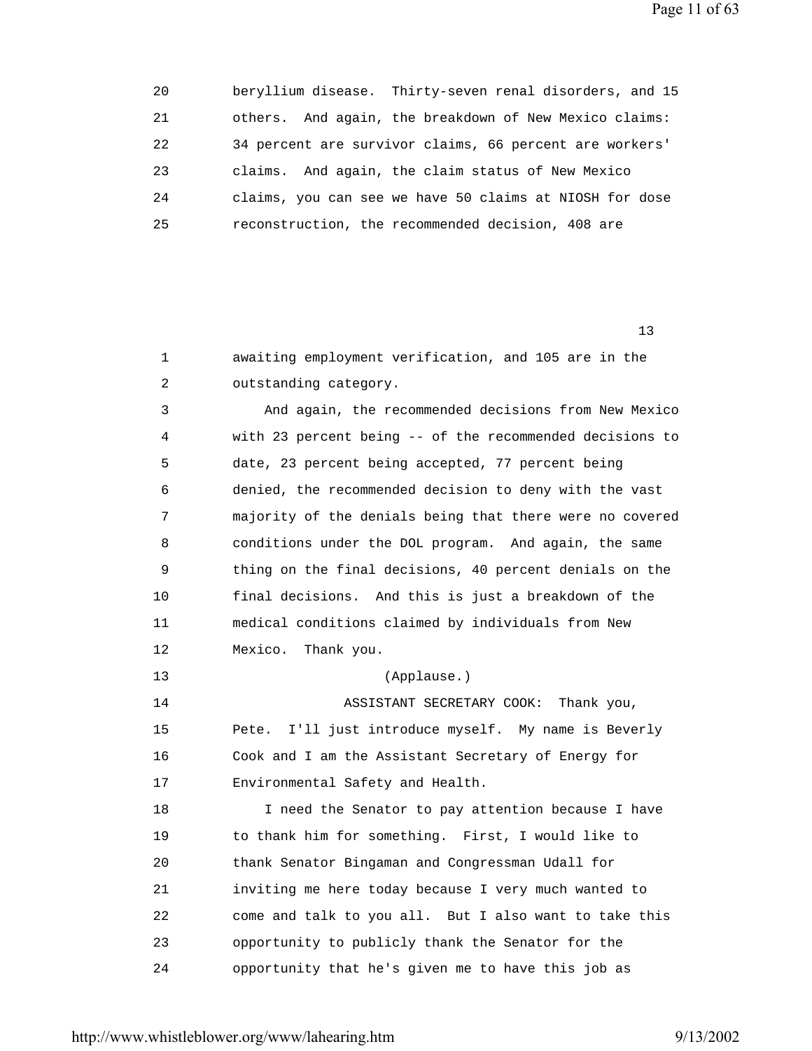beryllium disease. Thirty-seven renal disorders, and 15 others. And again, the breakdown of New Mexico claims: 34 percent are survivor claims, 66 percent are workers' claims. And again, the claim status of New Mexico claims, you can see we have 50 claims at NIOSH for dose reconstruction, the recommended decision, 408 are

awaiting employment verification, and 105 are in the outstanding category.

And again, the recommended decisions from New Mexico with 23 percent being -- of the recommended decisions to date, 23 percent being accepted, 77 percent being denied, the recommended decision to deny with the vast majority of the denials being that there were no covered conditions under the DOL program. And again, the same thing on the final decisions, 40 percent denials on the final decisions. And this is just a breakdown of the medical conditions claimed by individuals from New Mexico. Thank you.

(Applause.)

ASSISTANT SECRETARY COOK: Thank you, Pete. I'll just introduce myself. My name is Beverly Cook and I am the Assistant Secretary of Energy for Environmental Safety and Health.

I need the Senator to pay attention because I have to thank him for something. First, I would like to thank Senator Bingaman and Congressman Udall for inviting me here today because I very much wanted to come and talk to you all. But I also want to take this opportunity to publicly thank the Senator for the opportunity that he's given me to have this job as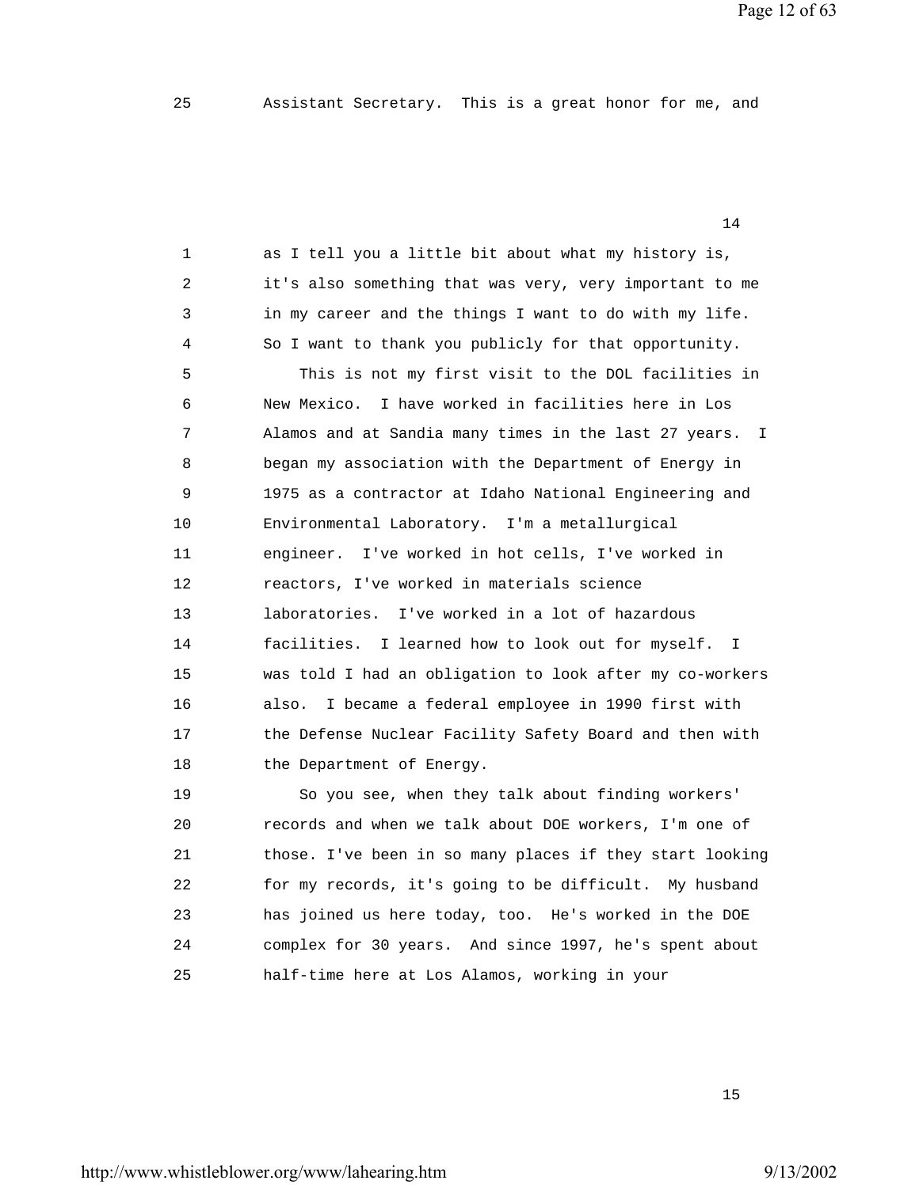25 Assistant Secretary. This is a great honor for me, and

14

1 as I tell you a little bit about what my history is,
2 it's also something that was very, very important to me
3 in my career and the things I want to do with my life.
4 So I want to thank you publicly for that opportunity.
5 This is not my first visit to the DOL facilities in
6 New Mexico. I have worked in facilities here in Los
7 Alamos and at Sandia many times in the last 27 years. I
8 began my association with the Department of Energy in
9 1975 as a contractor at Idaho National Engineering and
10 Environmental Laboratory. I'm a metallurgical
11 engineer. I've worked in hot cells, I've worked in
12 reactors, I've worked in materials science
13 laboratories. I've worked in a lot of hazardous
14 facilities. I learned how to look out for myself. I
15 was told I had an obligation to look after my co-workers
16 also. I became a federal employee in 1990 first with
17 the Defense Nuclear Facility Safety Board and then with
18 the Department of Energy.
19 So you see, when they talk about finding workers'
20 records and when we talk about DOE workers, I'm one of
21 those. I've been in so many places if they start looking
22 for my records, it's going to be difficult. My husband
23 has joined us here today, too. He's worked in the DOE
24 complex for 30 years. And since 1997, he's spent about
25 half-time here at Los Alamos, working in your

15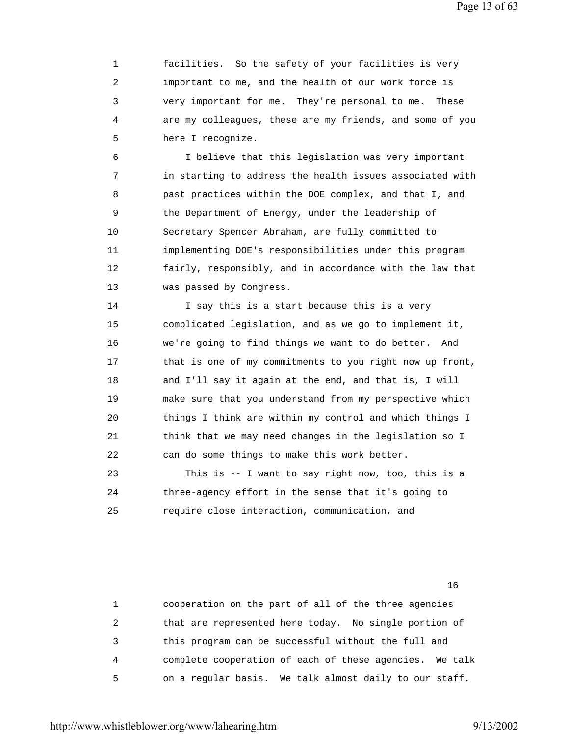facilities. So the safety of your facilities is very important to me, and the health of our work force is very important for me. They're personal to me. These are my colleagues, these are my friends, and some of you here I recognize.

I believe that this legislation was very important in starting to address the health issues associated with past practices within the DOE complex, and that I, and the Department of Energy, under the leadership of Secretary Spencer Abraham, are fully committed to implementing DOE's responsibilities under this program fairly, responsibly, and in accordance with the law that was passed by Congress.

I say this is a start because this is a very complicated legislation, and as we go to implement it, we're going to find things we want to do better. And that is one of my commitments to you right now up front, and I'll say it again at the end, and that is, I will make sure that you understand from my perspective which things I think are within my control and which things I think that we may need changes in the legislation so I can do some things to make this work better.

This is -- I want to say right now, too, this is a three-agency effort in the sense that it's going to require close interaction, communication, and cooperation on the part of all of the three agencies that are represented here today. No single portion of this program can be successful without the full and complete cooperation of each of these agencies. We talk on a regular basis. We talk almost daily to our staff.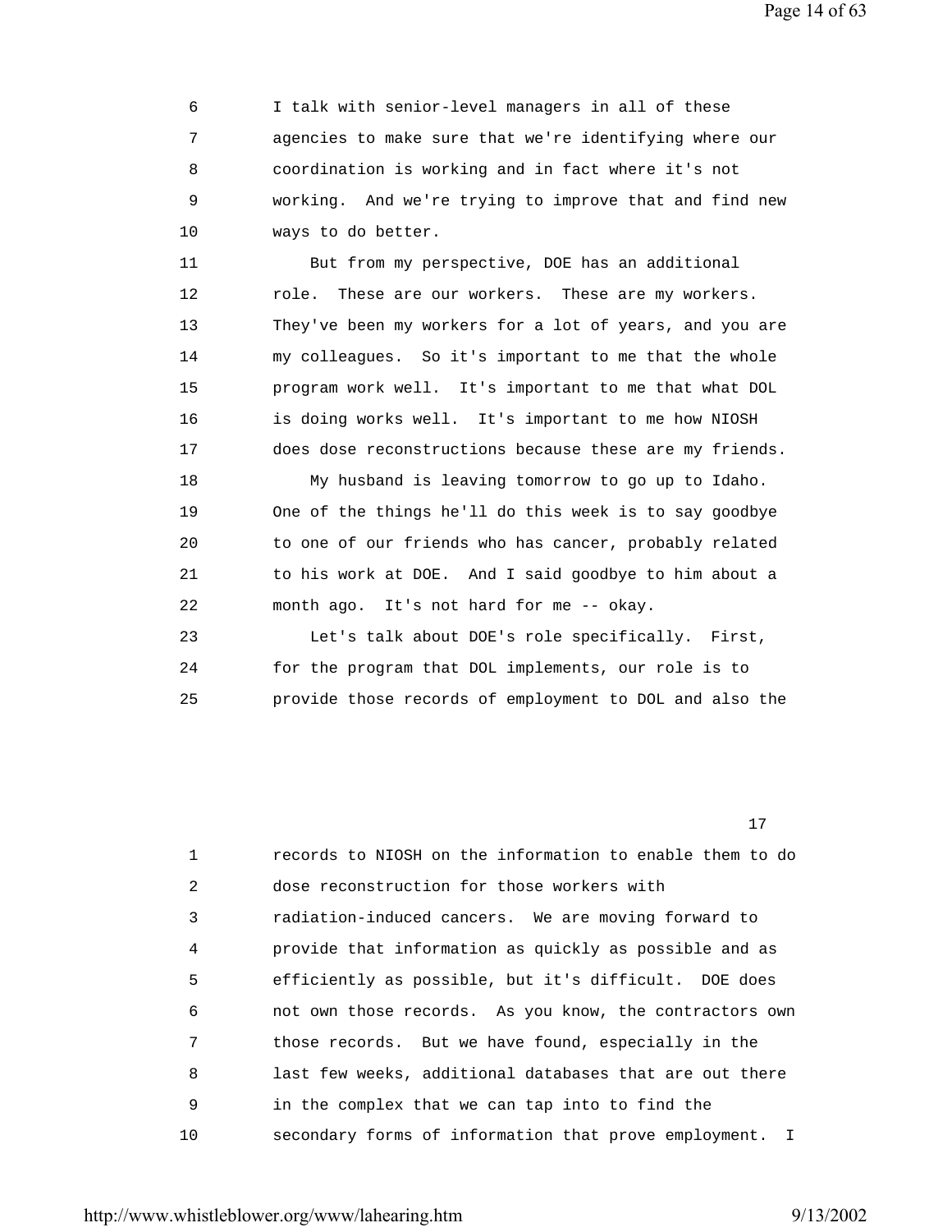6 I talk with senior-level managers in all of these
7 agencies to make sure that we're identifying where our
8 coordination is working and in fact where it's not
9 working. And we're trying to improve that and find new
10 ways to do better.

11 But from my perspective, DOE has an additional
12 role. These are our workers. These are my workers.
13 They've been my workers for a lot of years, and you are
14 my colleagues. So it's important to me that the whole
15 program work well. It's important to me that what DOL
16 is doing works well. It's important to me how NIOSH
17 does dose reconstructions because these are my friends.

18 My husband is leaving tomorrow to go up to Idaho.
19 One of the things he'll do this week is to say goodbye
20 to one of our friends who has cancer, probably related
21 to his work at DOE. And I said goodbye to him about a
22 month ago. It's not hard for me -- okay.

23 Let's talk about DOE's role specifically. First,
24 for the program that DOL implements, our role is to
25 provide those records of employment to DOL and also the

17

1 records to NIOSH on the information to enable them to do
2 dose reconstruction for those workers with
3 radiation-induced cancers. We are moving forward to
4 provide that information as quickly as possible and as
5 efficiently as possible, but it's difficult. DOE does
6 not own those records. As you know, the contractors own
7 those records. But we have found, especially in the
8 last few weeks, additional databases that are out there
9 in the complex that we can tap into to find the
10 secondary forms of information that prove employment. I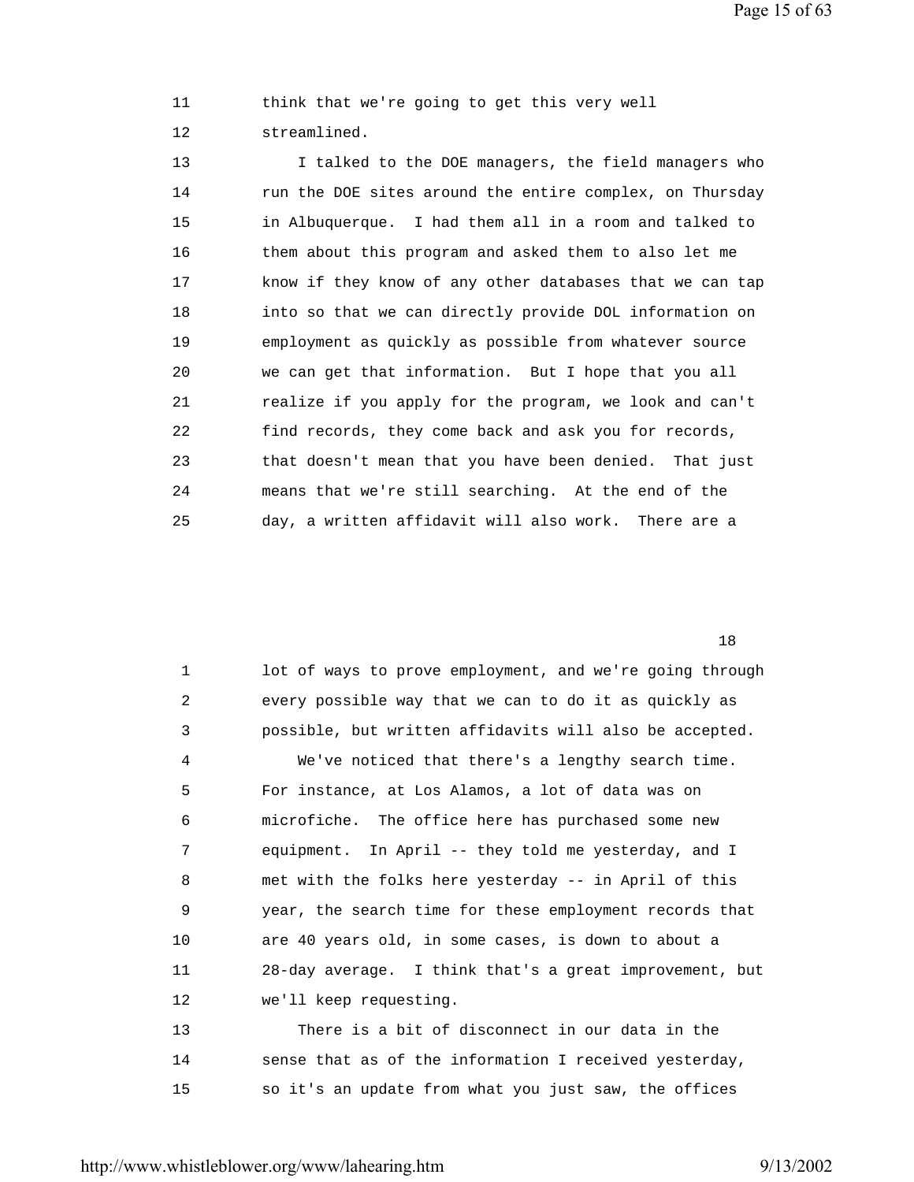11 think that we're going to get this very well
12 streamlined.
13 I talked to the DOE managers, the field managers who
14 run the DOE sites around the entire complex, on Thursday
15 in Albuquerque. I had them all in a room and talked to
16 them about this program and asked them to also let me
17 know if they know of any other databases that we can tap
18 into so that we can directly provide DOL information on
19 employment as quickly as possible from whatever source
20 we can get that information. But I hope that you all
21 realize if you apply for the program, we look and can't
22 find records, they come back and ask you for records,
23 that doesn't mean that you have been denied. That just
24 means that we're still searching. At the end of the
25 day, a written affidavit will also work. There are a

18

1 lot of ways to prove employment, and we're going through
2 every possible way that we can to do it as quickly as
3 possible, but written affidavits will also be accepted.
4 We've noticed that there's a lengthy search time.
5 For instance, at Los Alamos, a lot of data was on
6 microfiche. The office here has purchased some new
7 equipment. In April -- they told me yesterday, and I
8 met with the folks here yesterday -- in April of this
9 year, the search time for these employment records that
10 are 40 years old, in some cases, is down to about a
11 28-day average. I think that's a great improvement, but
12 we'll keep requesting.
13 There is a bit of disconnect in our data in the
14 sense that as of the information I received yesterday,
15 so it's an update from what you just saw, the offices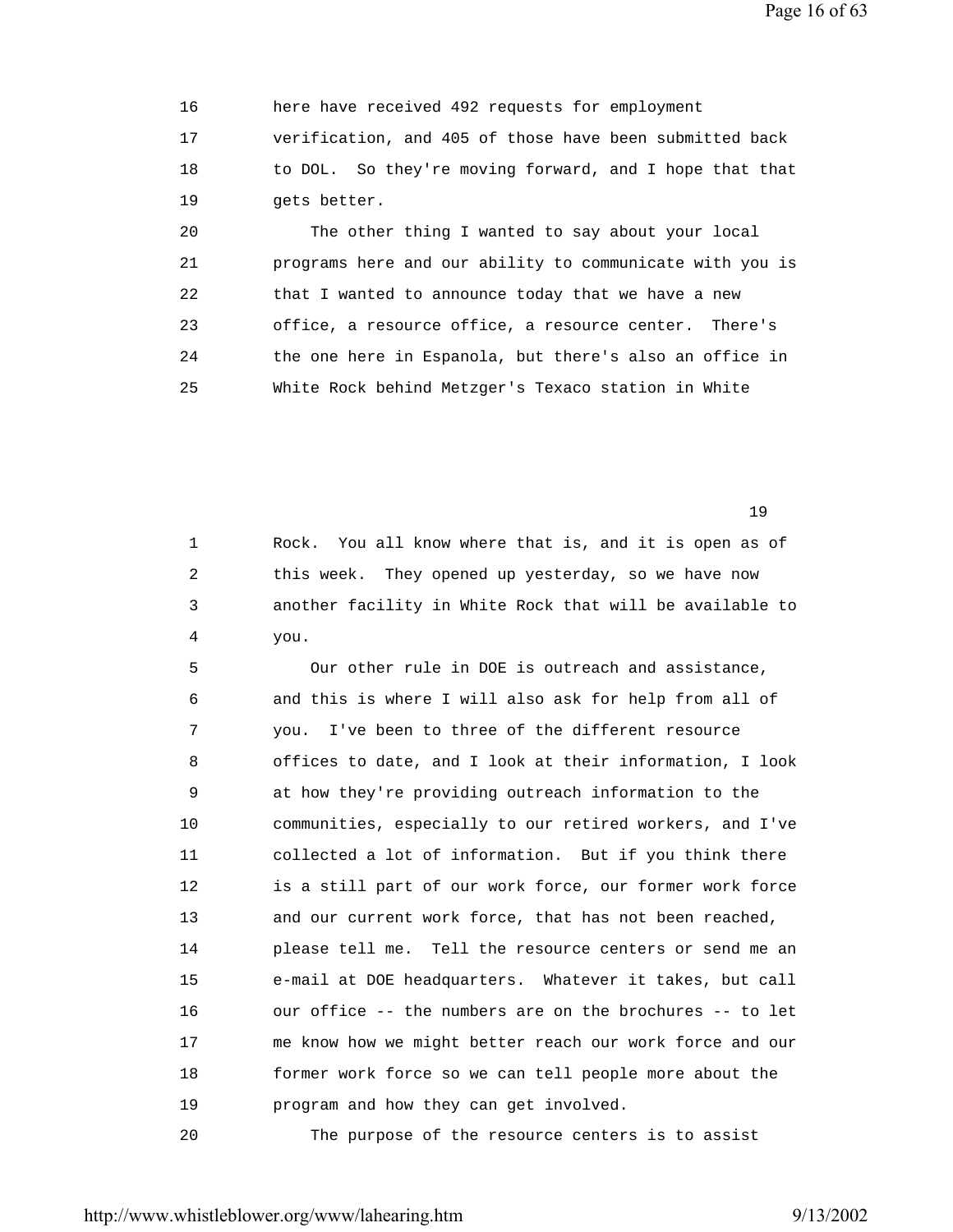16 here have received 492 requests for employment
17 verification, and 405 of those have been submitted back
18 to DOL. So they're moving forward, and I hope that that
19 gets better.
20 The other thing I wanted to say about your local
21 programs here and our ability to communicate with you is
22 that I wanted to announce today that we have a new
23 office, a resource office, a resource center. There's
24 the one here in Espanola, but there's also an office in
25 White Rock behind Metzger's Texaco station in White

19

1 Rock. You all know where that is, and it is open as of
2 this week. They opened up yesterday, so we have now
3 another facility in White Rock that will be available to
4 you.
5 Our other rule in DOE is outreach and assistance,
6 and this is where I will also ask for help from all of
7 you. I've been to three of the different resource
8 offices to date, and I look at their information, I look
9 at how they're providing outreach information to the
10 communities, especially to our retired workers, and I've
11 collected a lot of information. But if you think there
12 is a still part of our work force, our former work force
13 and our current work force, that has not been reached,
14 please tell me. Tell the resource centers or send me an
15 e-mail at DOE headquarters. Whatever it takes, but call
16 our office -- the numbers are on the brochures -- to let
17 me know how we might better reach our work force and our
18 former work force so we can tell people more about the
19 program and how they can get involved.
20 The purpose of the resource centers is to assist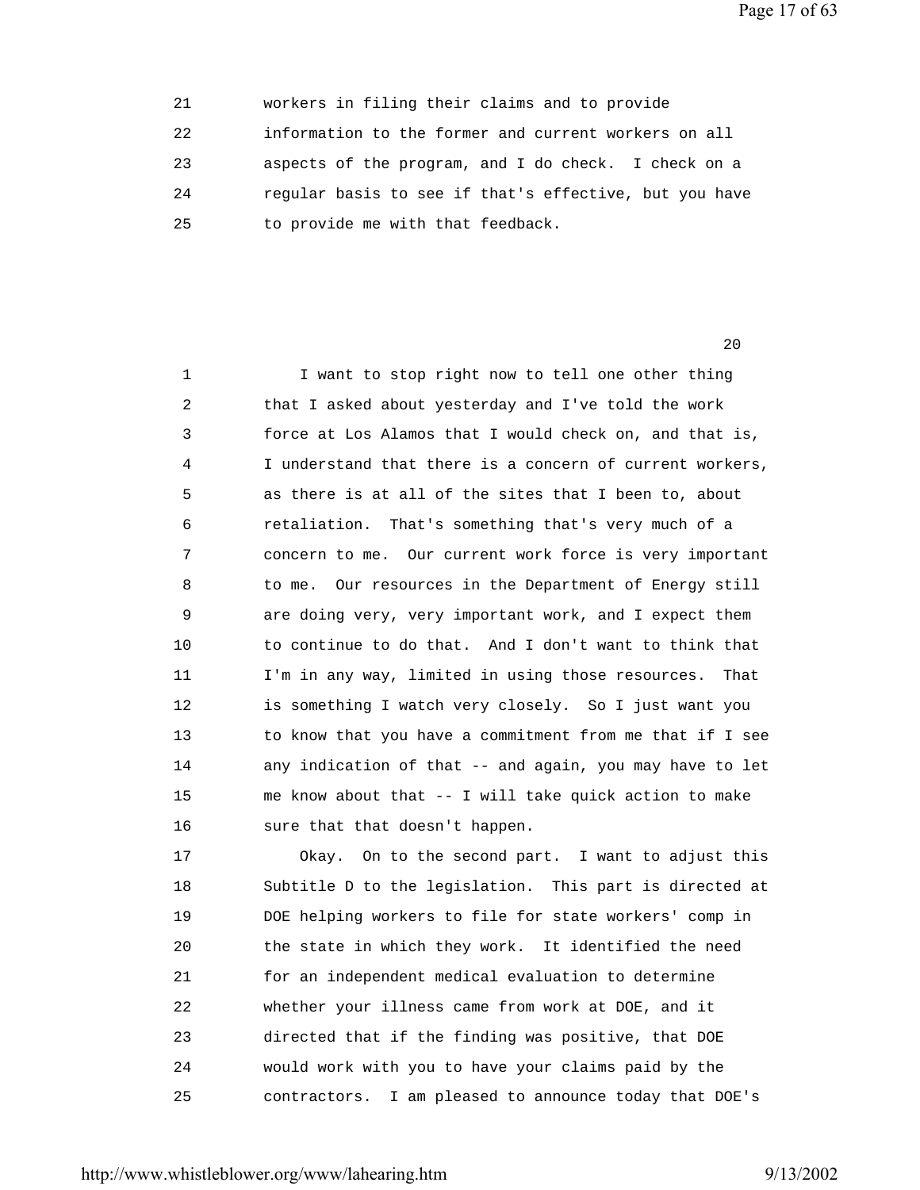21 workers in filing their claims and to provide
22 information to the former and current workers on all
23 aspects of the program, and I do check. I check on a
24 regular basis to see if that's effective, but you have
25 to provide me with that feedback.

1 I want to stop right now to tell one other thing
2 that I asked about yesterday and I've told the work
3 force at Los Alamos that I would check on, and that is,
4 I understand that there is a concern of current workers,
5 as there is at all of the sites that I been to, about
6 retaliation. That's something that's very much of a
7 concern to me. Our current work force is very important
8 to me. Our resources in the Department of Energy still
9 are doing very, very important work, and I expect them
10 to continue to do that. And I don't want to think that
11 I'm in any way, limited in using those resources. That
12 is something I watch very closely. So I just want you
13 to know that you have a commitment from me that if I see
14 any indication of that -- and again, you may have to let
15 me know about that -- I will take quick action to make
16 sure that that doesn't happen.
17 Okay. On to the second part. I want to adjust this
18 Subtitle D to the legislation. This part is directed at
19 DOE helping workers to file for state workers' comp in
20 the state in which they work. It identified the need
21 for an independent medical evaluation to determine
22 whether your illness came from work at DOE, and it
23 directed that if the finding was positive, that DOE
24 would work with you to have your claims paid by the
25 contractors. I am pleased to announce today that DOE's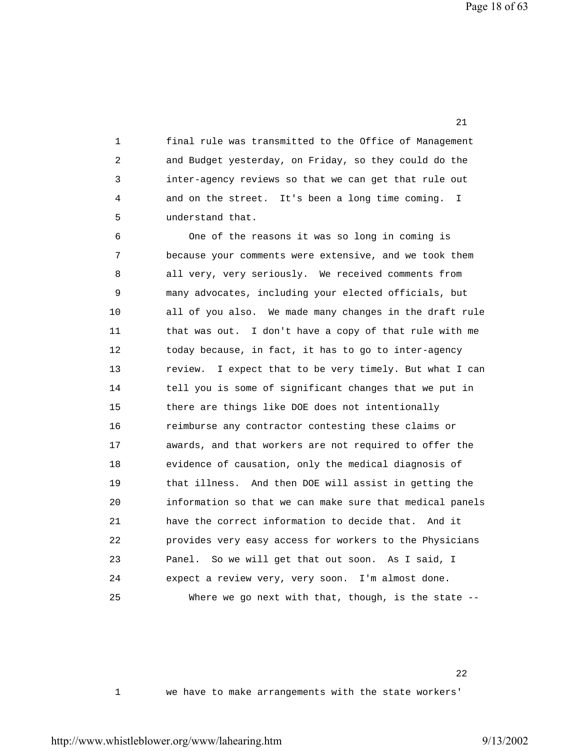final rule was transmitted to the Office of Management and Budget yesterday, on Friday, so they could do the inter-agency reviews so that we can get that rule out and on the street. It's been a long time coming. I understand that.

One of the reasons it was so long in coming is because your comments were extensive, and we took them all very, very seriously. We received comments from many advocates, including your elected officials, but all of you also. We made many changes in the draft rule that was out. I don't have a copy of that rule with me today because, in fact, it has to go to inter-agency review. I expect that to be very timely. But what I can tell you is some of significant changes that we put in there are things like DOE does not intentionally reimburse any contractor contesting these claims or awards, and that workers are not required to offer the evidence of causation, only the medical diagnosis of that illness. And then DOE will assist in getting the information so that we can make sure that medical panels have the correct information to decide that. And it provides very easy access for workers to the Physicians Panel. So we will get that out soon. As I said, I expect a review very, very soon. I'm almost done.

Where we go next with that, though, is the state --

we have to make arrangements with the state workers'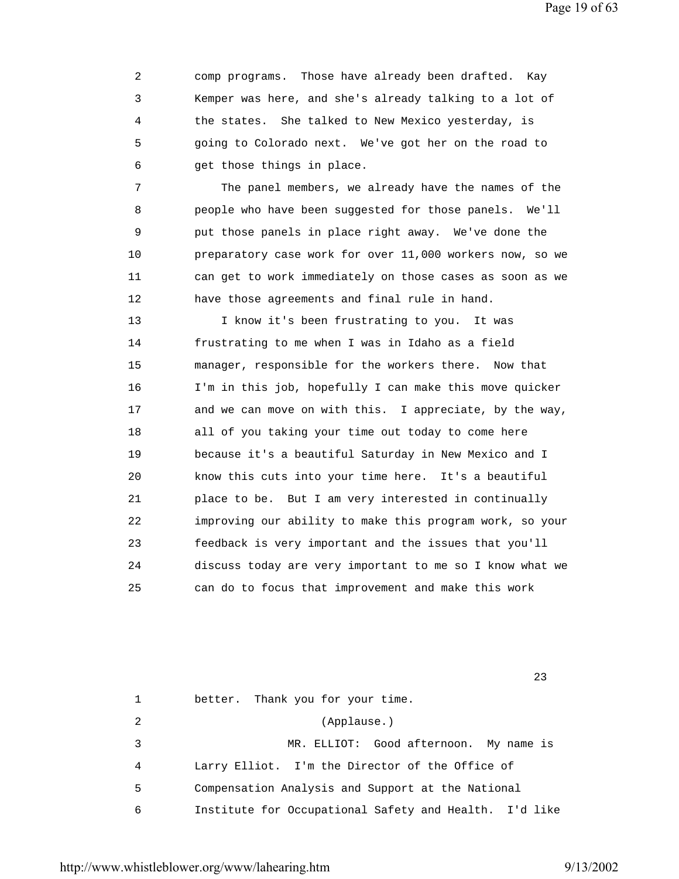2 comp programs. Those have already been drafted. Kay
3 Kemper was here, and she's already talking to a lot of
4 the states. She talked to New Mexico yesterday, is
5 going to Colorado next. We've got her on the road to
6 get those things in place.

7 The panel members, we already have the names of the
8 people who have been suggested for those panels. We'll
9 put those panels in place right away. We've done the
10 preparatory case work for over 11,000 workers now, so we
11 can get to work immediately on those cases as soon as we
12 have those agreements and final rule in hand.

13 I know it's been frustrating to you. It was
14 frustrating to me when I was in Idaho as a field
15 manager, responsible for the workers there. Now that
16 I'm in this job, hopefully I can make this move quicker
17 and we can move on with this. I appreciate, by the way,
18 all of you taking your time out today to come here
19 because it's a beautiful Saturday in New Mexico and I
20 know this cuts into your time here. It's a beautiful
21 place to be. But I am very interested in continually
22 improving our ability to make this program work, so your
23 feedback is very important and the issues that you'll
24 discuss today are very important to me so I know what we
25 can do to focus that improvement and make this work

23

1 better. Thank you for your time.
2 (Applause.)
3 MR. ELLIOT: Good afternoon. My name is
4 Larry Elliot. I'm the Director of the Office of
5 Compensation Analysis and Support at the National
6 Institute for Occupational Safety and Health. I'd like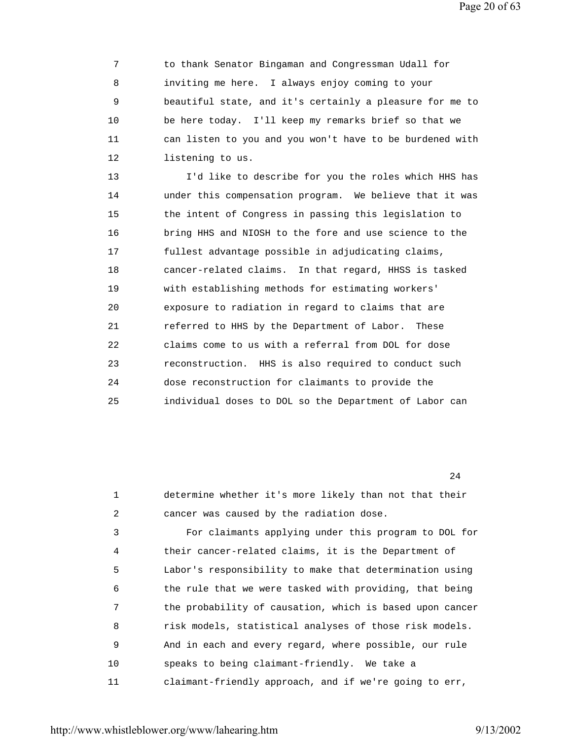7 to thank Senator Bingaman and Congressman Udall for
8 inviting me here. I always enjoy coming to your
9 beautiful state, and it's certainly a pleasure for me to
10 be here today. I'll keep my remarks brief so that we
11 can listen to you and you won't have to be burdened with
12 listening to us.

13 I'd like to describe for you the roles which HHS has
14 under this compensation program. We believe that it was
15 the intent of Congress in passing this legislation to
16 bring HHS and NIOSH to the fore and use science to the
17 fullest advantage possible in adjudicating claims,
18 cancer-related claims. In that regard, HHSS is tasked
19 with establishing methods for estimating workers'
20 exposure to radiation in regard to claims that are
21 referred to HHS by the Department of Labor. These
22 claims come to us with a referral from DOL for dose
23 reconstruction. HHS is also required to conduct such
24 dose reconstruction for claimants to provide the
25 individual doses to DOL so the Department of Labor can

1 determine whether it's more likely than not that their
2 cancer was caused by the radiation dose.

3 For claimants applying under this program to DOL for
4 their cancer-related claims, it is the Department of
5 Labor's responsibility to make that determination using
6 the rule that we were tasked with providing, that being
7 the probability of causation, which is based upon cancer
8 risk models, statistical analyses of those risk models.
9 And in each and every regard, where possible, our rule
10 speaks to being claimant-friendly. We take a
11 claimant-friendly approach, and if we're going to err,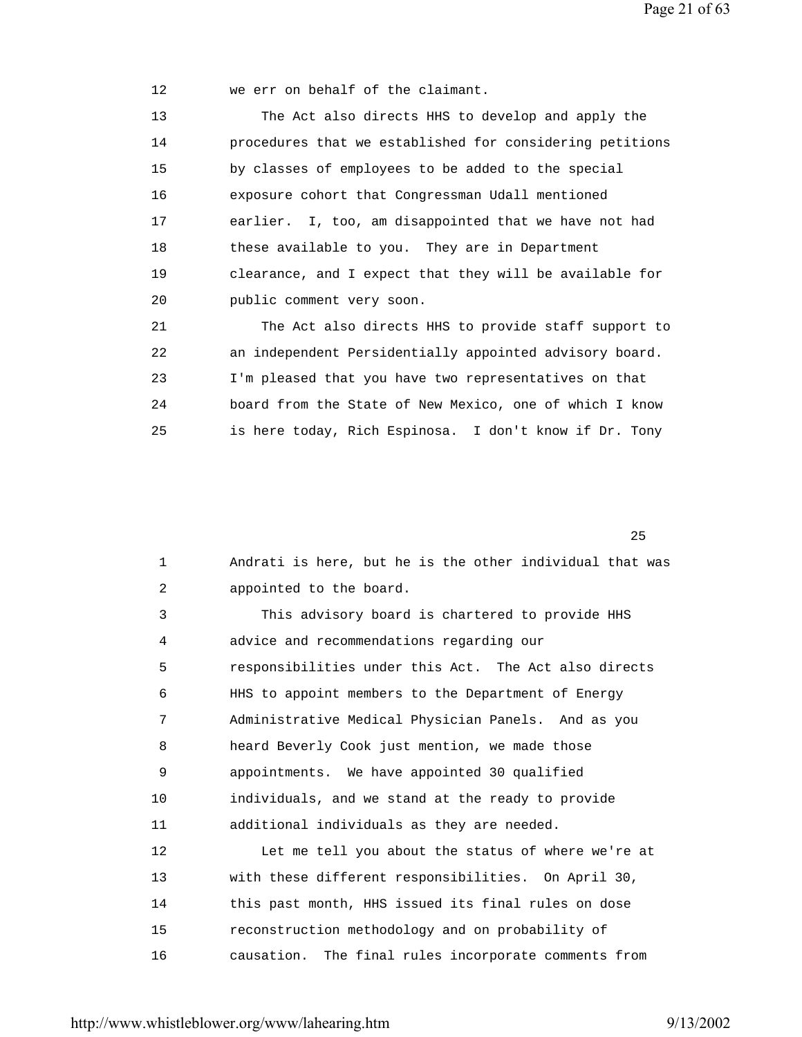12 we err on behalf of the claimant.

13 The Act also directs HHS to develop and apply the
14 procedures that we established for considering petitions
15 by classes of employees to be added to the special
16 exposure cohort that Congressman Udall mentioned
17 earlier. I, too, am disappointed that we have not had
18 these available to you. They are in Department
19 clearance, and I expect that they will be available for
20 public comment very soon.

21 The Act also directs HHS to provide staff support to
22 an independent Persidentially appointed advisory board.
23 I'm pleased that you have two representatives on that
24 board from the State of New Mexico, one of which I know
25 is here today, Rich Espinosa. I don't know if Dr. Tony

25

1 Andrati is here, but he is the other individual that was
2 appointed to the board.

3 This advisory board is chartered to provide HHS
4 advice and recommendations regarding our
5 responsibilities under this Act. The Act also directs
6 HHS to appoint members to the Department of Energy
7 Administrative Medical Physician Panels. And as you
8 heard Beverly Cook just mention, we made those
9 appointments. We have appointed 30 qualified
10 individuals, and we stand at the ready to provide
11 additional individuals as they are needed.

12 Let me tell you about the status of where we're at
13 with these different responsibilities. On April 30,
14 this past month, HHS issued its final rules on dose
15 reconstruction methodology and on probability of
16 causation. The final rules incorporate comments from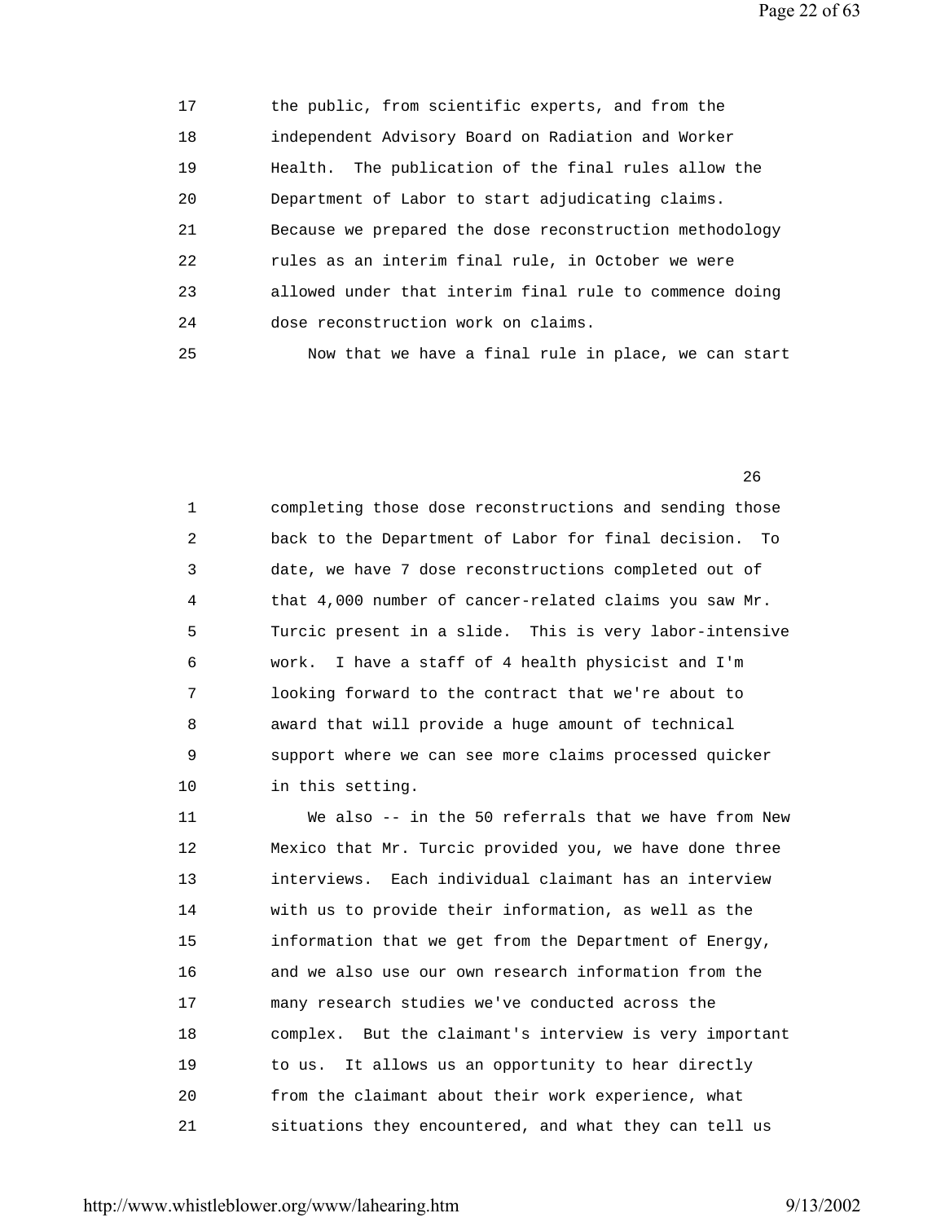17 the public, from scientific experts, and from the
18 independent Advisory Board on Radiation and Worker
19 Health. The publication of the final rules allow the
20 Department of Labor to start adjudicating claims.
21 Because we prepared the dose reconstruction methodology
22 rules as an interim final rule, in October we were
23 allowed under that interim final rule to commence doing
24 dose reconstruction work on claims.
25 Now that we have a final rule in place, we can start

26

1 completing those dose reconstructions and sending those
2 back to the Department of Labor for final decision. To
3 date, we have 7 dose reconstructions completed out of
4 that 4,000 number of cancer-related claims you saw Mr.
5 Turcic present in a slide. This is very labor-intensive
6 work. I have a staff of 4 health physicist and I'm
7 looking forward to the contract that we're about to
8 award that will provide a huge amount of technical
9 support where we can see more claims processed quicker
10 in this setting.
11 We also -- in the 50 referrals that we have from New
12 Mexico that Mr. Turcic provided you, we have done three
13 interviews. Each individual claimant has an interview
14 with us to provide their information, as well as the
15 information that we get from the Department of Energy,
16 and we also use our own research information from the
17 many research studies we've conducted across the
18 complex. But the claimant's interview is very important
19 to us. It allows us an opportunity to hear directly
20 from the claimant about their work experience, what
21 situations they encountered, and what they can tell us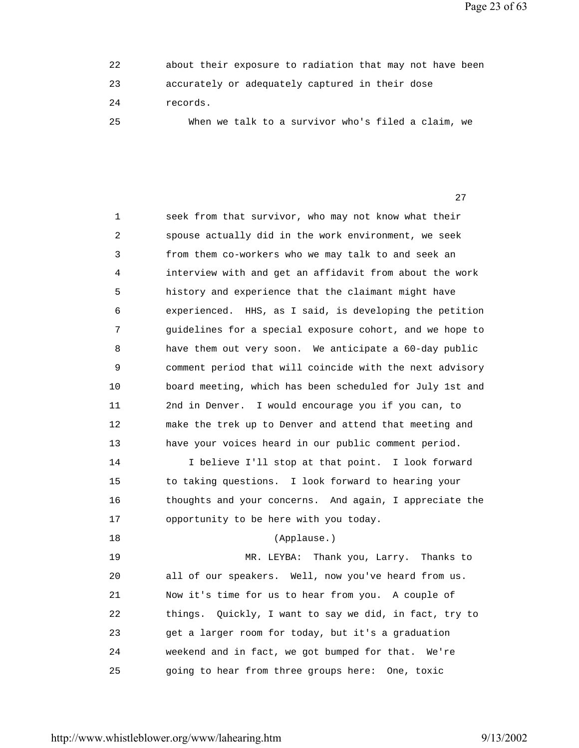about their exposure to radiation that may not have been accurately or adequately captured in their dose records.

When we talk to a survivor who's filed a claim, we seek from that survivor, who may not know what their spouse actually did in the work environment, we seek from them co-workers who we may talk to and seek an interview with and get an affidavit from about the work history and experience that the claimant might have experienced. HHS, as I said, is developing the petition guidelines for a special exposure cohort, and we hope to have them out very soon. We anticipate a 60-day public comment period that will coincide with the next advisory board meeting, which has been scheduled for July 1st and 2nd in Denver. I would encourage you if you can, to make the trek up to Denver and attend that meeting and have your voices heard in our public comment period.

I believe I'll stop at that point. I look forward to taking questions. I look forward to hearing your thoughts and your concerns. And again, I appreciate the opportunity to be here with you today.

(Applause.)

MR. LEYBA: Thank you, Larry. Thanks to all of our speakers. Well, now you've heard from us. Now it's time for us to hear from you. A couple of things. Quickly, I want to say we did, in fact, try to get a larger room for today, but it's a graduation weekend and in fact, we got bumped for that. We're going to hear from three groups here: One, toxic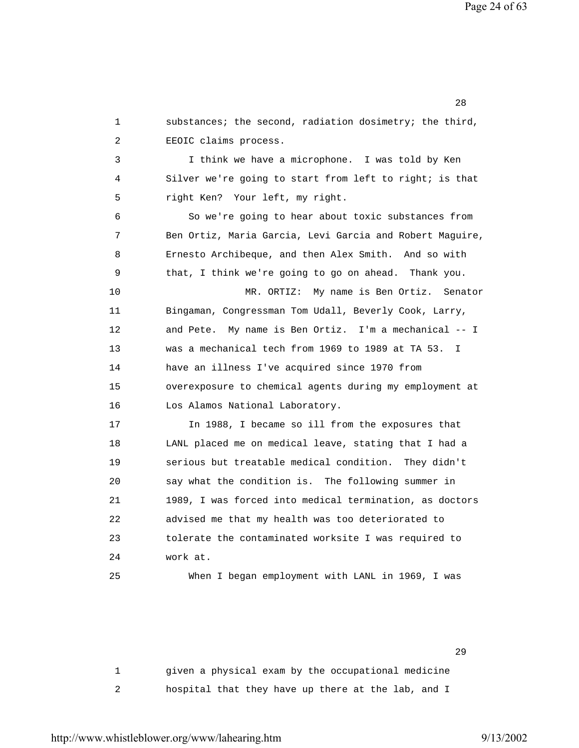substances; the second, radiation dosimetry; the third, EEOIC claims process.

I think we have a microphone. I was told by Ken Silver we're going to start from left to right; is that right Ken? Your left, my right.

So we're going to hear about toxic substances from Ben Ortiz, Maria Garcia, Levi Garcia and Robert Maguire, Ernesto Archibeque, and then Alex Smith. And so with that, I think we're going to go on ahead. Thank you.

MR. ORTIZ: My name is Ben Ortiz. Senator Bingaman, Congressman Tom Udall, Beverly Cook, Larry, and Pete. My name is Ben Ortiz. I'm a mechanical -- I was a mechanical tech from 1969 to 1989 at TA 53. I have an illness I've acquired since 1970 from overexposure to chemical agents during my employment at Los Alamos National Laboratory.

In 1988, I became so ill from the exposures that LANL placed me on medical leave, stating that I had a serious but treatable medical condition. They didn't say what the condition is. The following summer in 1989, I was forced into medical termination, as doctors advised me that my health was too deteriorated to tolerate the contaminated worksite I was required to work at.

When I began employment with LANL in 1969, I was given a physical exam by the occupational medicine hospital that they have up there at the lab, and I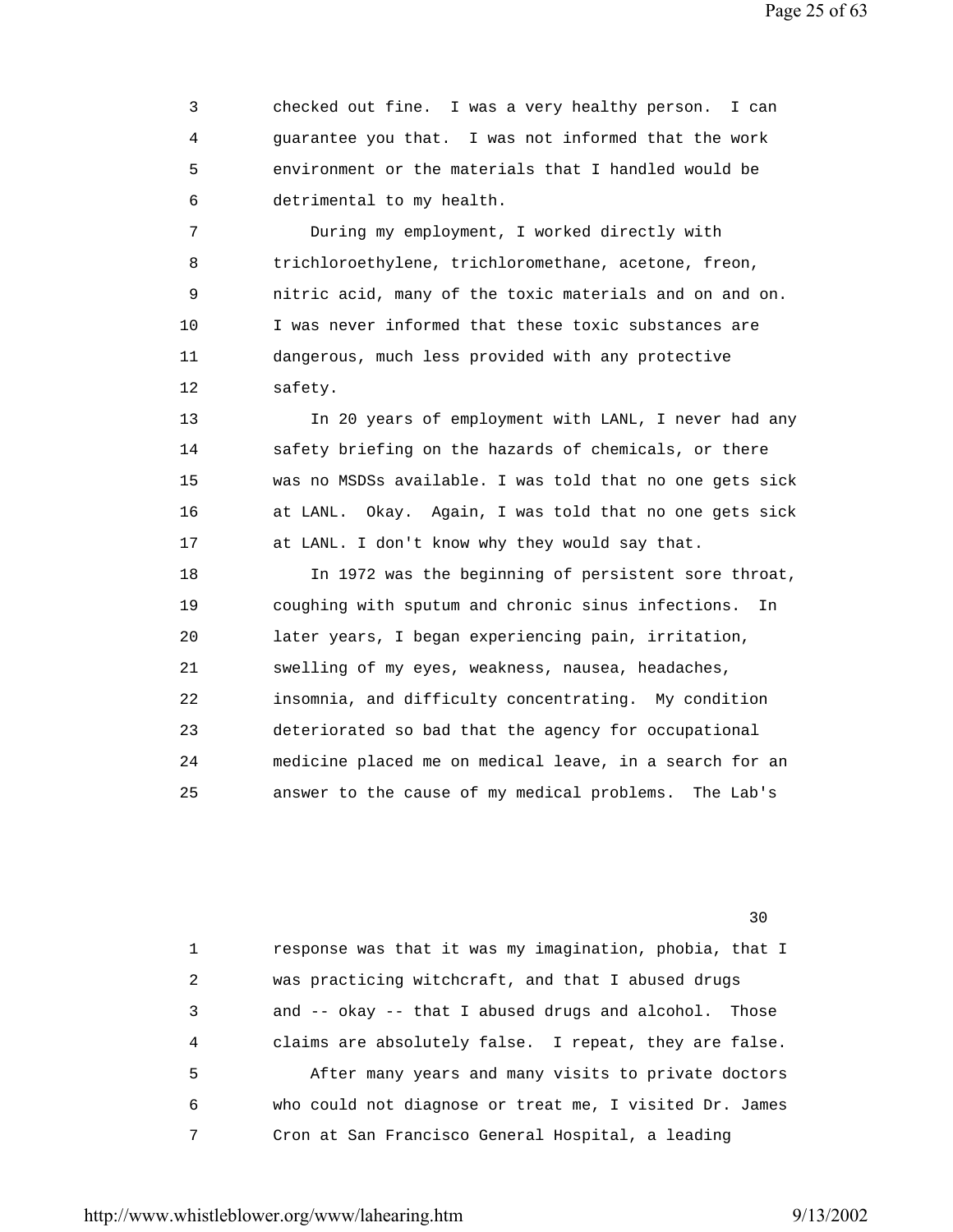3 checked out fine. I was a very healthy person. I can
4 guarantee you that. I was not informed that the work
5 environment or the materials that I handled would be
6 detrimental to my health.

7 During my employment, I worked directly with
8 trichloroethylene, trichloromethane, acetone, freon,
9 nitric acid, many of the toxic materials and on and on.
10 I was never informed that these toxic substances are
11 dangerous, much less provided with any protective
12 safety.

13 In 20 years of employment with LANL, I never had any
14 safety briefing on the hazards of chemicals, or there
15 was no MSDSs available. I was told that no one gets sick
16 at LANL. Okay. Again, I was told that no one gets sick
17 at LANL. I don't know why they would say that.

18 In 1972 was the beginning of persistent sore throat,
19 coughing with sputum and chronic sinus infections. In
20 later years, I began experiencing pain, irritation,
21 swelling of my eyes, weakness, nausea, headaches,
22 insomnia, and difficulty concentrating. My condition
23 deteriorated so bad that the agency for occupational
24 medicine placed me on medical leave, in a search for an
25 answer to the cause of my medical problems. The Lab's

30

1 response was that it was my imagination, phobia, that I
2 was practicing witchcraft, and that I abused drugs
3 and -- okay -- that I abused drugs and alcohol. Those
4 claims are absolutely false. I repeat, they are false.

5 After many years and many visits to private doctors
6 who could not diagnose or treat me, I visited Dr. James
7 Cron at San Francisco General Hospital, a leading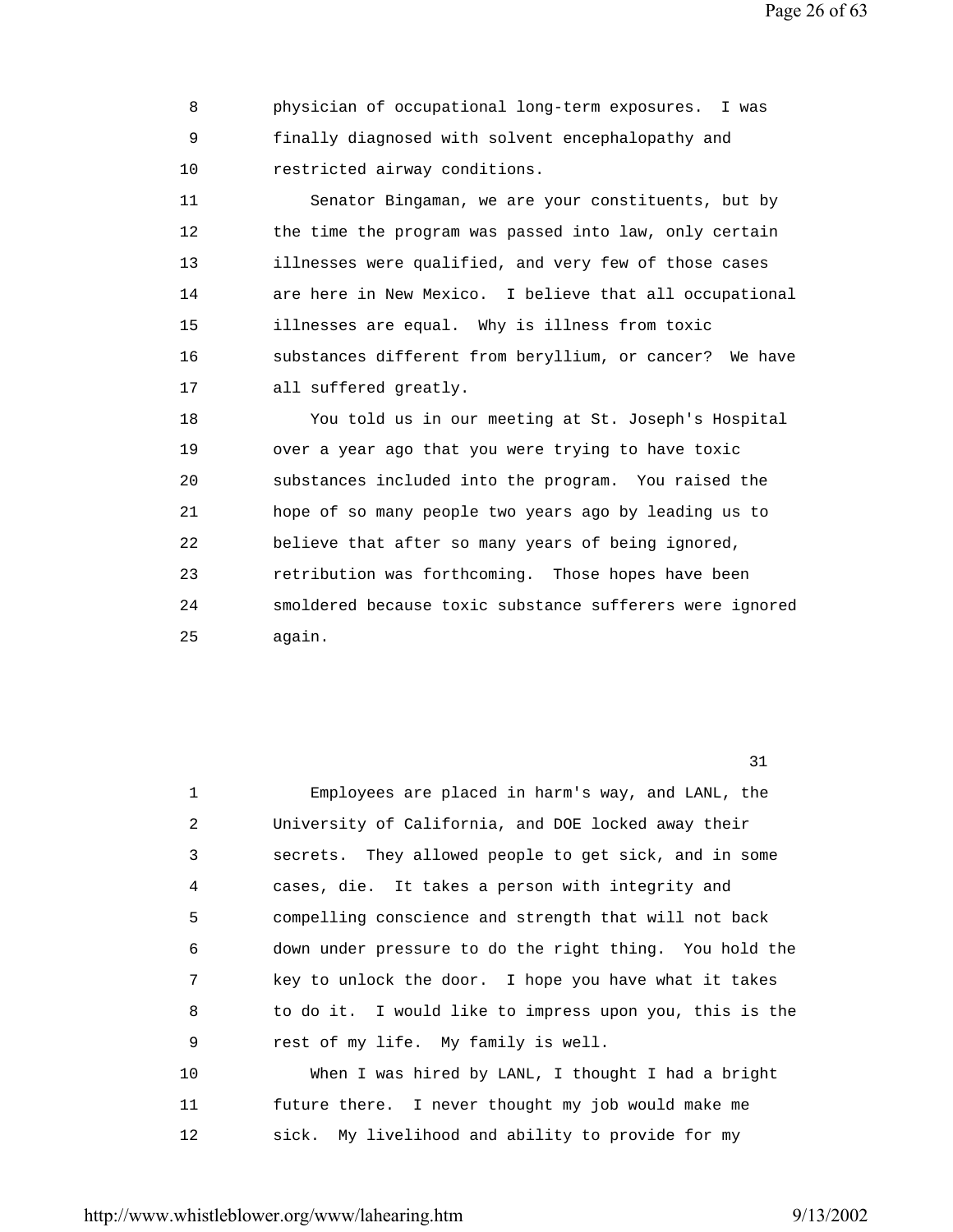8 physician of occupational long-term exposures. I was
9 finally diagnosed with solvent encephalopathy and
10 restricted airway conditions.

11 Senator Bingaman, we are your constituents, but by
12 the time the program was passed into law, only certain
13 illnesses were qualified, and very few of those cases
14 are here in New Mexico. I believe that all occupational
15 illnesses are equal. Why is illness from toxic
16 substances different from beryllium, or cancer? We have
17 all suffered greatly.

18 You told us in our meeting at St. Joseph's Hospital
19 over a year ago that you were trying to have toxic
20 substances included into the program. You raised the
21 hope of so many people two years ago by leading us to
22 believe that after so many years of being ignored,
23 retribution was forthcoming. Those hopes have been
24 smoldered because toxic substance sufferers were ignored
25 again.

31

1 Employees are placed in harm's way, and LANL, the
2 University of California, and DOE locked away their
3 secrets. They allowed people to get sick, and in some
4 cases, die. It takes a person with integrity and
5 compelling conscience and strength that will not back
6 down under pressure to do the right thing. You hold the
7 key to unlock the door. I hope you have what it takes
8 to do it. I would like to impress upon you, this is the
9 rest of my life. My family is well.

10 When I was hired by LANL, I thought I had a bright
11 future there. I never thought my job would make me
12 sick. My livelihood and ability to provide for my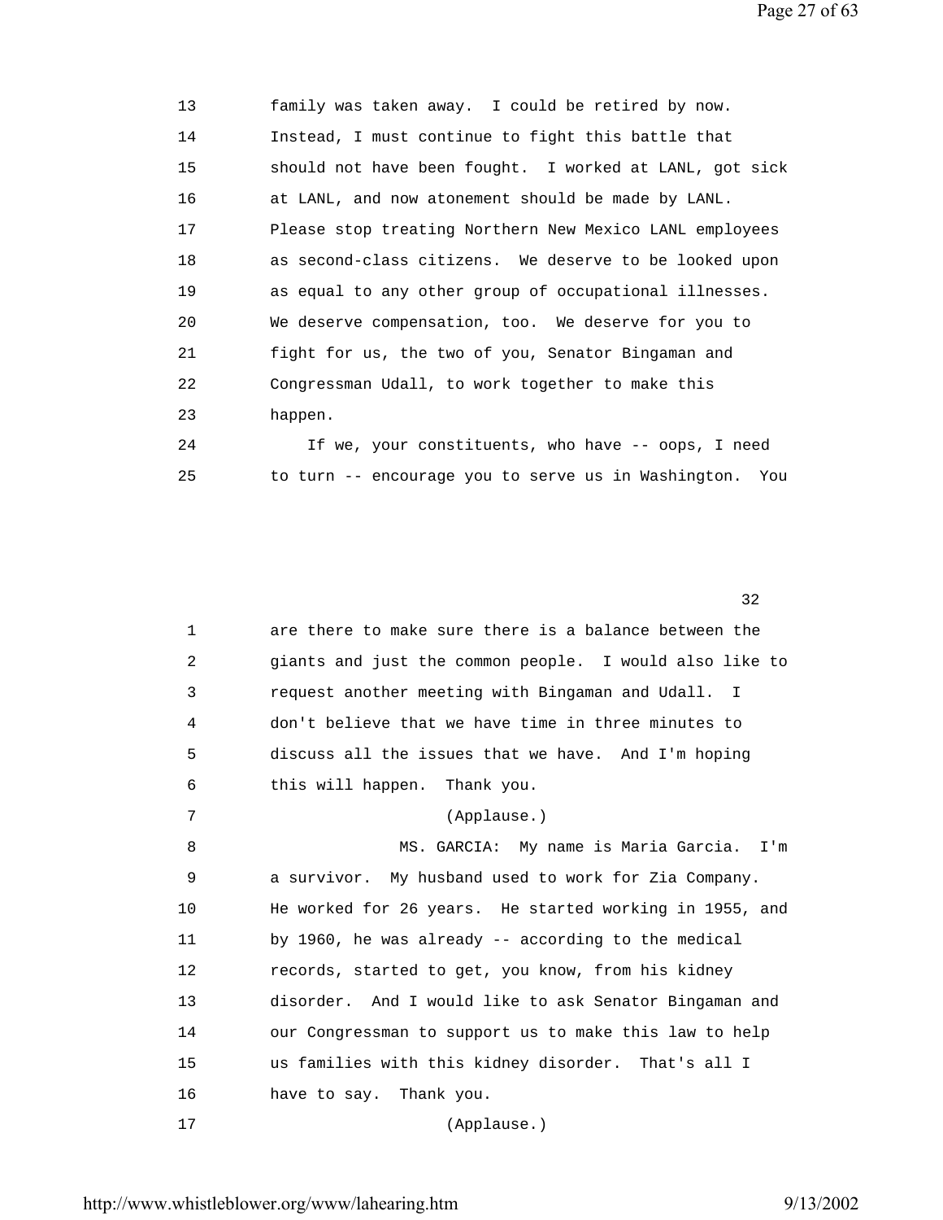family was taken away. I could be retired by now. Instead, I must continue to fight this battle that should not have been fought. I worked at LANL, got sick at LANL, and now atonement should be made by LANL. Please stop treating Northern New Mexico LANL employees as second-class citizens. We deserve to be looked upon as equal to any other group of occupational illnesses. We deserve compensation, too. We deserve for you to fight for us, the two of you, Senator Bingaman and Congressman Udall, to work together to make this happen.

If we, your constituents, who have -- oops, I need to turn -- encourage you to serve us in Washington. You are there to make sure there is a balance between the giants and just the common people. I would also like to request another meeting with Bingaman and Udall. I don't believe that we have time in three minutes to discuss all the issues that we have. And I'm hoping this will happen. Thank you.

(Applause.)

MS. GARCIA: My name is Maria Garcia. I'm a survivor. My husband used to work for Zia Company. He worked for 26 years. He started working in 1955, and by 1960, he was already -- according to the medical records, started to get, you know, from his kidney disorder. And I would like to ask Senator Bingaman and our Congressman to support us to make this law to help us families with this kidney disorder. That's all I have to say. Thank you.

(Applause.)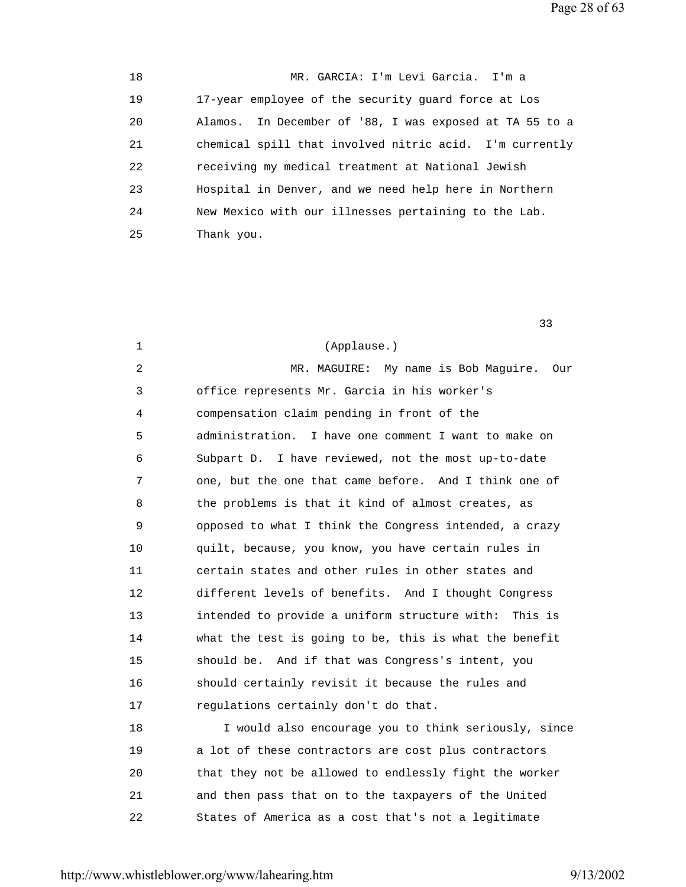18 MR. GARCIA: I'm Levi Garcia. I'm a
19 17-year employee of the security guard force at Los
20 Alamos. In December of '88, I was exposed at TA 55 to a
21 chemical spill that involved nitric acid. I'm currently
22 receiving my medical treatment at National Jewish
23 Hospital in Denver, and we need help here in Northern
24 New Mexico with our illnesses pertaining to the Lab.
25 Thank you.

33

1 (Applause.)
2 MR. MAGUIRE: My name is Bob Maguire. Our
3 office represents Mr. Garcia in his worker's
4 compensation claim pending in front of the
5 administration. I have one comment I want to make on
6 Subpart D. I have reviewed, not the most up-to-date
7 one, but the one that came before. And I think one of
8 the problems is that it kind of almost creates, as
9 opposed to what I think the Congress intended, a crazy
10 quilt, because, you know, you have certain rules in
11 certain states and other rules in other states and
12 different levels of benefits. And I thought Congress
13 intended to provide a uniform structure with: This is
14 what the test is going to be, this is what the benefit
15 should be. And if that was Congress's intent, you
16 should certainly revisit it because the rules and
17 regulations certainly don't do that.
18 I would also encourage you to think seriously, since
19 a lot of these contractors are cost plus contractors
20 that they not be allowed to endlessly fight the worker
21 and then pass that on to the taxpayers of the United
22 States of America as a cost that's not a legitimate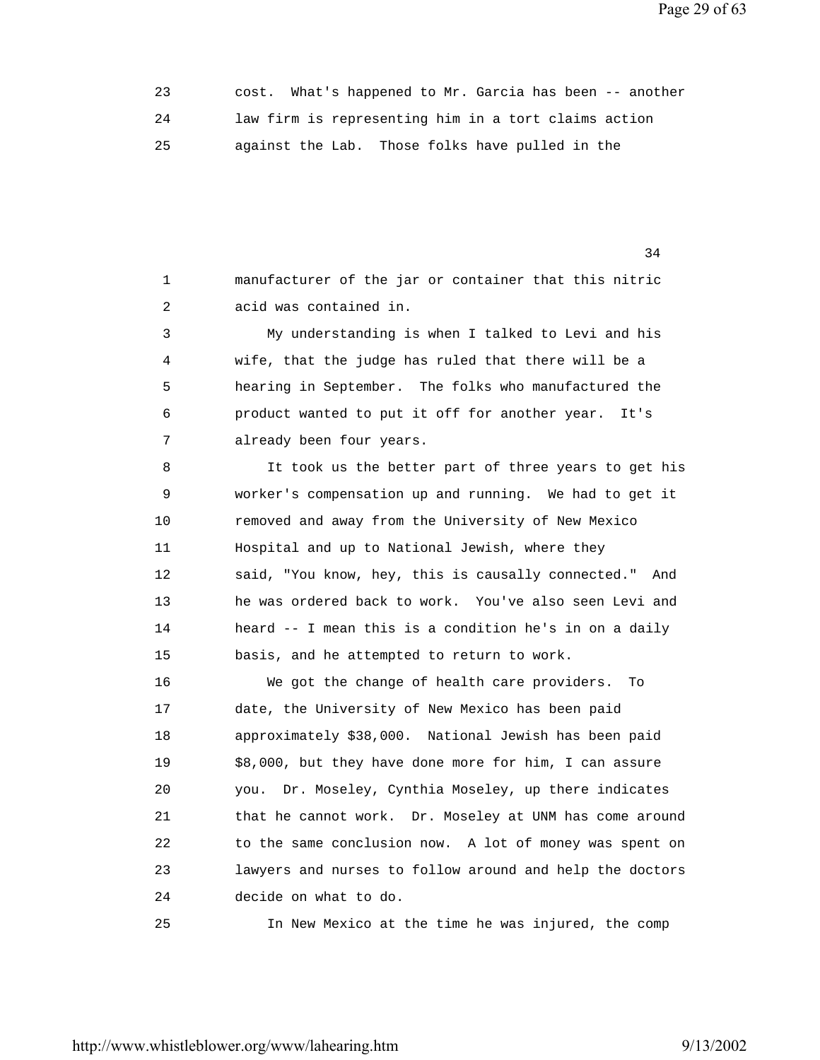cost. What's happened to Mr. Garcia has been -- another law firm is representing him in a tort claims action against the Lab. Those folks have pulled in the manufacturer of the jar or container that this nitric acid was contained in.

My understanding is when I talked to Levi and his wife, that the judge has ruled that there will be a hearing in September. The folks who manufactured the product wanted to put it off for another year. It's already been four years.

It took us the better part of three years to get his worker's compensation up and running. We had to get it removed and away from the University of New Mexico Hospital and up to National Jewish, where they said, "You know, hey, this is causally connected." And he was ordered back to work. You've also seen Levi and heard -- I mean this is a condition he's in on a daily basis, and he attempted to return to work.

We got the change of health care providers. To date, the University of New Mexico has been paid approximately $38,000. National Jewish has been paid $8,000, but they have done more for him, I can assure you. Dr. Moseley, Cynthia Moseley, up there indicates that he cannot work. Dr. Moseley at UNM has come around to the same conclusion now. A lot of money was spent on lawyers and nurses to follow around and help the doctors decide on what to do.

In New Mexico at the time he was injured, the comp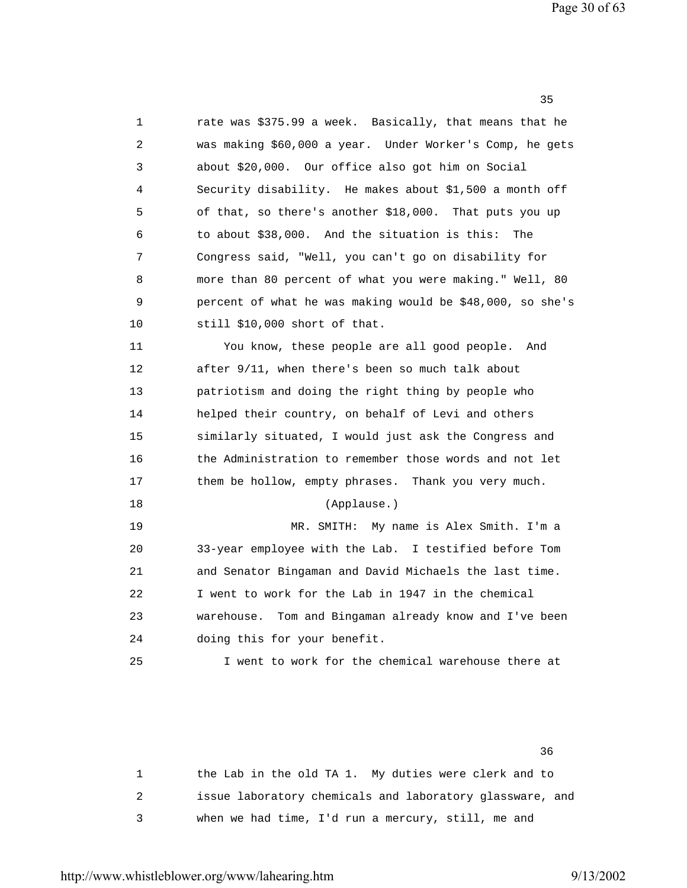rate was $375.99 a week. Basically, that means that he was making $60,000 a year. Under Worker's Comp, he gets about $20,000. Our office also got him on Social Security disability. He makes about $1,500 a month off of that, so there's another $18,000. That puts you up to about $38,000. And the situation is this: The Congress said, "Well, you can't go on disability for more than 80 percent of what you were making." Well, 80 percent of what he was making would be $48,000, so she's still $10,000 short of that.

You know, these people are all good people. And after 9/11, when there's been so much talk about patriotism and doing the right thing by people who helped their country, on behalf of Levi and others similarly situated, I would just ask the Congress and the Administration to remember those words and not let them be hollow, empty phrases. Thank you very much.

(Applause.)

MR. SMITH: My name is Alex Smith. I'm a 33-year employee with the Lab. I testified before Tom and Senator Bingaman and David Michaels the last time. I went to work for the Lab in 1947 in the chemical warehouse. Tom and Bingaman already know and I've been doing this for your benefit.

I went to work for the chemical warehouse there at the Lab in the old TA 1. My duties were clerk and to issue laboratory chemicals and laboratory glassware, and when we had time, I'd run a mercury, still, me and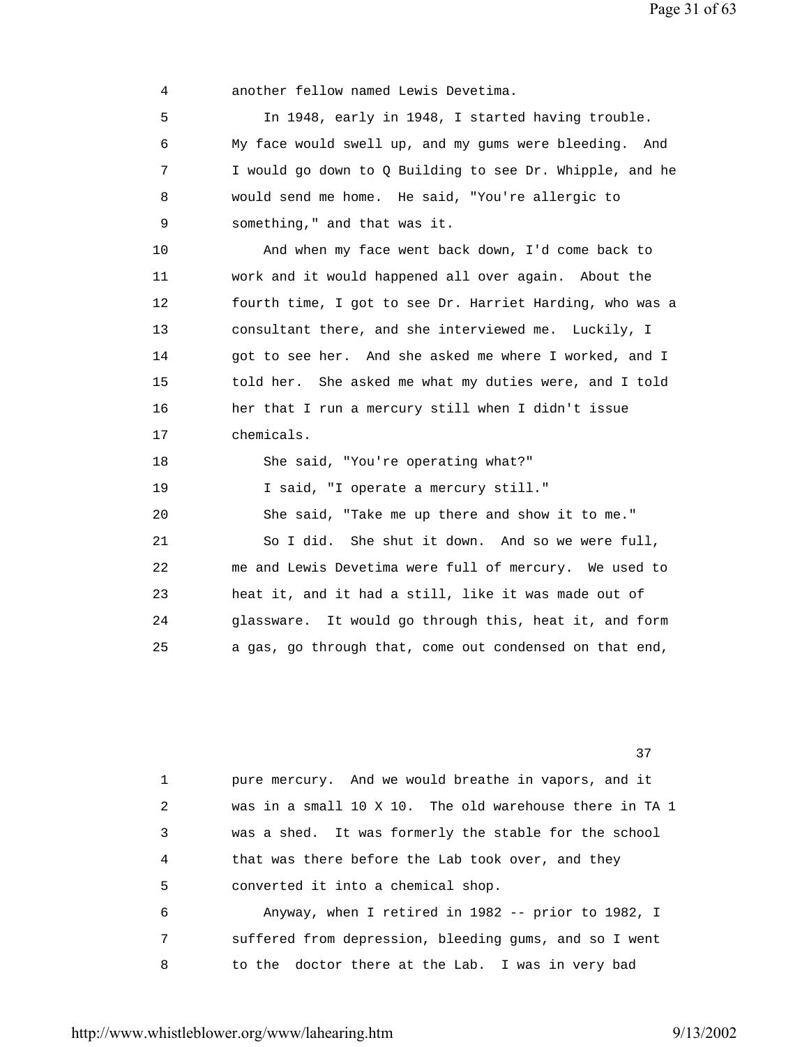4 another fellow named Lewis Devetima.

5 In 1948, early in 1948, I started having trouble.
6 My face would swell up, and my gums were bleeding. And
7 I would go down to Q Building to see Dr. Whipple, and he
8 would send me home. He said, "You're allergic to
9 something," and that was it.

10 And when my face went back down, I'd come back to
11 work and it would happened all over again. About the
12 fourth time, I got to see Dr. Harriet Harding, who was a
13 consultant there, and she interviewed me. Luckily, I
14 got to see her. And she asked me where I worked, and I
15 told her. She asked me what my duties were, and I told
16 her that I run a mercury still when I didn't issue
17 chemicals.

18 She said, "You're operating what?"

19 I said, "I operate a mercury still."

20 She said, "Take me up there and show it to me."

21 So I did. She shut it down. And so we were full,
22 me and Lewis Devetima were full of mercury. We used to
23 heat it, and it had a still, like it was made out of
24 glassware. It would go through this, heat it, and form
25 a gas, go through that, come out condensed on that end,

37

1 pure mercury. And we would breathe in vapors, and it
2 was in a small 10 X 10. The old warehouse there in TA 1
3 was a shed. It was formerly the stable for the school
4 that was there before the Lab took over, and they
5 converted it into a chemical shop.

6 Anyway, when I retired in 1982 -- prior to 1982, I
7 suffered from depression, bleeding gums, and so I went
8 to the doctor there at the Lab. I was in very bad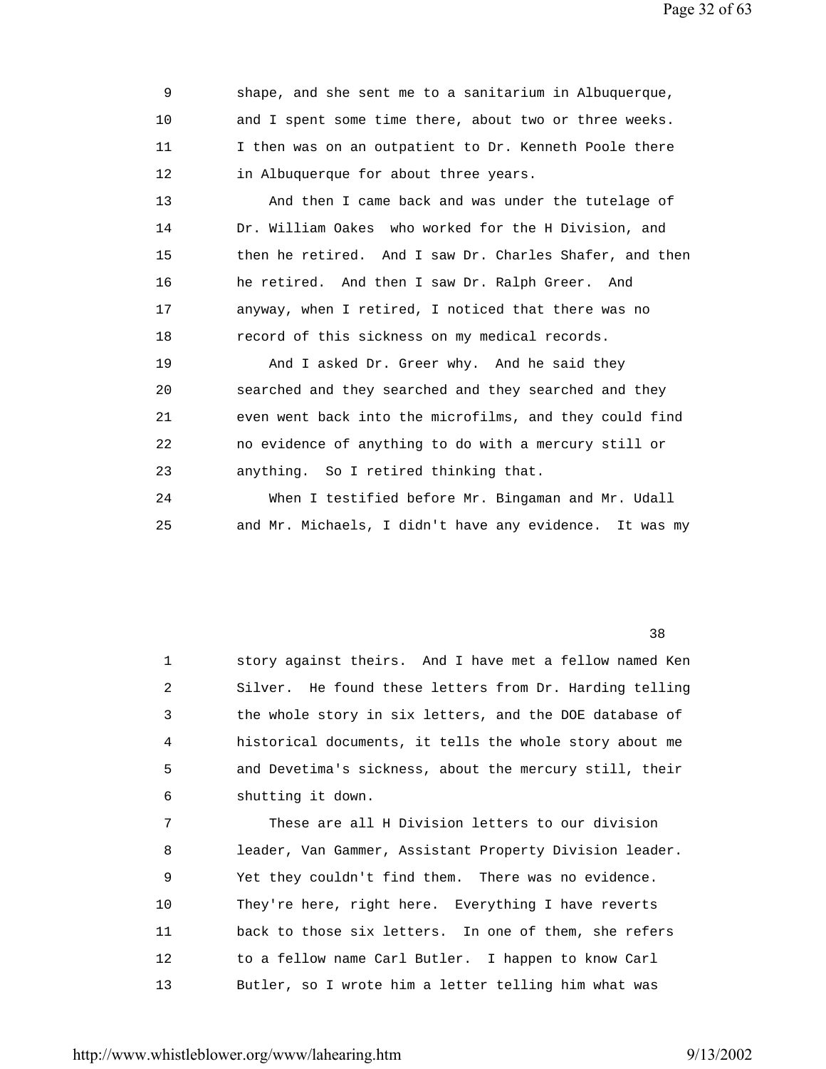9 shape, and she sent me to a sanitarium in Albuquerque,
10 and I spent some time there, about two or three weeks.
11 I then was on an outpatient to Dr. Kenneth Poole there
12 in Albuquerque for about three years.

13 And then I came back and was under the tutelage of
14 Dr. William Oakes who worked for the H Division, and
15 then he retired. And I saw Dr. Charles Shafer, and then
16 he retired. And then I saw Dr. Ralph Greer. And
17 anyway, when I retired, I noticed that there was no
18 record of this sickness on my medical records.

19 And I asked Dr. Greer why. And he said they
20 searched and they searched and they searched and they
21 even went back into the microfilms, and they could find
22 no evidence of anything to do with a mercury still or
23 anything. So I retired thinking that.

24 When I testified before Mr. Bingaman and Mr. Udall
25 and Mr. Michaels, I didn't have any evidence. It was my

38

1 story against theirs. And I have met a fellow named Ken
2 Silver. He found these letters from Dr. Harding telling
3 the whole story in six letters, and the DOE database of
4 historical documents, it tells the whole story about me
5 and Devetima's sickness, about the mercury still, their
6 shutting it down.

7 These are all H Division letters to our division
8 leader, Van Gammer, Assistant Property Division leader.
9 Yet they couldn't find them. There was no evidence.
10 They're here, right here. Everything I have reverts
11 back to those six letters. In one of them, she refers
12 to a fellow name Carl Butler. I happen to know Carl
13 Butler, so I wrote him a letter telling him what was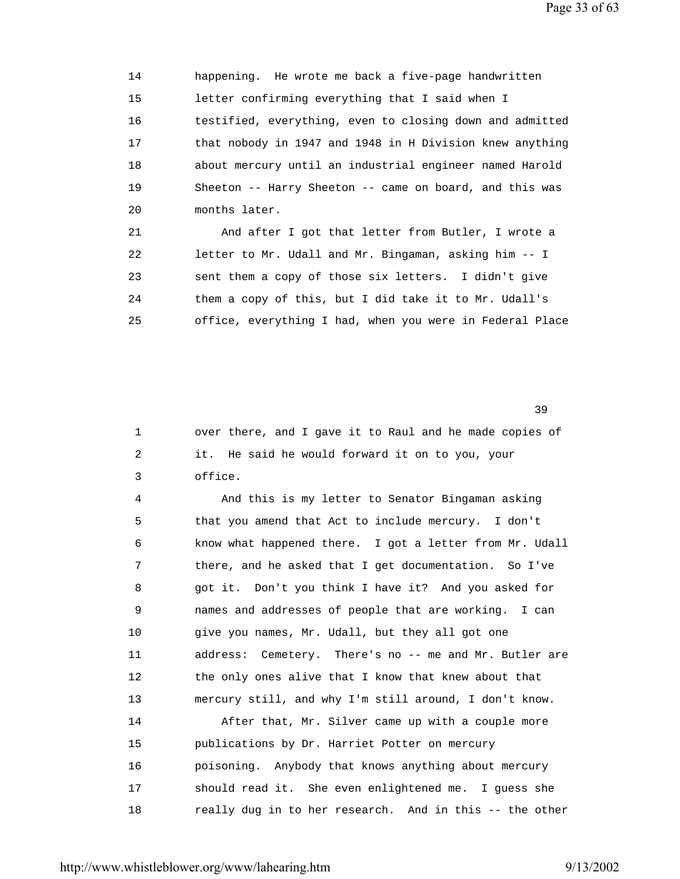14 happening. He wrote me back a five-page handwritten
15 letter confirming everything that I said when I
16 testified, everything, even to closing down and admitted
17 that nobody in 1947 and 1948 in H Division knew anything
18 about mercury until an industrial engineer named Harold
19 Sheeton -- Harry Sheeton -- came on board, and this was
20 months later.

21 And after I got that letter from Butler, I wrote a
22 letter to Mr. Udall and Mr. Bingaman, asking him -- I
23 sent them a copy of those six letters. I didn't give
24 them a copy of this, but I did take it to Mr. Udall's
25 office, everything I had, when you were in Federal Place

39

1 over there, and I gave it to Raul and he made copies of
2 it. He said he would forward it on to you, your
3 office.

4 And this is my letter to Senator Bingaman asking
5 that you amend that Act to include mercury. I don't
6 know what happened there. I got a letter from Mr. Udall
7 there, and he asked that I get documentation. So I've
8 got it. Don't you think I have it? And you asked for
9 names and addresses of people that are working. I can
10 give you names, Mr. Udall, but they all got one
11 address: Cemetery. There's no -- me and Mr. Butler are
12 the only ones alive that I know that knew about that
13 mercury still, and why I'm still around, I don't know.

14 After that, Mr. Silver came up with a couple more
15 publications by Dr. Harriet Potter on mercury
16 poisoning. Anybody that knows anything about mercury
17 should read it. She even enlightened me. I guess she
18 really dug in to her research. And in this -- the other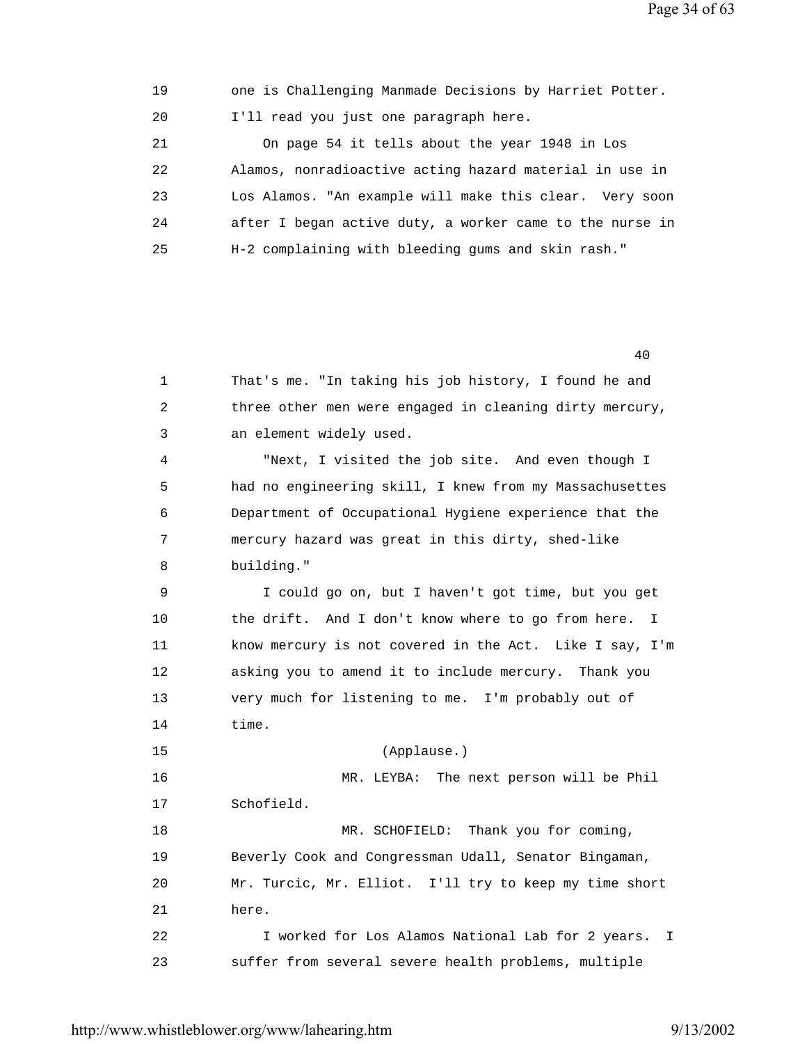one is Challenging Manmade Decisions by Harriet Potter. I'll read you just one paragraph here.

On page 54 it tells about the year 1948 in Los Alamos, nonradioactive acting hazard material in use in Los Alamos. "An example will make this clear. Very soon after I began active duty, a worker came to the nurse in H-2 complaining with bleeding gums and skin rash."

That's me. "In taking his job history, I found he and three other men were engaged in cleaning dirty mercury, an element widely used.

"Next, I visited the job site. And even though I had no engineering skill, I knew from my Massachusettes Department of Occupational Hygiene experience that the mercury hazard was great in this dirty, shed-like building."

I could go on, but I haven't got time, but you get the drift. And I don't know where to go from here. I know mercury is not covered in the Act. Like I say, I'm asking you to amend it to include mercury. Thank you very much for listening to me. I'm probably out of time.

(Applause.)

MR. LEYBA: The next person will be Phil Schofield.

MR. SCHOFIELD: Thank you for coming, Beverly Cook and Congressman Udall, Senator Bingaman, Mr. Turcic, Mr. Elliot. I'll try to keep my time short here.

I worked for Los Alamos National Lab for 2 years. I suffer from several severe health problems, multiple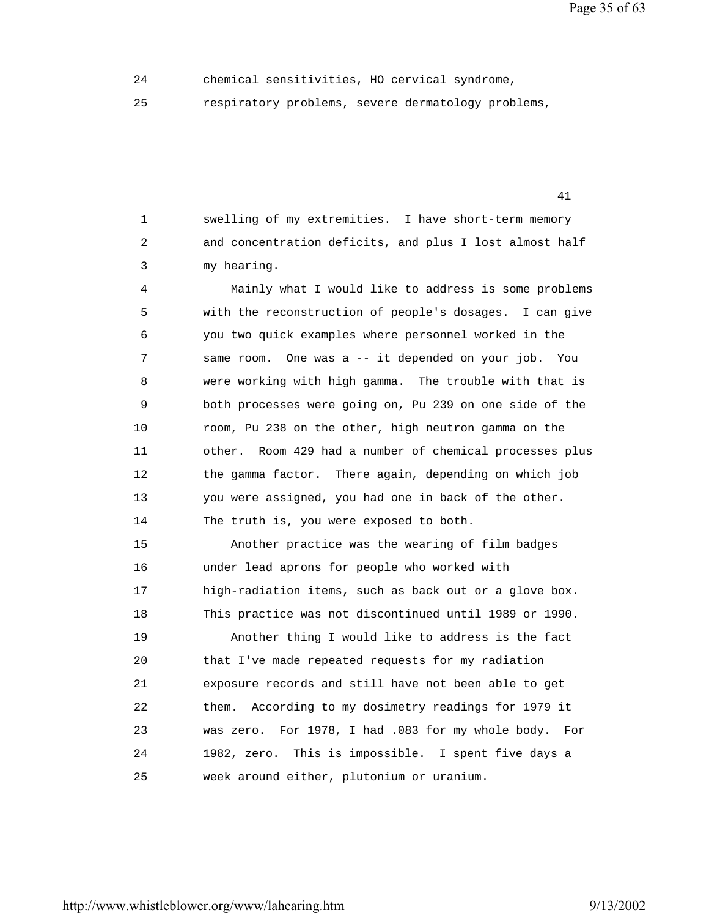chemical sensitivities, HO cervical syndrome, respiratory problems, severe dermatology problems,

swelling of my extremities. I have short-term memory and concentration deficits, and plus I lost almost half my hearing.

Mainly what I would like to address is some problems with the reconstruction of people's dosages. I can give you two quick examples where personnel worked in the same room. One was a -- it depended on your job. You were working with high gamma. The trouble with that is both processes were going on, Pu 239 on one side of the room, Pu 238 on the other, high neutron gamma on the other. Room 429 had a number of chemical processes plus the gamma factor. There again, depending on which job you were assigned, you had one in back of the other. The truth is, you were exposed to both.

Another practice was the wearing of film badges under lead aprons for people who worked with high-radiation items, such as back out or a glove box. This practice was not discontinued until 1989 or 1990.

Another thing I would like to address is the fact that I've made repeated requests for my radiation exposure records and still have not been able to get them. According to my dosimetry readings for 1979 it was zero. For 1978, I had .083 for my whole body. For 1982, zero. This is impossible. I spent five days a week around either, plutonium or uranium.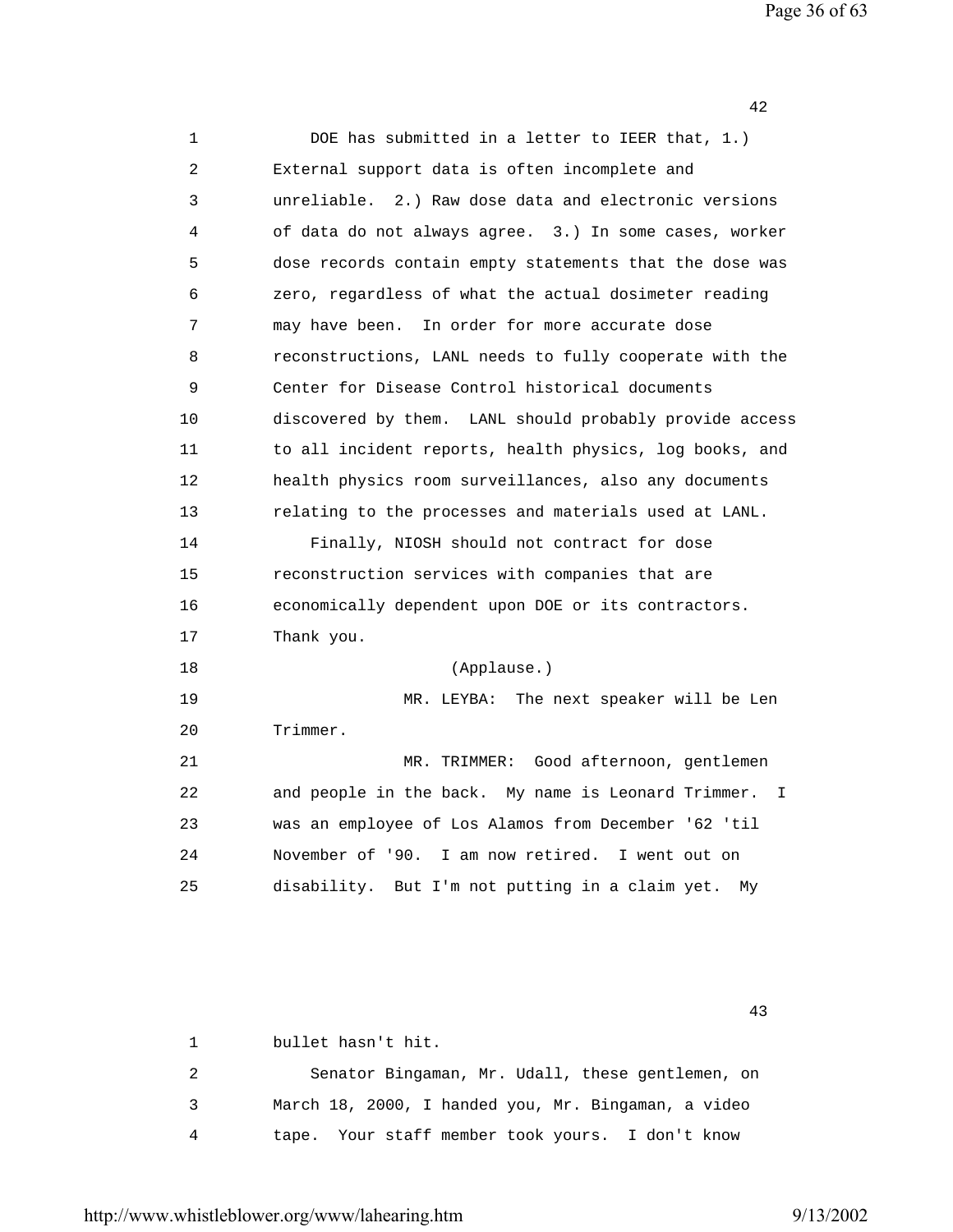DOE has submitted in a letter to IEER that, 1.) External support data is often incomplete and unreliable. 2.) Raw dose data and electronic versions of data do not always agree. 3.) In some cases, worker dose records contain empty statements that the dose was zero, regardless of what the actual dosimeter reading may have been. In order for more accurate dose reconstructions, LANL needs to fully cooperate with the Center for Disease Control historical documents discovered by them. LANL should probably provide access to all incident reports, health physics, log books, and health physics room surveillances, also any documents relating to the processes and materials used at LANL.

Finally, NIOSH should not contract for dose reconstruction services with companies that are economically dependent upon DOE or its contractors. Thank you.

(Applause.)

MR. LEYBA: The next speaker will be Len Trimmer.

MR. TRIMMER: Good afternoon, gentlemen and people in the back. My name is Leonard Trimmer. I was an employee of Los Alamos from December '62 'til November of '90. I am now retired. I went out on disability. But I'm not putting in a claim yet. My bullet hasn't hit.

Senator Bingaman, Mr. Udall, these gentlemen, on March 18, 2000, I handed you, Mr. Bingaman, a video tape. Your staff member took yours. I don't know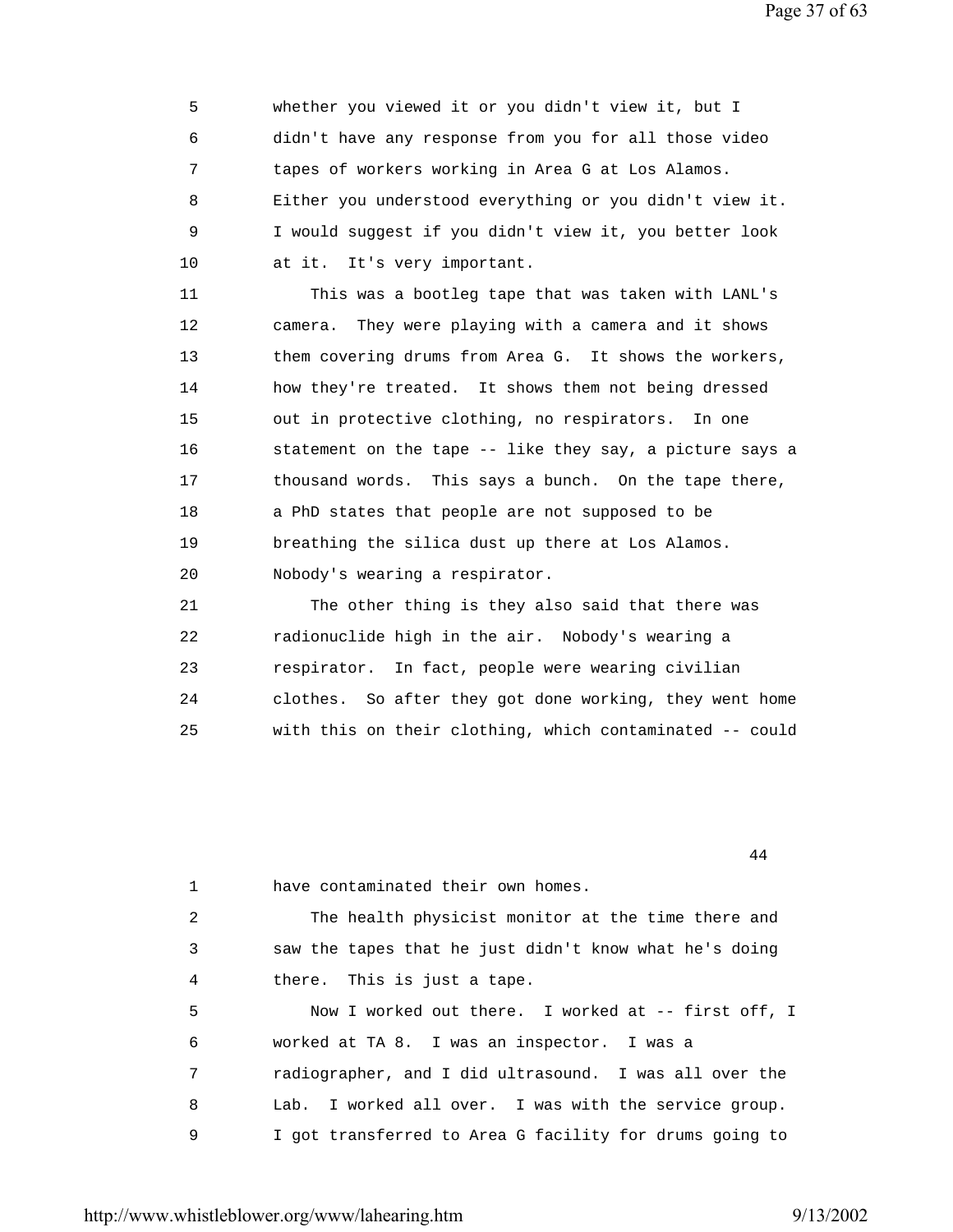whether you viewed it or you didn't view it, but I didn't have any response from you for all those video tapes of workers working in Area G at Los Alamos. Either you understood everything or you didn't view it. I would suggest if you didn't view it, you better look at it. It's very important.

This was a bootleg tape that was taken with LANL's camera. They were playing with a camera and it shows them covering drums from Area G. It shows the workers, how they're treated. It shows them not being dressed out in protective clothing, no respirators. In one statement on the tape -- like they say, a picture says a thousand words. This says a bunch. On the tape there, a PhD states that people are not supposed to be breathing the silica dust up there at Los Alamos. Nobody's wearing a respirator.

The other thing is they also said that there was radionuclide high in the air. Nobody's wearing a respirator. In fact, people were wearing civilian clothes. So after they got done working, they went home with this on their clothing, which contaminated -- could have contaminated their own homes.

The health physicist monitor at the time there and saw the tapes that he just didn't know what he's doing there. This is just a tape.

Now I worked out there. I worked at -- first off, I worked at TA 8. I was an inspector. I was a radiographer, and I did ultrasound. I was all over the Lab. I worked all over. I was with the service group. I got transferred to Area G facility for drums going to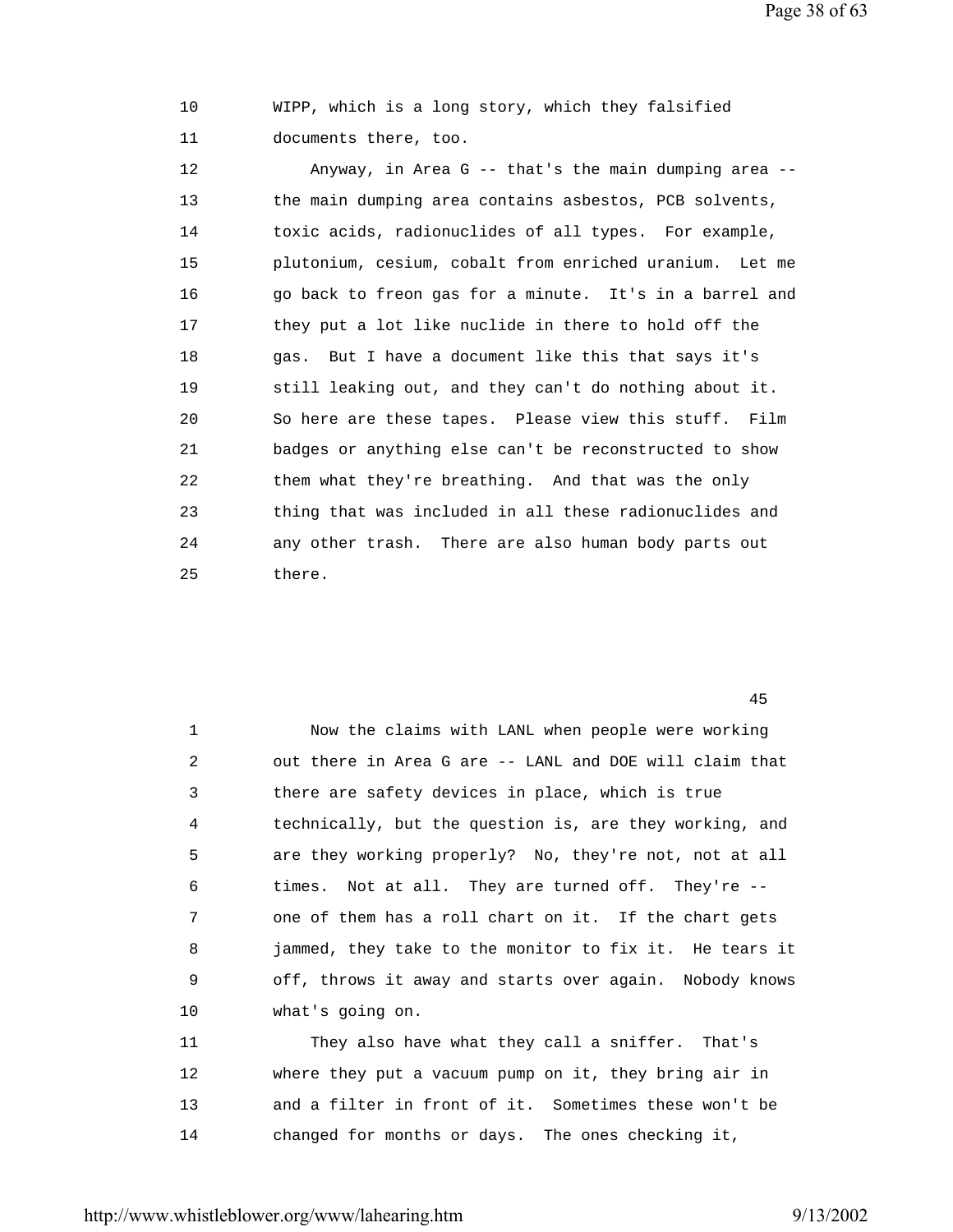10 WIPP, which is a long story, which they falsified
11 documents there, too.

12 Anyway, in Area G -- that's the main dumping area --
13 the main dumping area contains asbestos, PCB solvents,
14 toxic acids, radionuclides of all types. For example,
15 plutonium, cesium, cobalt from enriched uranium. Let me
16 go back to freon gas for a minute. It's in a barrel and
17 they put a lot like nuclide in there to hold off the
18 gas. But I have a document like this that says it's
19 still leaking out, and they can't do nothing about it.
20 So here are these tapes. Please view this stuff. Film
21 badges or anything else can't be reconstructed to show
22 them what they're breathing. And that was the only
23 thing that was included in all these radionuclides and
24 any other trash. There are also human body parts out
25 there.

45

1 Now the claims with LANL when people were working
2 out there in Area G are -- LANL and DOE will claim that
3 there are safety devices in place, which is true
4 technically, but the question is, are they working, and
5 are they working properly? No, they're not, not at all
6 times. Not at all. They are turned off. They're --
7 one of them has a roll chart on it. If the chart gets
8 jammed, they take to the monitor to fix it. He tears it
9 off, throws it away and starts over again. Nobody knows
10 what's going on.

11 They also have what they call a sniffer. That's
12 where they put a vacuum pump on it, they bring air in
13 and a filter in front of it. Sometimes these won't be
14 changed for months or days. The ones checking it,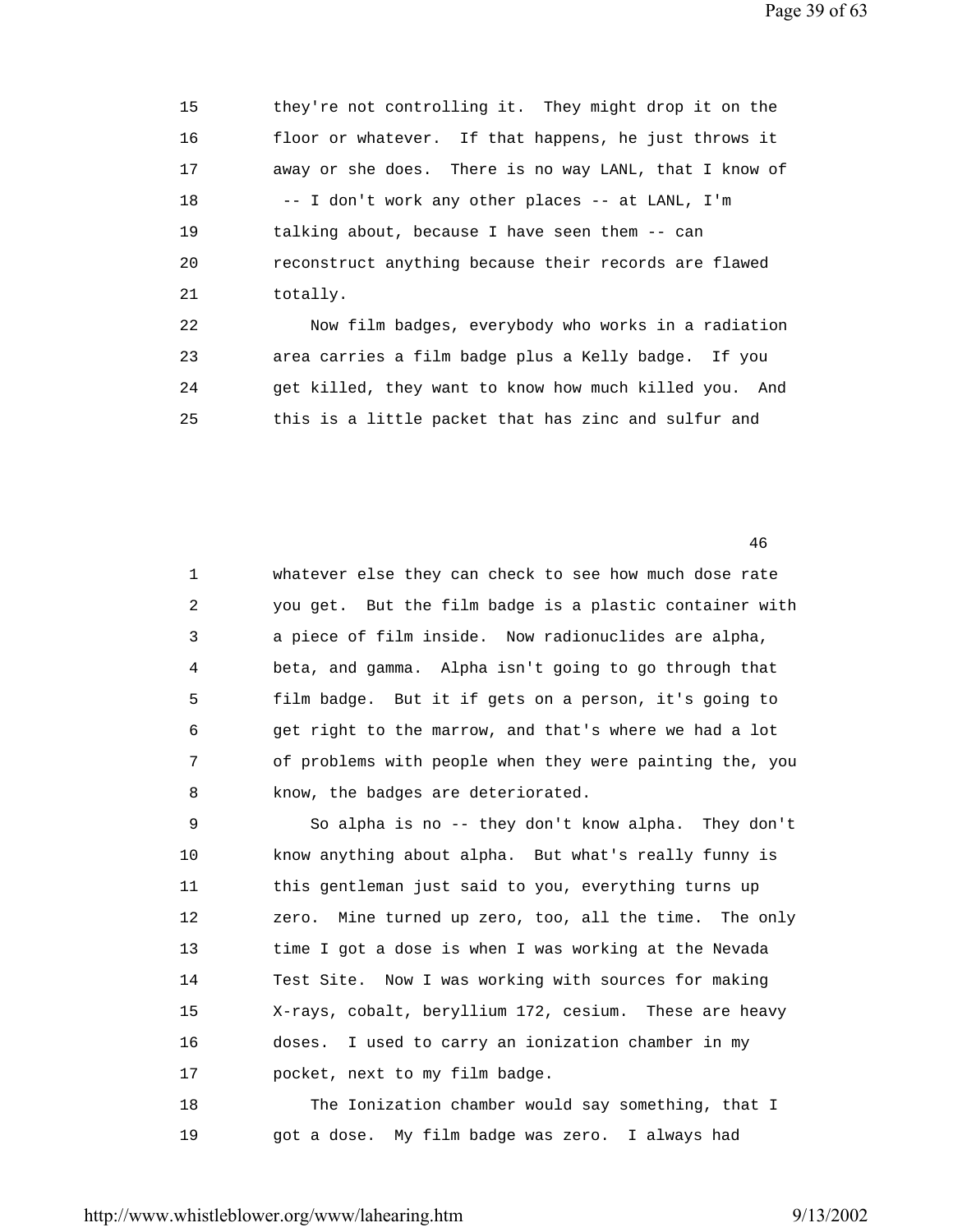they're not controlling it. They might drop it on the floor or whatever. If that happens, he just throws it away or she does. There is no way LANL, that I know of -- I don't work any other places -- at LANL, I'm talking about, because I have seen them -- can reconstruct anything because their records are flawed totally.

Now film badges, everybody who works in a radiation area carries a film badge plus a Kelly badge. If you get killed, they want to know how much killed you. And this is a little packet that has zinc and sulfur and whatever else they can check to see how much dose rate you get. But the film badge is a plastic container with a piece of film inside. Now radionuclides are alpha, beta, and gamma. Alpha isn't going to go through that film badge. But it if gets on a person, it's going to get right to the marrow, and that's where we had a lot of problems with people when they were painting the, you know, the badges are deteriorated.

So alpha is no -- they don't know alpha. They don't know anything about alpha. But what's really funny is this gentleman just said to you, everything turns up zero. Mine turned up zero, too, all the time. The only time I got a dose is when I was working at the Nevada Test Site. Now I was working with sources for making X-rays, cobalt, beryllium 172, cesium. These are heavy doses. I used to carry an ionization chamber in my pocket, next to my film badge.

The Ionization chamber would say something, that I got a dose. My film badge was zero. I always had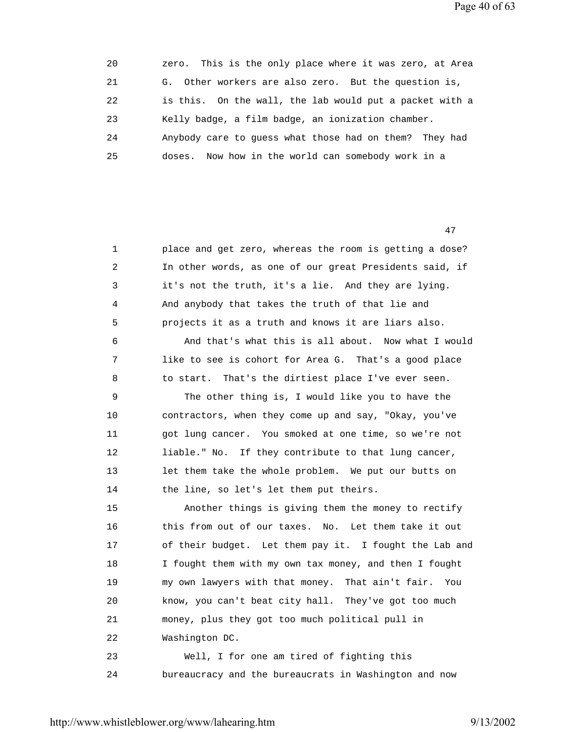20 zero. This is the only place where it was zero, at Area
21 G. Other workers are also zero. But the question is,
22 is this. On the wall, the lab would put a packet with a
23 Kelly badge, a film badge, an ionization chamber.
24 Anybody care to guess what those had on them? They had
25 doses. Now how in the world can somebody work in a

47

1 place and get zero, whereas the room is getting a dose?
2 In other words, as one of our great Presidents said, if
3 it's not the truth, it's a lie. And they are lying.
4 And anybody that takes the truth of that lie and
5 projects it as a truth and knows it are liars also.
6 And that's what this is all about. Now what I would
7 like to see is cohort for Area G. That's a good place
8 to start. That's the dirtiest place I've ever seen.
9 The other thing is, I would like you to have the
10 contractors, when they come up and say, "Okay, you've
11 got lung cancer. You smoked at one time, so we're not
12 liable." No. If they contribute to that lung cancer,
13 let them take the whole problem. We put our butts on
14 the line, so let's let them put theirs.
15 Another things is giving them the money to rectify
16 this from out of our taxes. No. Let them take it out
17 of their budget. Let them pay it. I fought the Lab and
18 I fought them with my own tax money, and then I fought
19 my own lawyers with that money. That ain't fair. You
20 know, you can't beat city hall. They've got too much
21 money, plus they got too much political pull in
22 Washington DC.
23 Well, I for one am tired of fighting this
24 bureaucracy and the bureaucrats in Washington and now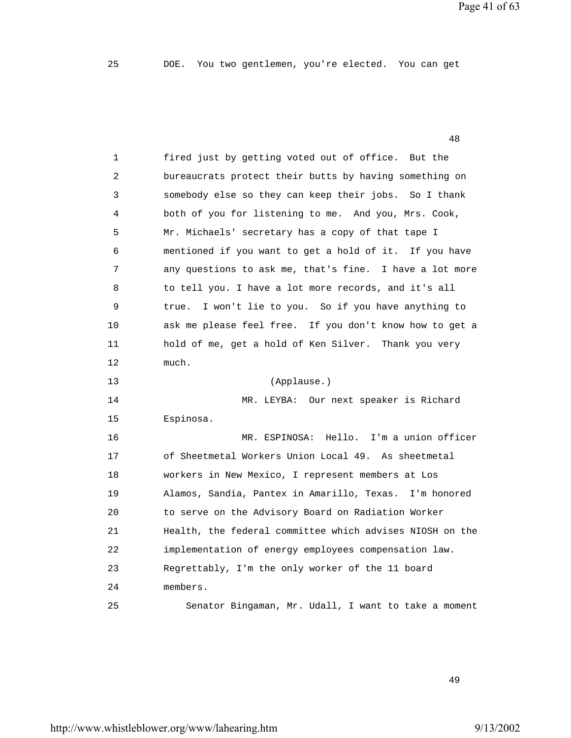25 DOE. You two gentlemen, you're elected. You can get

1 fired just by getting voted out of office. But the
2 bureaucrats protect their butts by having something on
3 somebody else so they can keep their jobs. So I thank
4 both of you for listening to me. And you, Mrs. Cook,
5 Mr. Michaels' secretary has a copy of that tape I
6 mentioned if you want to get a hold of it. If you have
7 any questions to ask me, that's fine. I have a lot more
8 to tell you. I have a lot more records, and it's all
9 true. I won't lie to you. So if you have anything to
10 ask me please feel free. If you don't know how to get a
11 hold of me, get a hold of Ken Silver. Thank you very
12 much.
13 (Applause.)
14 MR. LEYBA: Our next speaker is Richard
15 Espinosa.
16 MR. ESPINOSA: Hello. I'm a union officer
17 of Sheetmetal Workers Union Local 49. As sheetmetal
18 workers in New Mexico, I represent members at Los
19 Alamos, Sandia, Pantex in Amarillo, Texas. I'm honored
20 to serve on the Advisory Board on Radiation Worker
21 Health, the federal committee which advises NIOSH on the
22 implementation of energy employees compensation law.
23 Regrettably, I'm the only worker of the 11 board
24 members.
25 Senator Bingaman, Mr. Udall, I want to take a moment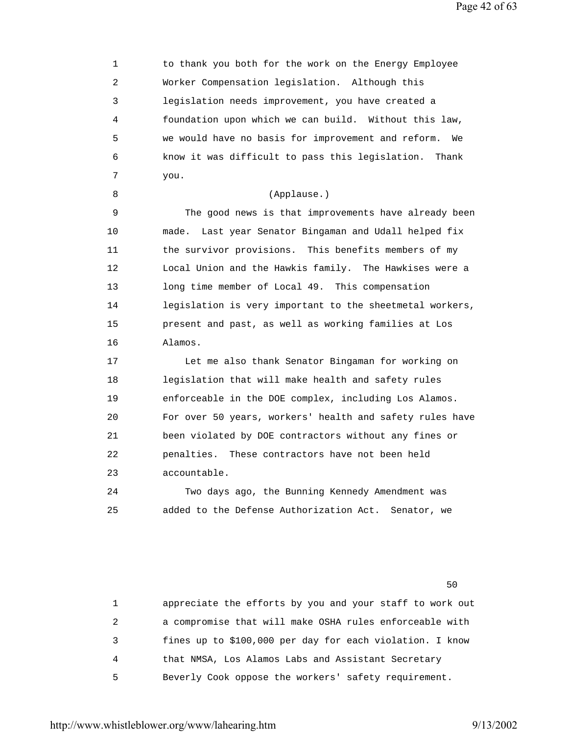to thank you both for the work on the Energy Employee Worker Compensation legislation. Although this legislation needs improvement, you have created a foundation upon which we can build. Without this law, we would have no basis for improvement and reform. We know it was difficult to pass this legislation. Thank you.

(Applause.)

The good news is that improvements have already been made. Last year Senator Bingaman and Udall helped fix the survivor provisions. This benefits members of my Local Union and the Hawkis family. The Hawkises were a long time member of Local 49. This compensation legislation is very important to the sheetmetal workers, present and past, as well as working families at Los Alamos.

Let me also thank Senator Bingaman for working on legislation that will make health and safety rules enforceable in the DOE complex, including Los Alamos. For over 50 years, workers' health and safety rules have been violated by DOE contractors without any fines or penalties. These contractors have not been held accountable.

Two days ago, the Bunning Kennedy Amendment was added to the Defense Authorization Act. Senator, we appreciate the efforts by you and your staff to work out a compromise that will make OSHA rules enforceable with fines up to $100,000 per day for each violation. I know that NMSA, Los Alamos Labs and Assistant Secretary Beverly Cook oppose the workers' safety requirement.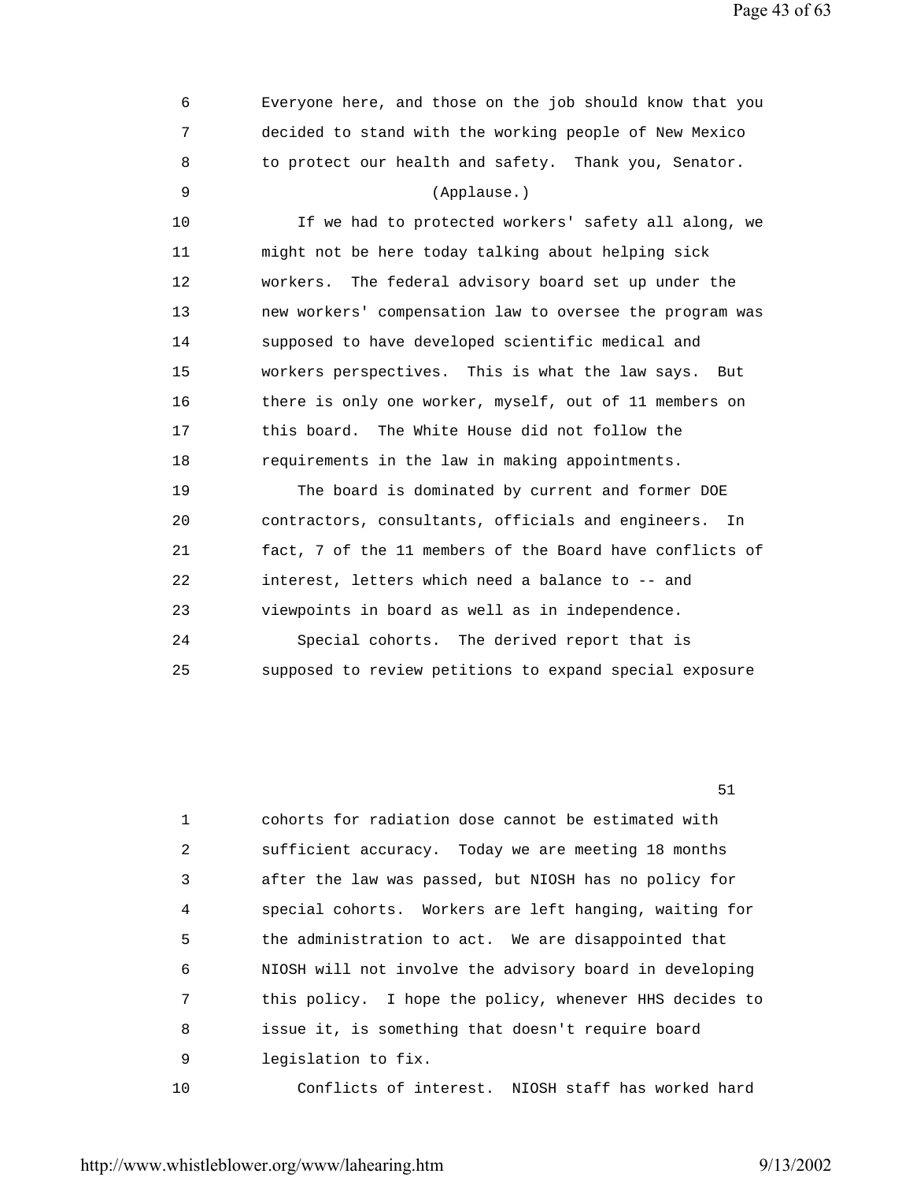Everyone here, and those on the job should know that you decided to stand with the working people of New Mexico to protect our health and safety. Thank you, Senator.

(Applause.)

If we had to protected workers' safety all along, we might not be here today talking about helping sick workers. The federal advisory board set up under the new workers' compensation law to oversee the program was supposed to have developed scientific medical and workers perspectives. This is what the law says. But there is only one worker, myself, out of 11 members on this board. The White House did not follow the requirements in the law in making appointments.

The board is dominated by current and former DOE contractors, consultants, officials and engineers. In fact, 7 of the 11 members of the Board have conflicts of interest, letters which need a balance to -- and viewpoints in board as well as in independence.

Special cohorts. The derived report that is supposed to review petitions to expand special exposure cohorts for radiation dose cannot be estimated with sufficient accuracy. Today we are meeting 18 months after the law was passed, but NIOSH has no policy for special cohorts. Workers are left hanging, waiting for the administration to act. We are disappointed that NIOSH will not involve the advisory board in developing this policy. I hope the policy, whenever HHS decides to issue it, is something that doesn't require board legislation to fix.

Conflicts of interest. NIOSH staff has worked hard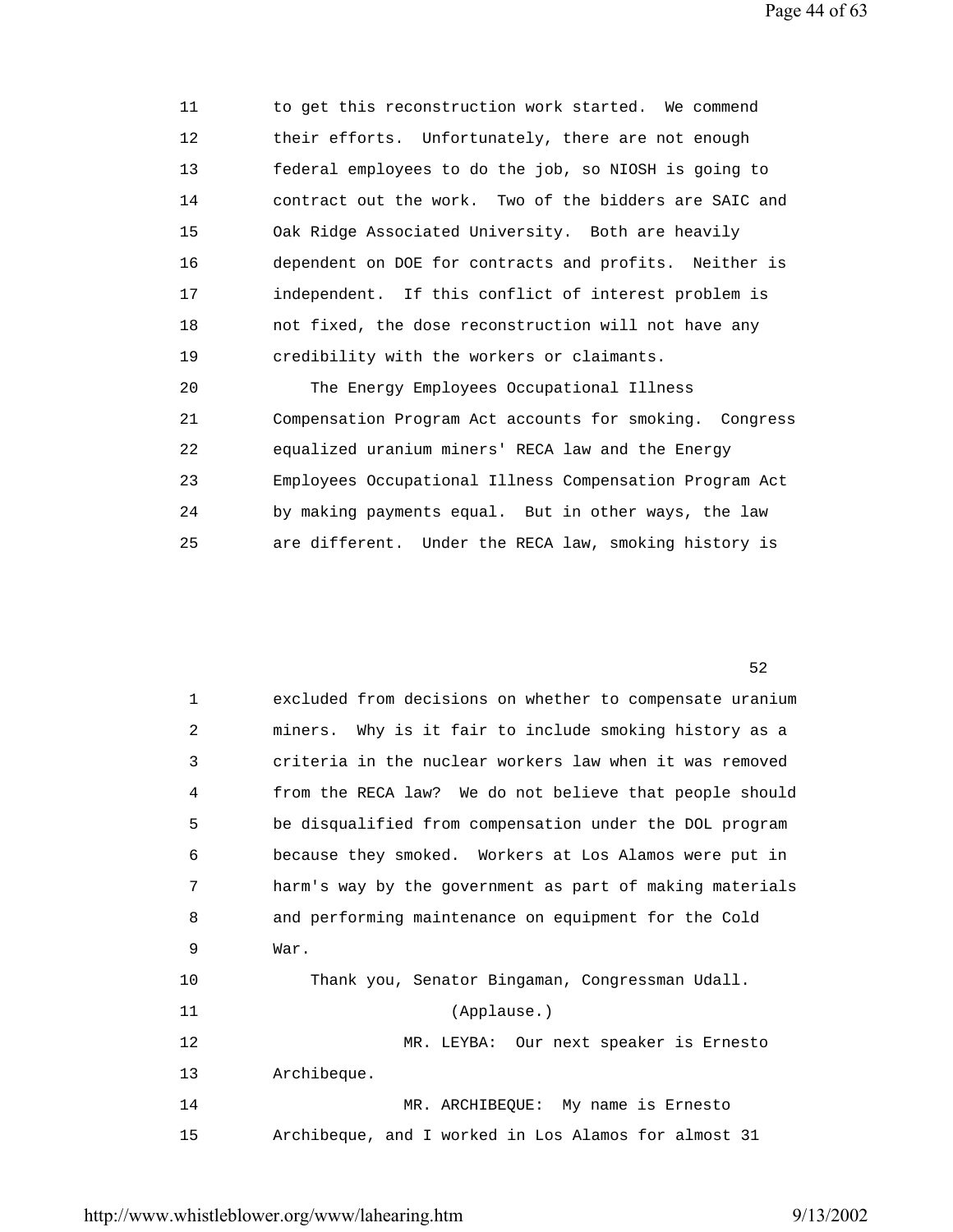to get this reconstruction work started. We commend their efforts. Unfortunately, there are not enough federal employees to do the job, so NIOSH is going to contract out the work. Two of the bidders are SAIC and Oak Ridge Associated University. Both are heavily dependent on DOE for contracts and profits. Neither is independent. If this conflict of interest problem is not fixed, the dose reconstruction will not have any credibility with the workers or claimants.

The Energy Employees Occupational Illness Compensation Program Act accounts for smoking. Congress equalized uranium miners' RECA law and the Energy Employees Occupational Illness Compensation Program Act by making payments equal. But in other ways, the law are different. Under the RECA law, smoking history is excluded from decisions on whether to compensate uranium miners. Why is it fair to include smoking history as a criteria in the nuclear workers law when it was removed from the RECA law? We do not believe that people should be disqualified from compensation under the DOL program because they smoked. Workers at Los Alamos were put in harm's way by the government as part of making materials and performing maintenance on equipment for the Cold War.

Thank you, Senator Bingaman, Congressman Udall.

(Applause.)

MR. LEYBA: Our next speaker is Ernesto Archibeque.

MR. ARCHIBEQUE: My name is Ernesto Archibeque, and I worked in Los Alamos for almost 31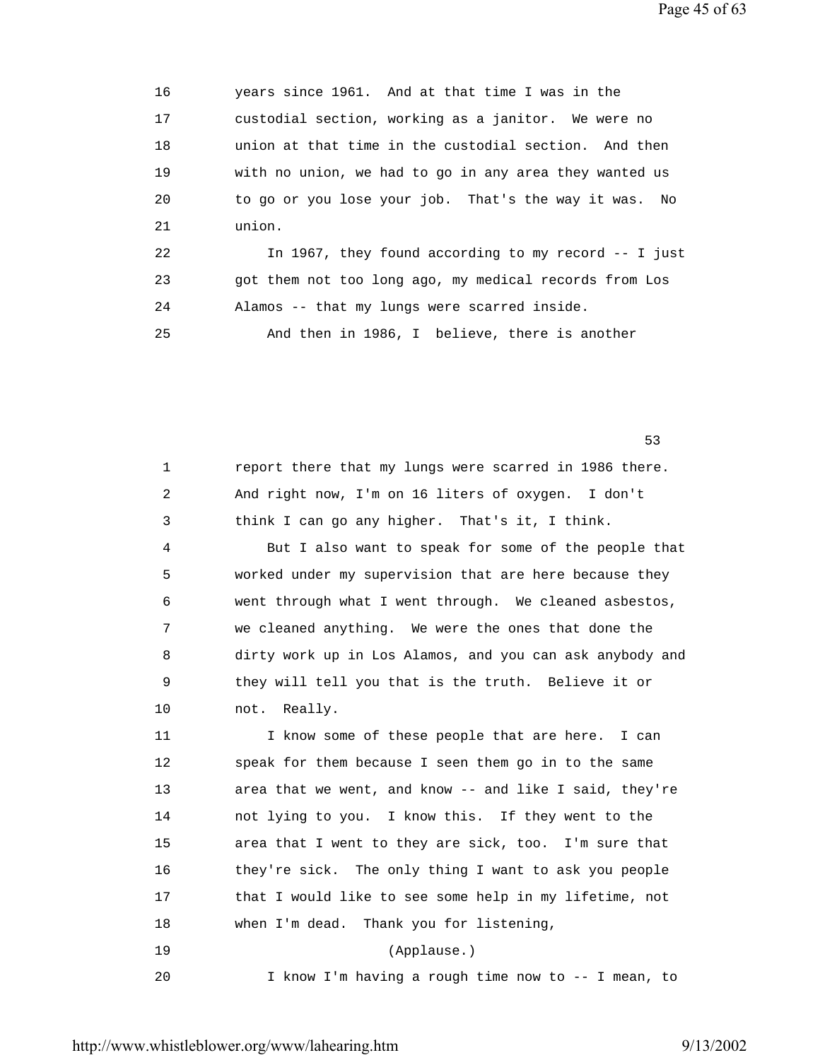16 years since 1961. And at that time I was in the
17 custodial section, working as a janitor. We were no
18 union at that time in the custodial section. And then
19 with no union, we had to go in any area they wanted us
20 to go or you lose your job. That's the way it was. No
21 union.
22 In 1967, they found according to my record -- I just
23 got them not too long ago, my medical records from Los
24 Alamos -- that my lungs were scarred inside.
25 And then in 1986, I believe, there is another

53

1 report there that my lungs were scarred in 1986 there.
2 And right now, I'm on 16 liters of oxygen. I don't
3 think I can go any higher. That's it, I think.
4 But I also want to speak for some of the people that
5 worked under my supervision that are here because they
6 went through what I went through. We cleaned asbestos,
7 we cleaned anything. We were the ones that done the
8 dirty work up in Los Alamos, and you can ask anybody and
9 they will tell you that is the truth. Believe it or
10 not. Really.
11 I know some of these people that are here. I can
12 speak for them because I seen them go in to the same
13 area that we went, and know -- and like I said, they're
14 not lying to you. I know this. If they went to the
15 area that I went to they are sick, too. I'm sure that
16 they're sick. The only thing I want to ask you people
17 that I would like to see some help in my lifetime, not
18 when I'm dead. Thank you for listening,
19 (Applause.)
20 I know I'm having a rough time now to -- I mean, to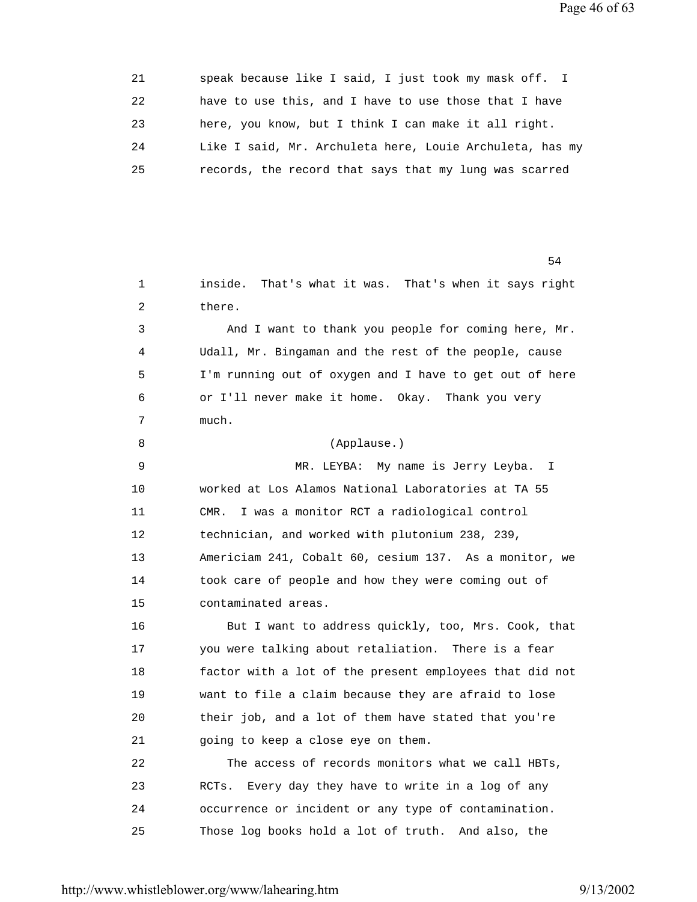speak because like I said, I just took my mask off. I have to use this, and I have to use those that I have here, you know, but I think I can make it all right. Like I said, Mr. Archuleta here, Louie Archuleta, has my records, the record that says that my lung was scarred inside. That's what it was. That's when it says right there.

And I want to thank you people for coming here, Mr. Udall, Mr. Bingaman and the rest of the people, cause I'm running out of oxygen and I have to get out of here or I'll never make it home. Okay. Thank you very much.

(Applause.)

MR. LEYBA: My name is Jerry Leyba. I worked at Los Alamos National Laboratories at TA 55 CMR. I was a monitor RCT a radiological control technician, and worked with plutonium 238, 239, Americiam 241, Cobalt 60, cesium 137. As a monitor, we took care of people and how they were coming out of contaminated areas.

But I want to address quickly, too, Mrs. Cook, that you were talking about retaliation. There is a fear factor with a lot of the present employees that did not want to file a claim because they are afraid to lose their job, and a lot of them have stated that you're going to keep a close eye on them.

The access of records monitors what we call HBTs, RCTs. Every day they have to write in a log of any occurrence or incident or any type of contamination. Those log books hold a lot of truth. And also, the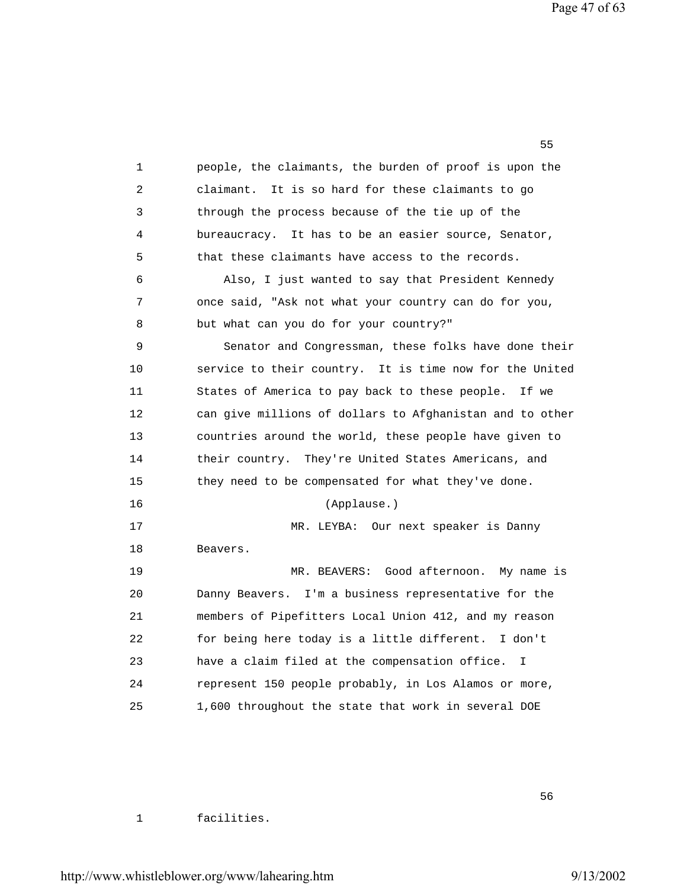people, the claimants, the burden of proof is upon the claimant. It is so hard for these claimants to go through the process because of the tie up of the bureaucracy. It has to be an easier source, Senator, that these claimants have access to the records.

Also, I just wanted to say that President Kennedy once said, "Ask not what your country can do for you, but what can you do for your country?"

Senator and Congressman, these folks have done their service to their country. It is time now for the United States of America to pay back to these people. If we can give millions of dollars to Afghanistan and to other countries around the world, these people have given to their country. They're United States Americans, and they need to be compensated for what they've done.

(Applause.)

MR. LEYBA: Our next speaker is Danny Beavers.

MR. BEAVERS: Good afternoon. My name is Danny Beavers. I'm a business representative for the members of Pipefitters Local Union 412, and my reason for being here today is a little different. I don't have a claim filed at the compensation office. I represent 150 people probably, in Los Alamos or more, 1,600 throughout the state that work in several DOE facilities.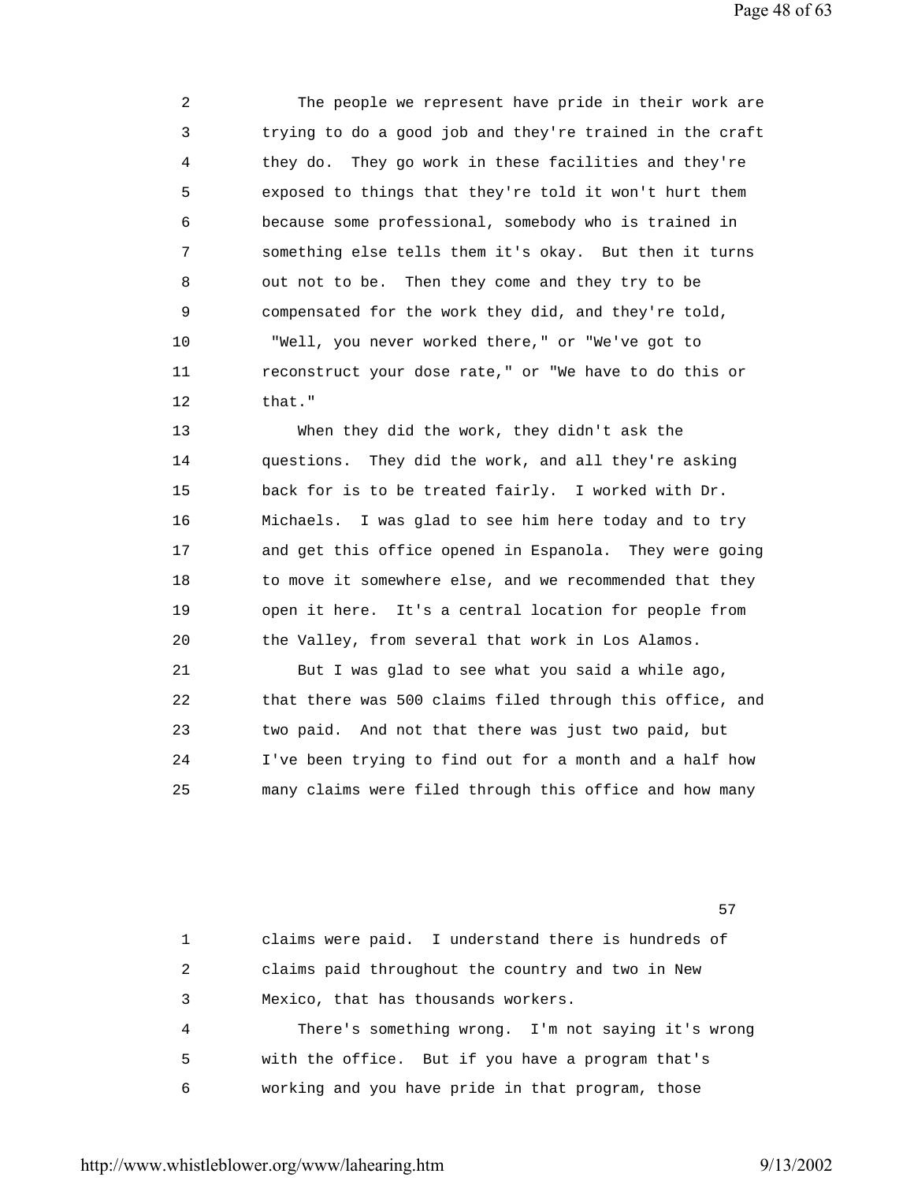The people we represent have pride in their work are trying to do a good job and they're trained in the craft they do. They go work in these facilities and they're exposed to things that they're told it won't hurt them because some professional, somebody who is trained in something else tells them it's okay. But then it turns out not to be. Then they come and they try to be compensated for the work they did, and they're told, "Well, you never worked there," or "We've got to reconstruct your dose rate," or "We have to do this or that."

When they did the work, they didn't ask the questions. They did the work, and all they're asking back for is to be treated fairly. I worked with Dr. Michaels. I was glad to see him here today and to try and get this office opened in Espanola. They were going to move it somewhere else, and we recommended that they open it here. It's a central location for people from the Valley, from several that work in Los Alamos.

But I was glad to see what you said a while ago, that there was 500 claims filed through this office, and two paid. And not that there was just two paid, but I've been trying to find out for a month and a half how many claims were filed through this office and how many claims were paid. I understand there is hundreds of claims paid throughout the country and two in New Mexico, that has thousands workers.

There's something wrong. I'm not saying it's wrong with the office. But if you have a program that's working and you have pride in that program, those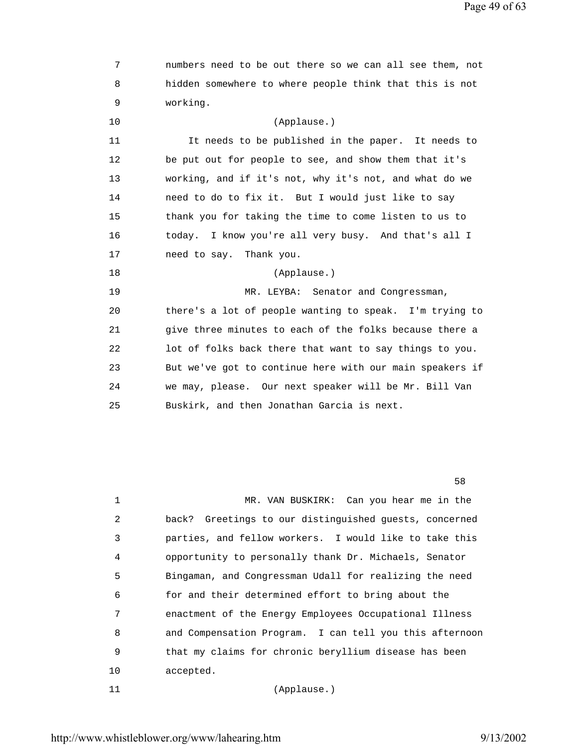numbers need to be out there so we can all see them, not hidden somewhere to where people think that this is not working.

(Applause.)

It needs to be published in the paper. It needs to be put out for people to see, and show them that it's working, and if it's not, why it's not, and what do we need to do to fix it. But I would just like to say thank you for taking the time to come listen to us to today. I know you're all very busy. And that's all I need to say. Thank you.

(Applause.)

MR. LEYBA: Senator and Congressman, there's a lot of people wanting to speak. I'm trying to give three minutes to each of the folks because there a lot of folks back there that want to say things to you. But we've got to continue here with our main speakers if we may, please. Our next speaker will be Mr. Bill Van Buskirk, and then Jonathan Garcia is next.

MR. VAN BUSKIRK: Can you hear me in the back? Greetings to our distinguished guests, concerned parties, and fellow workers. I would like to take this opportunity to personally thank Dr. Michaels, Senator Bingaman, and Congressman Udall for realizing the need for and their determined effort to bring about the enactment of the Energy Employees Occupational Illness and Compensation Program. I can tell you this afternoon that my claims for chronic beryllium disease has been accepted.

(Applause.)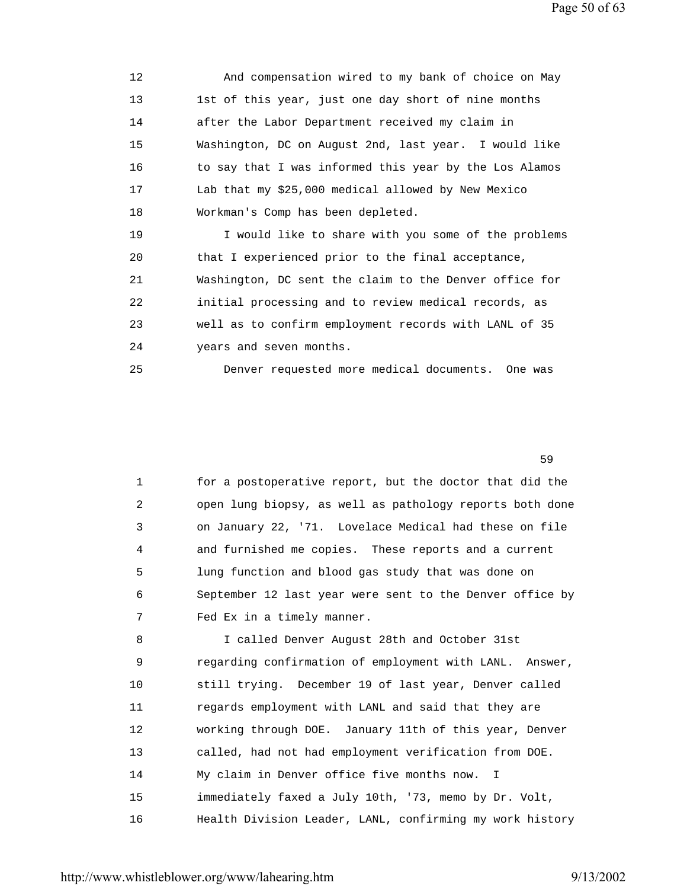And compensation wired to my bank of choice on May 1st of this year, just one day short of nine months after the Labor Department received my claim in Washington, DC on August 2nd, last year. I would like to say that I was informed this year by the Los Alamos Lab that my $25,000 medical allowed by New Mexico Workman's Comp has been depleted.

I would like to share with you some of the problems that I experienced prior to the final acceptance, Washington, DC sent the claim to the Denver office for initial processing and to review medical records, as well as to confirm employment records with LANL of 35 years and seven months.

Denver requested more medical documents. One was for a postoperative report, but the doctor that did the open lung biopsy, as well as pathology reports both done on January 22, '71. Lovelace Medical had these on file and furnished me copies. These reports and a current lung function and blood gas study that was done on September 12 last year were sent to the Denver office by Fed Ex in a timely manner.

I called Denver August 28th and October 31st regarding confirmation of employment with LANL. Answer, still trying. December 19 of last year, Denver called regards employment with LANL and said that they are working through DOE. January 11th of this year, Denver called, had not had employment verification from DOE. My claim in Denver office five months now. I immediately faxed a July 10th, '73, memo by Dr. Volt, Health Division Leader, LANL, confirming my work history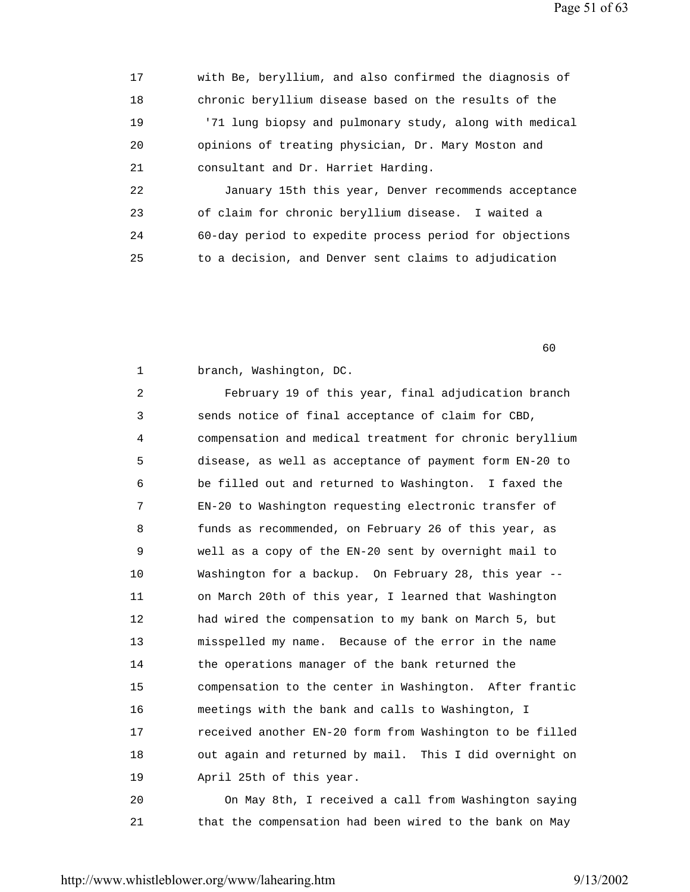17 with Be, beryllium, and also confirmed the diagnosis of
18 chronic beryllium disease based on the results of the
19 '71 lung biopsy and pulmonary study, along with medical
20 opinions of treating physician, Dr. Mary Moston and
21 consultant and Dr. Harriet Harding.
22 January 15th this year, Denver recommends acceptance
23 of claim for chronic beryllium disease. I waited a
24 60-day period to expedite process period for objections
25 to a decision, and Denver sent claims to adjudication

60

1 branch, Washington, DC.
2 February 19 of this year, final adjudication branch
3 sends notice of final acceptance of claim for CBD,
4 compensation and medical treatment for chronic beryllium
5 disease, as well as acceptance of payment form EN-20 to
6 be filled out and returned to Washington. I faxed the
7 EN-20 to Washington requesting electronic transfer of
8 funds as recommended, on February 26 of this year, as
9 well as a copy of the EN-20 sent by overnight mail to
10 Washington for a backup. On February 28, this year --
11 on March 20th of this year, I learned that Washington
12 had wired the compensation to my bank on March 5, but
13 misspelled my name. Because of the error in the name
14 the operations manager of the bank returned the
15 compensation to the center in Washington. After frantic
16 meetings with the bank and calls to Washington, I
17 received another EN-20 form from Washington to be filled
18 out again and returned by mail. This I did overnight on
19 April 25th of this year.
20 On May 8th, I received a call from Washington saying
21 that the compensation had been wired to the bank on May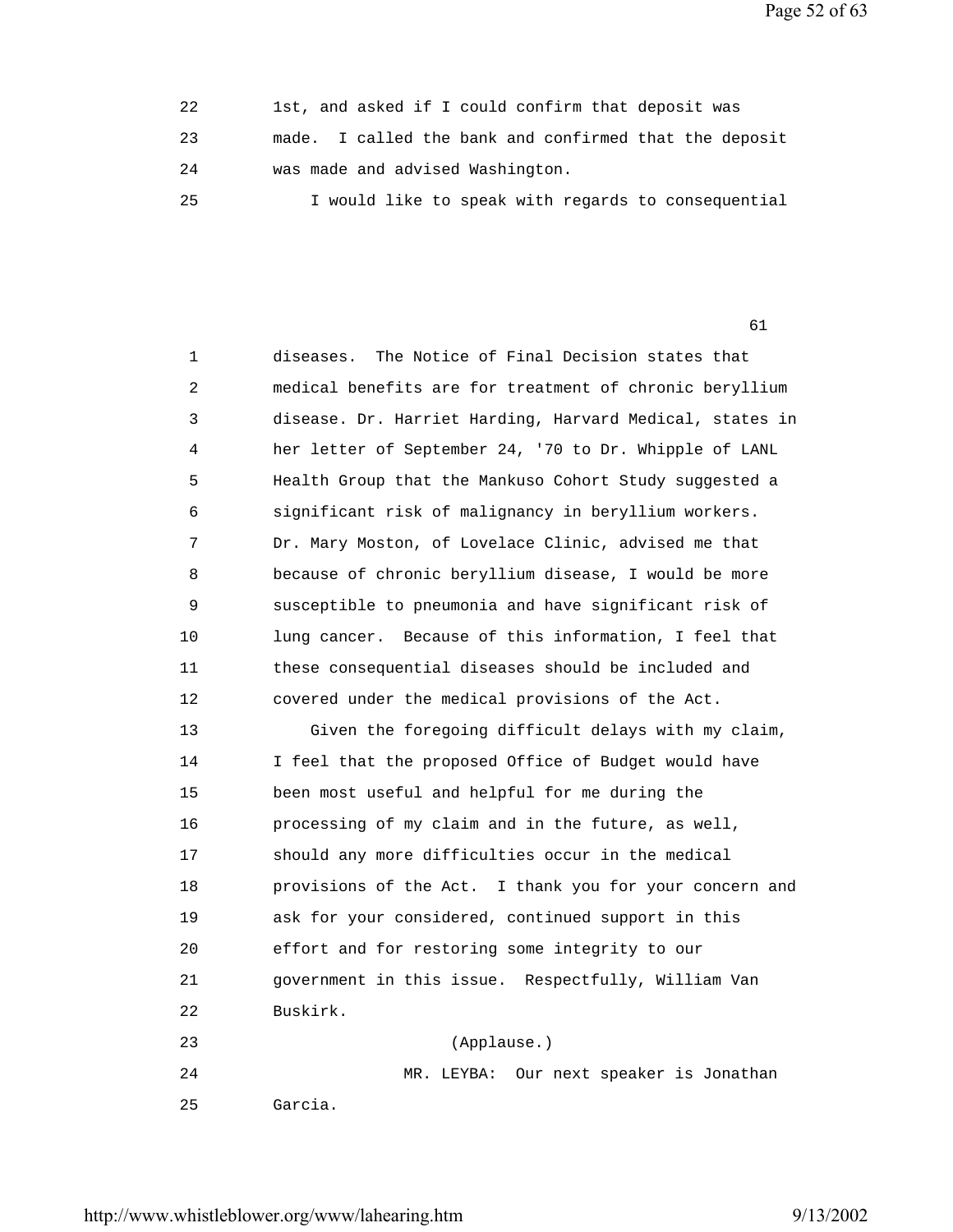22        1st, and asked if I could confirm that deposit was
23        made.  I called the bank and confirmed that the deposit
24        was made and advised Washington.
25            I would like to speak with regards to consequential

61

1        diseases.  The Notice of Final Decision states that
2        medical benefits are for treatment of chronic beryllium
3        disease. Dr. Harriet Harding, Harvard Medical, states in
4        her letter of September 24, '70 to Dr. Whipple of LANL
5        Health Group that the Mankuso Cohort Study suggested a
6        significant risk of malignancy in beryllium workers.
7        Dr. Mary Moston, of Lovelace Clinic, advised me that
8        because of chronic beryllium disease, I would be more
9        susceptible to pneumonia and have significant risk of
10        lung cancer.  Because of this information, I feel that
11        these consequential diseases should be included and
12        covered under the medical provisions of the Act.
13            Given the foregoing difficult delays with my claim,
14        I feel that the proposed Office of Budget would have
15        been most useful and helpful for me during the
16        processing of my claim and in the future, as well,
17        should any more difficulties occur in the medical
18        provisions of the Act.  I thank you for your concern and
19        ask for your considered, continued support in this
20        effort and for restoring some integrity to our
21        government in this issue.  Respectfully, William Van
22        Buskirk.
23                    (Applause.)
24                MR. LEYBA:  Our next speaker is Jonathan
25        Garcia.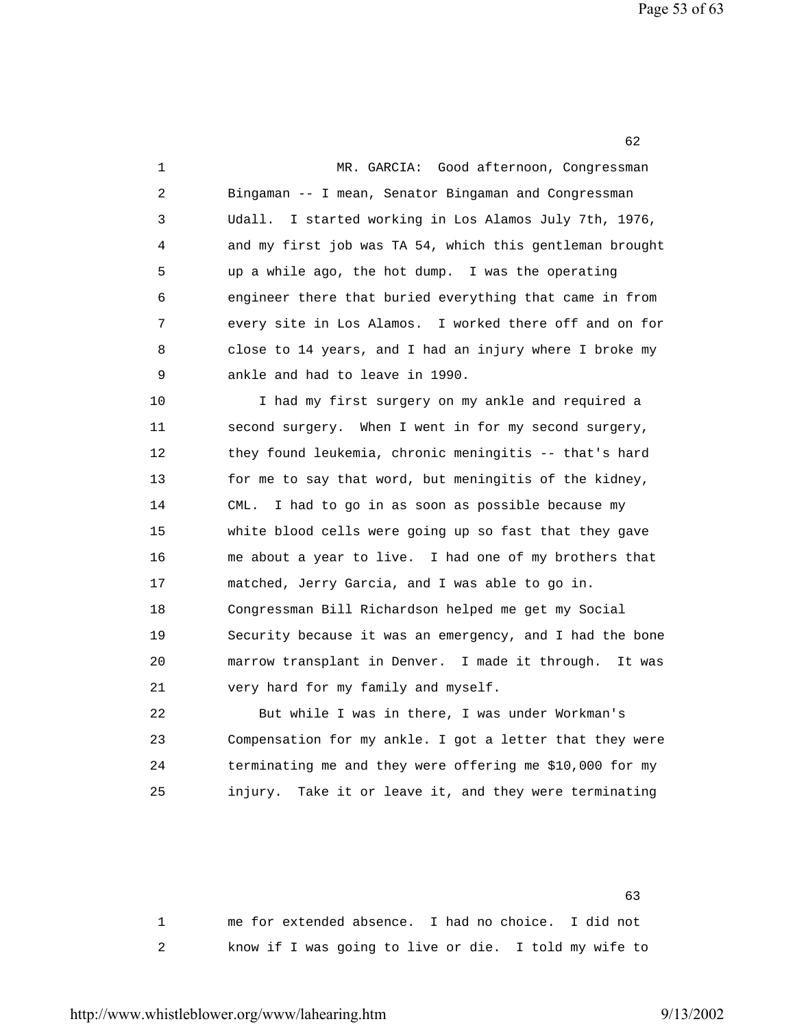MR. GARCIA: Good afternoon, Congressman Bingaman -- I mean, Senator Bingaman and Congressman Udall. I started working in Los Alamos July 7th, 1976, and my first job was TA 54, which this gentleman brought up a while ago, the hot dump. I was the operating engineer there that buried everything that came in from every site in Los Alamos. I worked there off and on for close to 14 years, and I had an injury where I broke my ankle and had to leave in 1990.

I had my first surgery on my ankle and required a second surgery. When I went in for my second surgery, they found leukemia, chronic meningitis -- that's hard for me to say that word, but meningitis of the kidney, CML. I had to go in as soon as possible because my white blood cells were going up so fast that they gave me about a year to live. I had one of my brothers that matched, Jerry Garcia, and I was able to go in. Congressman Bill Richardson helped me get my Social Security because it was an emergency, and I had the bone marrow transplant in Denver. I made it through. It was very hard for my family and myself.

But while I was in there, I was under Workman's Compensation for my ankle. I got a letter that they were terminating me and they were offering me $10,000 for my injury. Take it or leave it, and they were terminating me for extended absence. I had no choice. I did not know if I was going to live or die. I told my wife to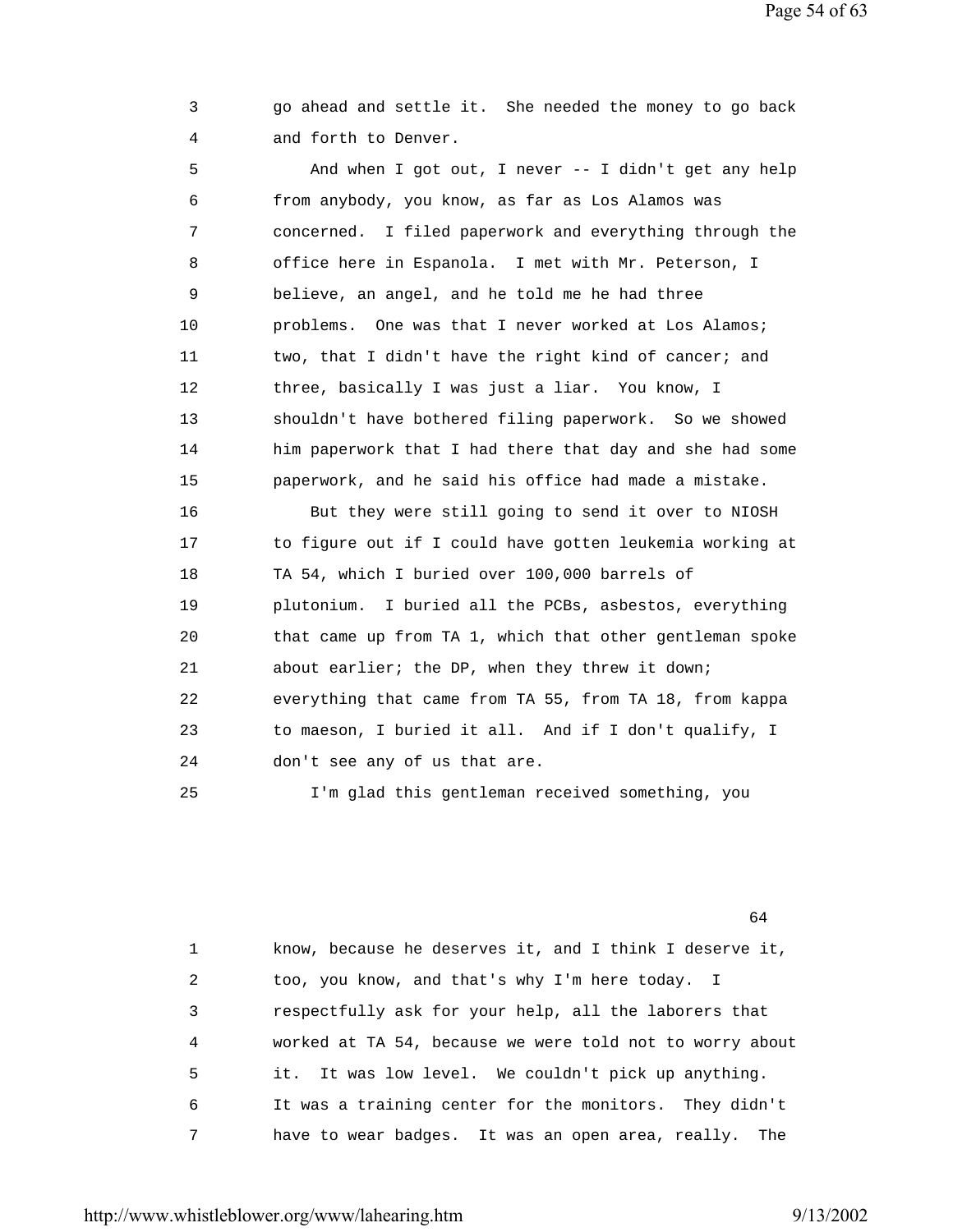go ahead and settle it. She needed the money to go back and forth to Denver.

And when I got out, I never -- I didn't get any help from anybody, you know, as far as Los Alamos was concerned. I filed paperwork and everything through the office here in Espanola. I met with Mr. Peterson, I believe, an angel, and he told me he had three problems. One was that I never worked at Los Alamos; two, that I didn't have the right kind of cancer; and three, basically I was just a liar. You know, I shouldn't have bothered filing paperwork. So we showed him paperwork that I had there that day and she had some paperwork, and he said his office had made a mistake.

But they were still going to send it over to NIOSH to figure out if I could have gotten leukemia working at TA 54, which I buried over 100,000 barrels of plutonium. I buried all the PCBs, asbestos, everything that came up from TA 1, which that other gentleman spoke about earlier; the DP, when they threw it down; everything that came from TA 55, from TA 18, from kappa to maeson, I buried it all. And if I don't qualify, I don't see any of us that are.

I'm glad this gentleman received something, you know, because he deserves it, and I think I deserve it, too, you know, and that's why I'm here today. I respectfully ask for your help, all the laborers that worked at TA 54, because we were told not to worry about it. It was low level. We couldn't pick up anything. It was a training center for the monitors. They didn't have to wear badges. It was an open area, really. The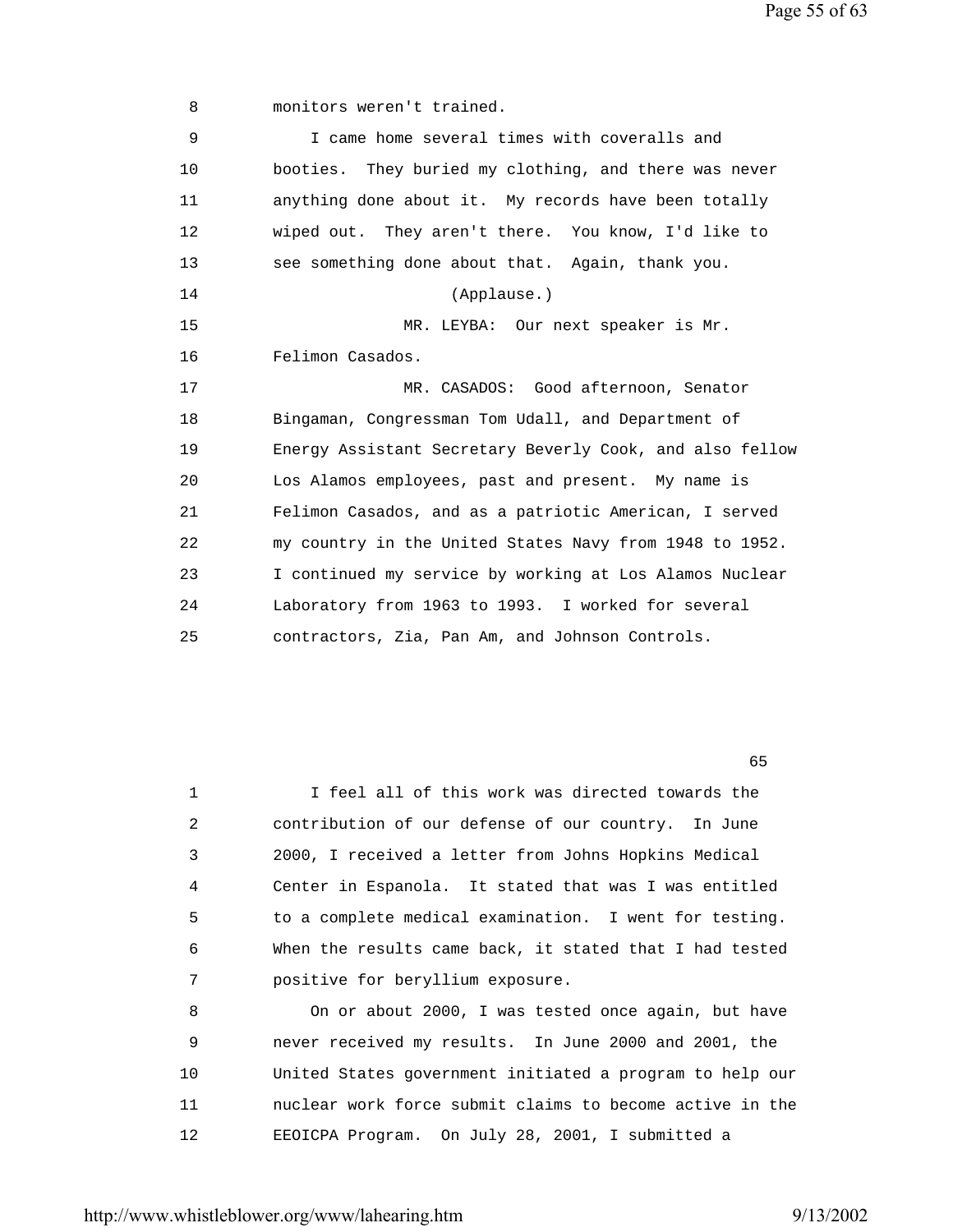monitors weren't trained.

I came home several times with coveralls and booties. They buried my clothing, and there was never anything done about it. My records have been totally wiped out. They aren't there. You know, I'd like to see something done about that. Again, thank you.

(Applause.)

MR. LEYBA: Our next speaker is Mr. Felimon Casados.

MR. CASADOS: Good afternoon, Senator Bingaman, Congressman Tom Udall, and Department of Energy Assistant Secretary Beverly Cook, and also fellow Los Alamos employees, past and present. My name is Felimon Casados, and as a patriotic American, I served my country in the United States Navy from 1948 to 1952. I continued my service by working at Los Alamos Nuclear Laboratory from 1963 to 1993. I worked for several contractors, Zia, Pan Am, and Johnson Controls.

I feel all of this work was directed towards the contribution of our defense of our country. In June 2000, I received a letter from Johns Hopkins Medical Center in Espanola. It stated that was I was entitled to a complete medical examination. I went for testing. When the results came back, it stated that I had tested positive for beryllium exposure.

On or about 2000, I was tested once again, but have never received my results. In June 2000 and 2001, the United States government initiated a program to help our nuclear work force submit claims to become active in the EEOICPA Program. On July 28, 2001, I submitted a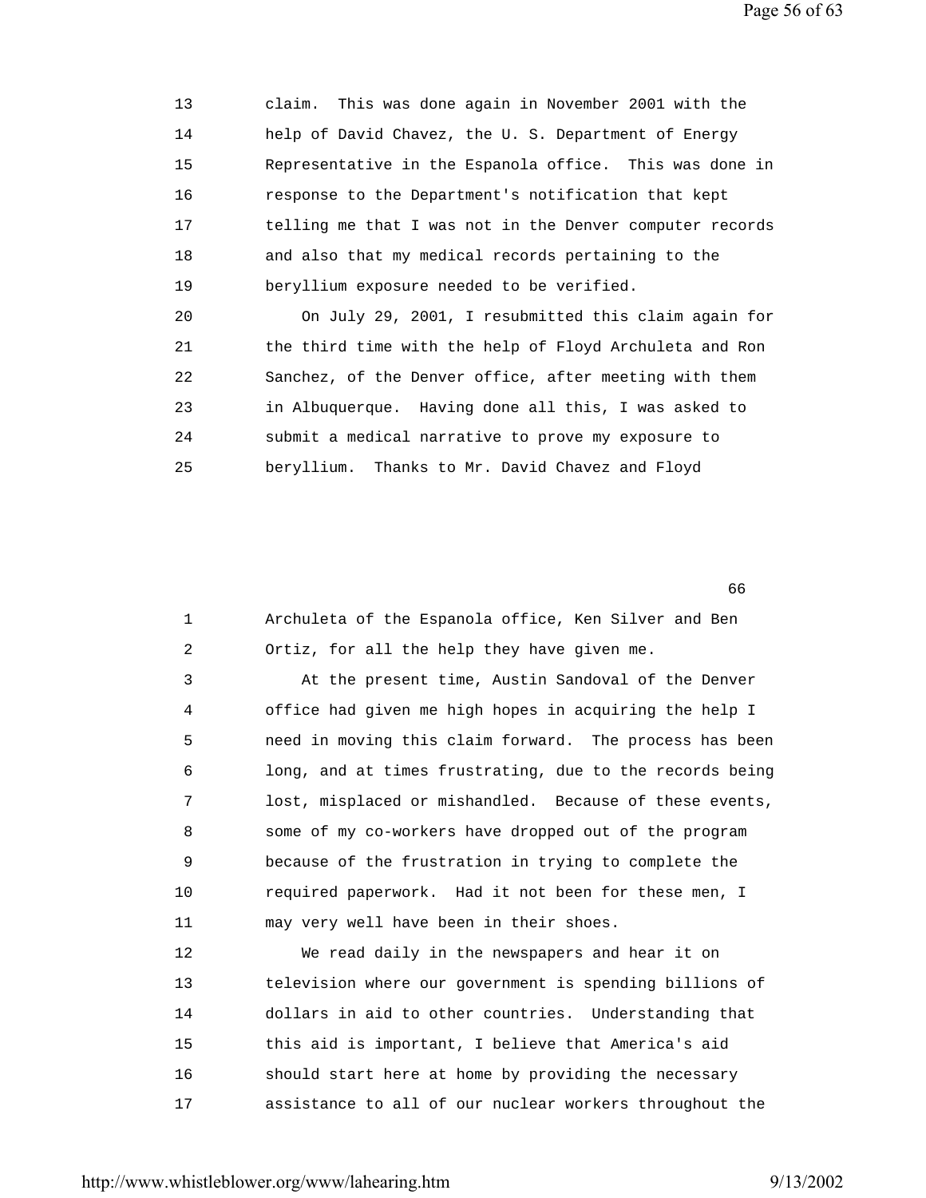claim. This was done again in November 2001 with the help of David Chavez, the U. S. Department of Energy Representative in the Espanola office. This was done in response to the Department's notification that kept telling me that I was not in the Denver computer records and also that my medical records pertaining to the beryllium exposure needed to be verified.

On July 29, 2001, I resubmitted this claim again for the third time with the help of Floyd Archuleta and Ron Sanchez, of the Denver office, after meeting with them in Albuquerque. Having done all this, I was asked to submit a medical narrative to prove my exposure to beryllium. Thanks to Mr. David Chavez and Floyd Archuleta of the Espanola office, Ken Silver and Ben Ortiz, for all the help they have given me.

At the present time, Austin Sandoval of the Denver office had given me high hopes in acquiring the help I need in moving this claim forward. The process has been long, and at times frustrating, due to the records being lost, misplaced or mishandled. Because of these events, some of my co-workers have dropped out of the program because of the frustration in trying to complete the required paperwork. Had it not been for these men, I may very well have been in their shoes.

We read daily in the newspapers and hear it on television where our government is spending billions of dollars in aid to other countries. Understanding that this aid is important, I believe that America's aid should start here at home by providing the necessary assistance to all of our nuclear workers throughout the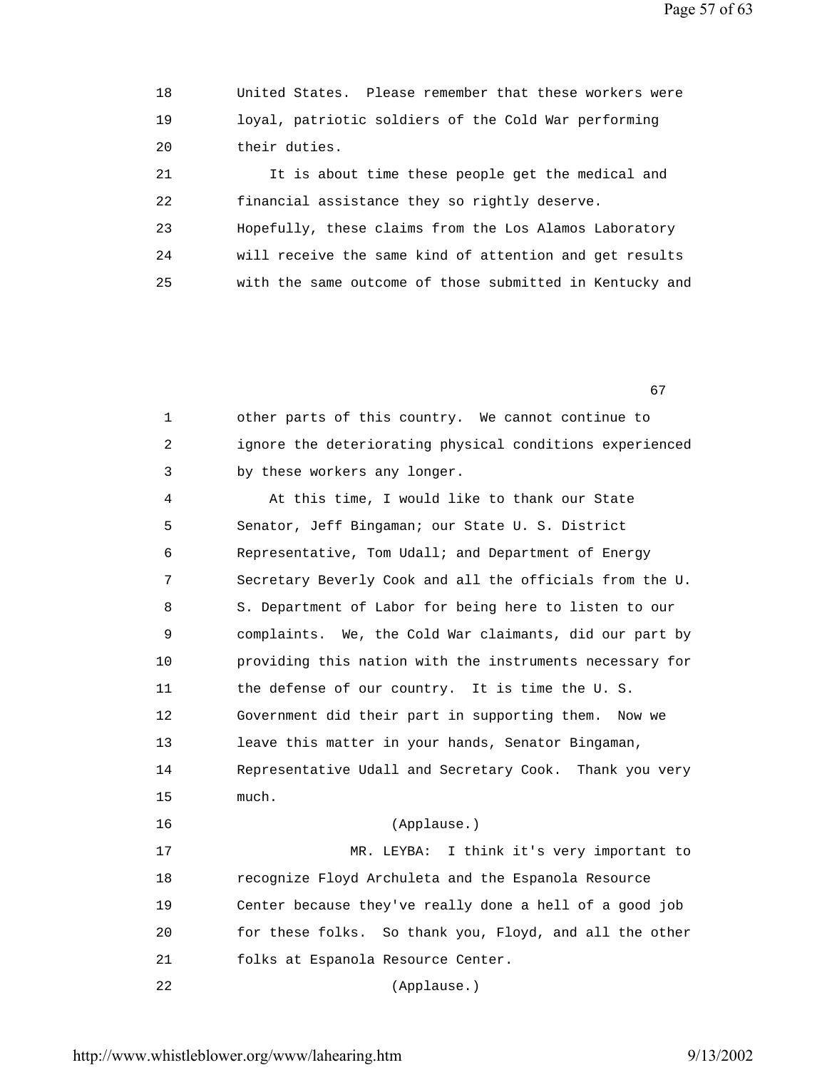United States. Please remember that these workers were loyal, patriotic soldiers of the Cold War performing their duties.

It is about time these people get the medical and financial assistance they so rightly deserve. Hopefully, these claims from the Los Alamos Laboratory will receive the same kind of attention and get results with the same outcome of those submitted in Kentucky and other parts of this country. We cannot continue to ignore the deteriorating physical conditions experienced by these workers any longer.

At this time, I would like to thank our State Senator, Jeff Bingaman; our State U. S. District Representative, Tom Udall; and Department of Energy Secretary Beverly Cook and all the officials from the U. S. Department of Labor for being here to listen to our complaints. We, the Cold War claimants, did our part by providing this nation with the instruments necessary for the defense of our country. It is time the U. S. Government did their part in supporting them. Now we leave this matter in your hands, Senator Bingaman, Representative Udall and Secretary Cook. Thank you very much.

(Applause.)

MR. LEYBA: I think it's very important to recognize Floyd Archuleta and the Espanola Resource Center because they've really done a hell of a good job for these folks. So thank you, Floyd, and all the other folks at Espanola Resource Center.

(Applause.)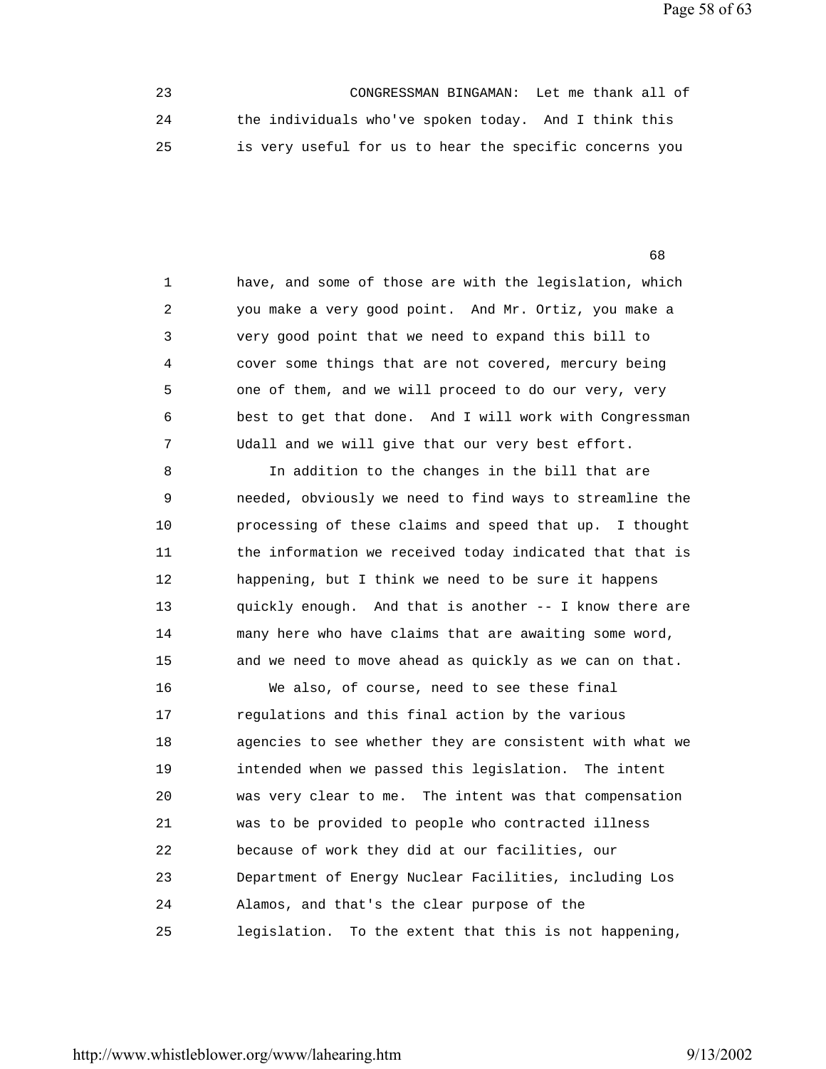CONGRESSMAN BINGAMAN: Let me thank all of the individuals who've spoken today. And I think this is very useful for us to hear the specific concerns you have, and some of those are with the legislation, which you make a very good point. And Mr. Ortiz, you make a very good point that we need to expand this bill to cover some things that are not covered, mercury being one of them, and we will proceed to do our very, very best to get that done. And I will work with Congressman Udall and we will give that our very best effort.

In addition to the changes in the bill that are needed, obviously we need to find ways to streamline the processing of these claims and speed that up. I thought the information we received today indicated that that is happening, but I think we need to be sure it happens quickly enough. And that is another -- I know there are many here who have claims that are awaiting some word, and we need to move ahead as quickly as we can on that.

We also, of course, need to see these final regulations and this final action by the various agencies to see whether they are consistent with what we intended when we passed this legislation. The intent was very clear to me. The intent was that compensation was to be provided to people who contracted illness because of work they did at our facilities, our Department of Energy Nuclear Facilities, including Los Alamos, and that's the clear purpose of the legislation. To the extent that this is not happening,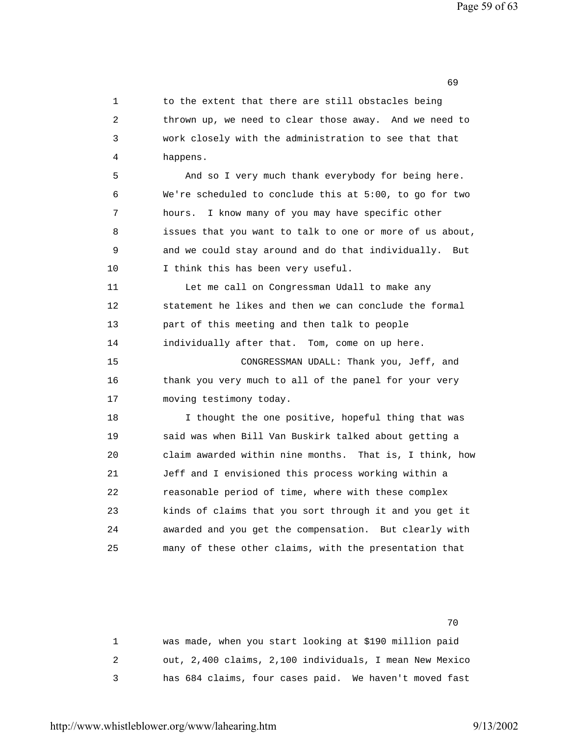to the extent that there are still obstacles being thrown up, we need to clear those away. And we need to work closely with the administration to see that that happens.

And so I very much thank everybody for being here. We're scheduled to conclude this at 5:00, to go for two hours. I know many of you may have specific other issues that you want to talk to one or more of us about, and we could stay around and do that individually. But I think this has been very useful.

Let me call on Congressman Udall to make any statement he likes and then we can conclude the formal part of this meeting and then talk to people individually after that. Tom, come on up here.

CONGRESSMAN UDALL: Thank you, Jeff, and thank you very much to all of the panel for your very moving testimony today.

I thought the one positive, hopeful thing that was said was when Bill Van Buskirk talked about getting a claim awarded within nine months. That is, I think, how Jeff and I envisioned this process working within a reasonable period of time, where with these complex kinds of claims that you sort through it and you get it awarded and you get the compensation. But clearly with many of these other claims, with the presentation that was made, when you start looking at $190 million paid out, 2,400 claims, 2,100 individuals, I mean New Mexico has 684 claims, four cases paid. We haven't moved fast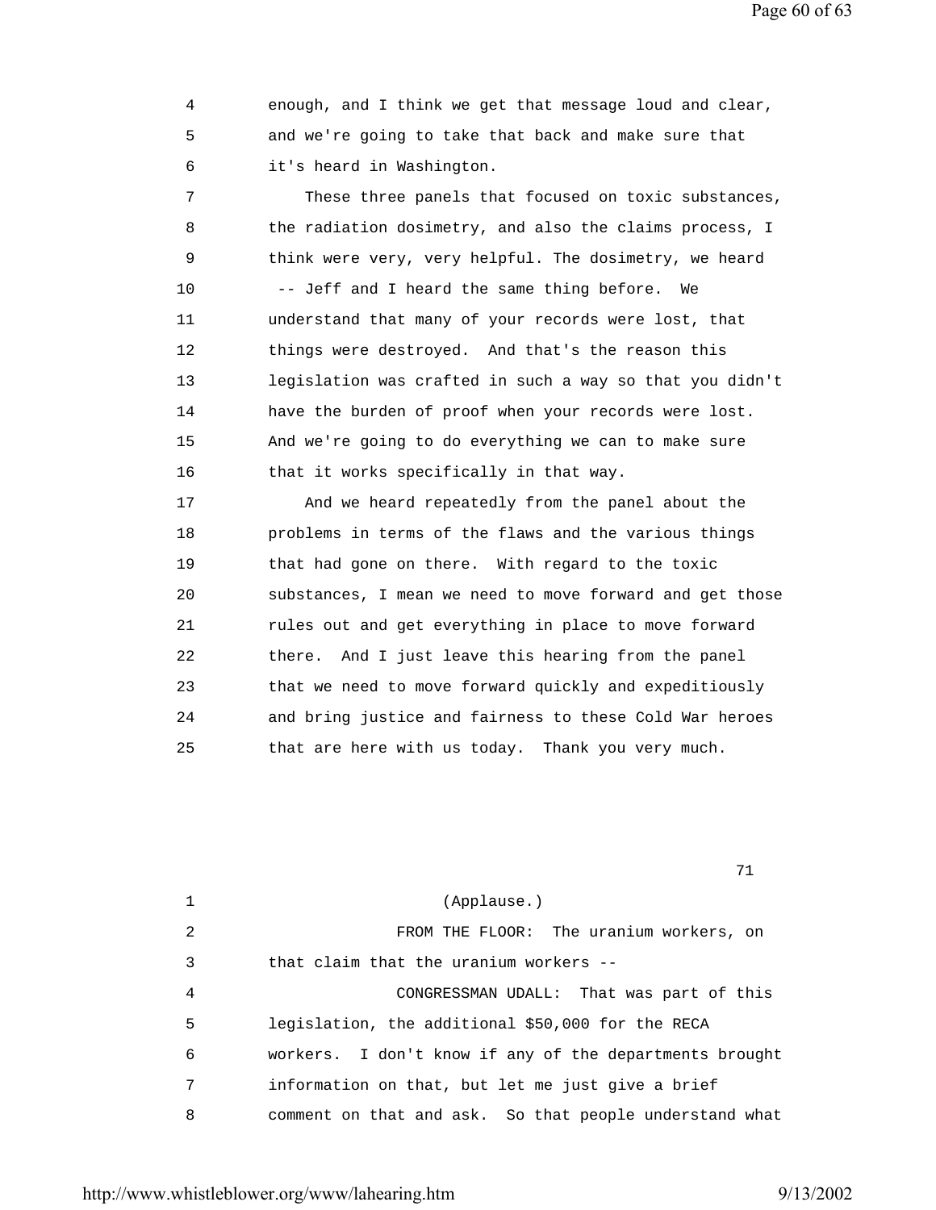enough, and I think we get that message loud and clear, and we're going to take that back and make sure that it's heard in Washington.

These three panels that focused on toxic substances, the radiation dosimetry, and also the claims process, I think were very, very helpful. The dosimetry, we heard -- Jeff and I heard the same thing before. We understand that many of your records were lost, that things were destroyed. And that's the reason this legislation was crafted in such a way so that you didn't have the burden of proof when your records were lost. And we're going to do everything we can to make sure that it works specifically in that way.

And we heard repeatedly from the panel about the problems in terms of the flaws and the various things that had gone on there. With regard to the toxic substances, I mean we need to move forward and get those rules out and get everything in place to move forward there. And I just leave this hearing from the panel that we need to move forward quickly and expeditiously and bring justice and fairness to these Cold War heroes that are here with us today. Thank you very much.

(Applause.)

FROM THE FLOOR: The uranium workers, on that claim that the uranium workers --

CONGRESSMAN UDALL: That was part of this legislation, the additional $50,000 for the RECA workers. I don't know if any of the departments brought information on that, but let me just give a brief comment on that and ask. So that people understand what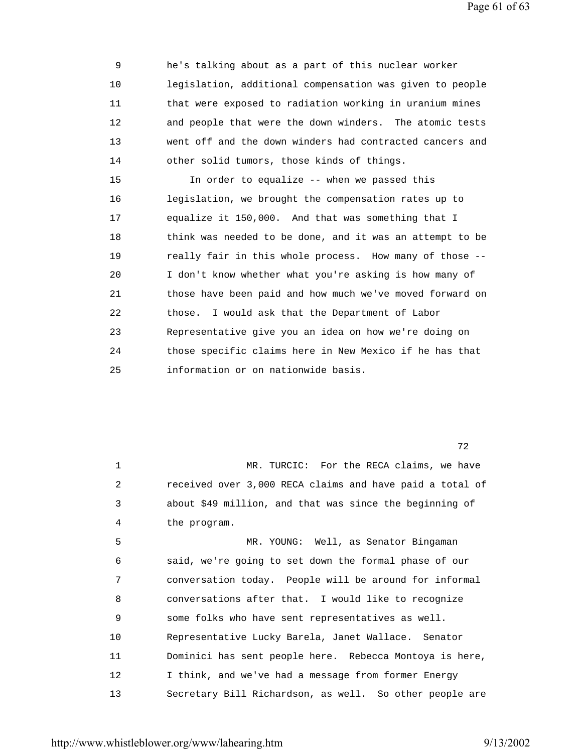9 he's talking about as a part of this nuclear worker
10 legislation, additional compensation was given to people
11 that were exposed to radiation working in uranium mines
12 and people that were the down winders. The atomic tests
13 went off and the down winders had contracted cancers and
14 other solid tumors, those kinds of things.
15 In order to equalize -- when we passed this
16 legislation, we brought the compensation rates up to
17 equalize it 150,000. And that was something that I
18 think was needed to be done, and it was an attempt to be
19 really fair in this whole process. How many of those --
20 I don't know whether what you're asking is how many of
21 those have been paid and how much we've moved forward on
22 those. I would ask that the Department of Labor
23 Representative give you an idea on how we're doing on
24 those specific claims here in New Mexico if he has that
25 information or on nationwide basis.

72

1 MR. TURCIC: For the RECA claims, we have
2 received over 3,000 RECA claims and have paid a total of
3 about $49 million, and that was since the beginning of
4 the program.
5 MR. YOUNG: Well, as Senator Bingaman
6 said, we're going to set down the formal phase of our
7 conversation today. People will be around for informal
8 conversations after that. I would like to recognize
9 some folks who have sent representatives as well.
10 Representative Lucky Barela, Janet Wallace. Senator
11 Dominici has sent people here. Rebecca Montoya is here,
12 I think, and we've had a message from former Energy
13 Secretary Bill Richardson, as well. So other people are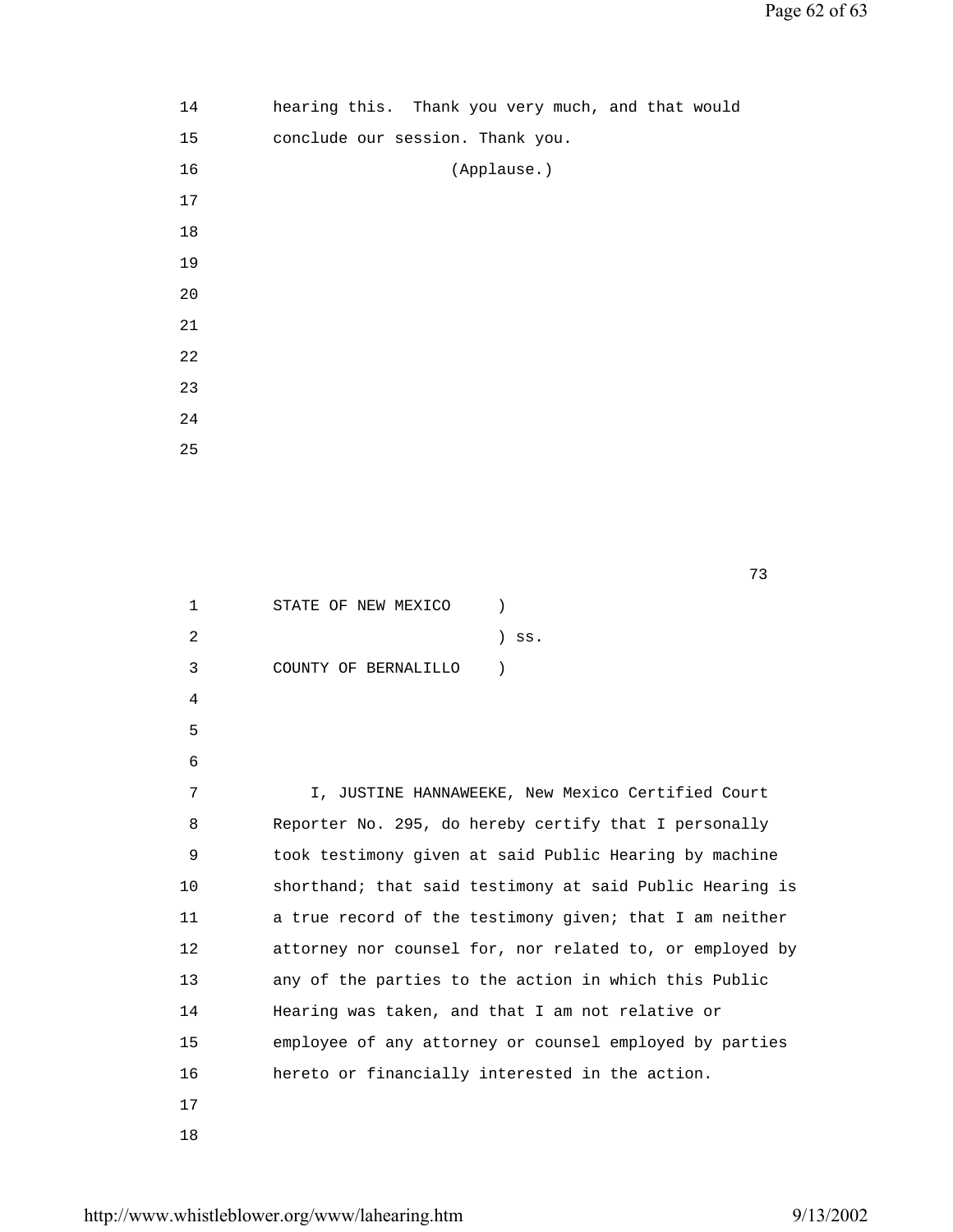hearing this. Thank you very much, and that would conclude our session. Thank you.

(Applause.)

73

STATE OF NEW MEXICO )
) ss.
COUNTY OF BERNALILLO )

I, JUSTINE HANNAWEEKE, New Mexico Certified Court Reporter No. 295, do hereby certify that I personally took testimony given at said Public Hearing by machine shorthand; that said testimony at said Public Hearing is a true record of the testimony given; that I am neither attorney nor counsel for, nor related to, or employed by any of the parties to the action in which this Public Hearing was taken, and that I am not relative or employee of any attorney or counsel employed by parties hereto or financially interested in the action.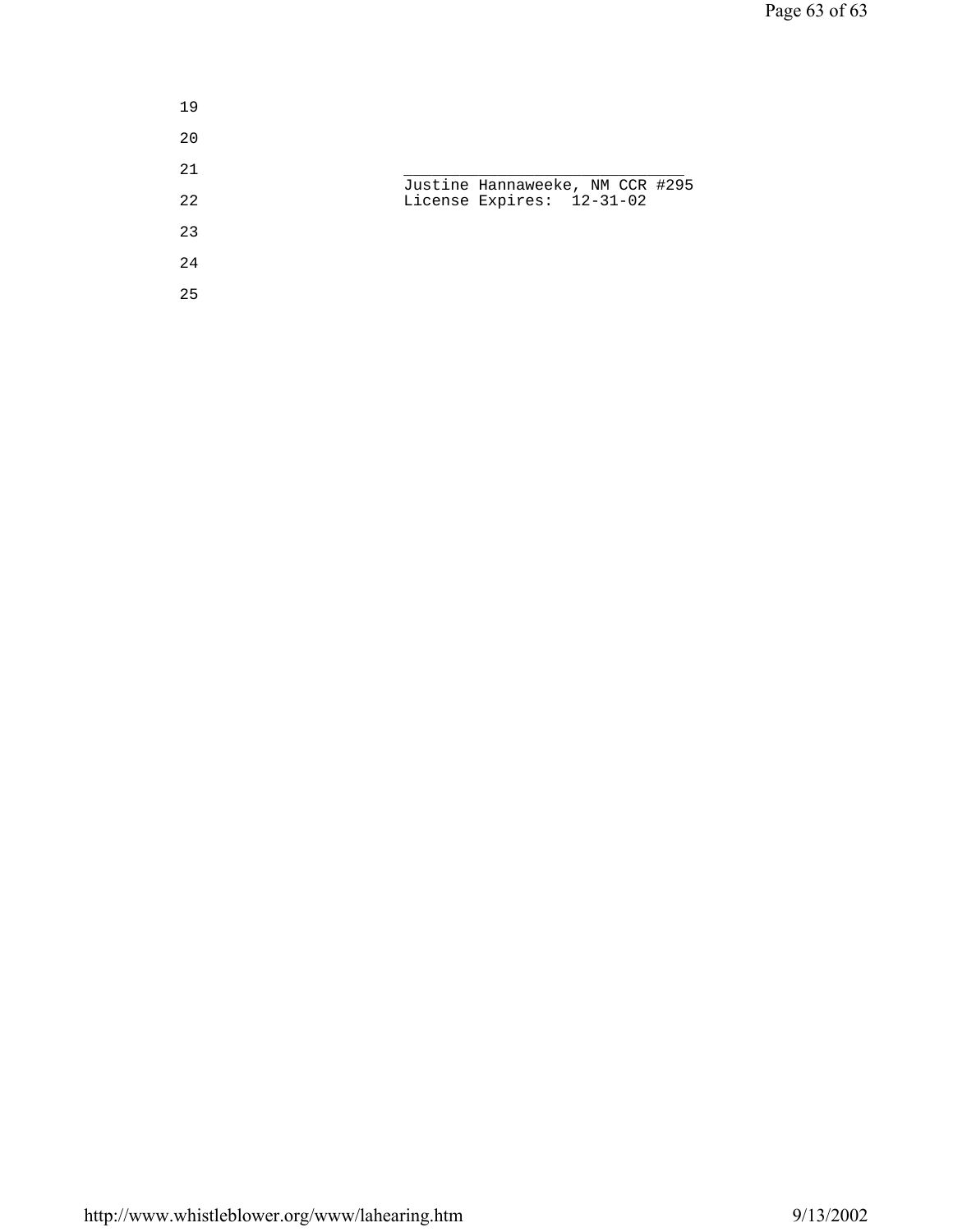19

20

21 ______________________________
   Justine Hannaweeke, NM CCR #295
22 License Expires: 12-31-02

23

24

25